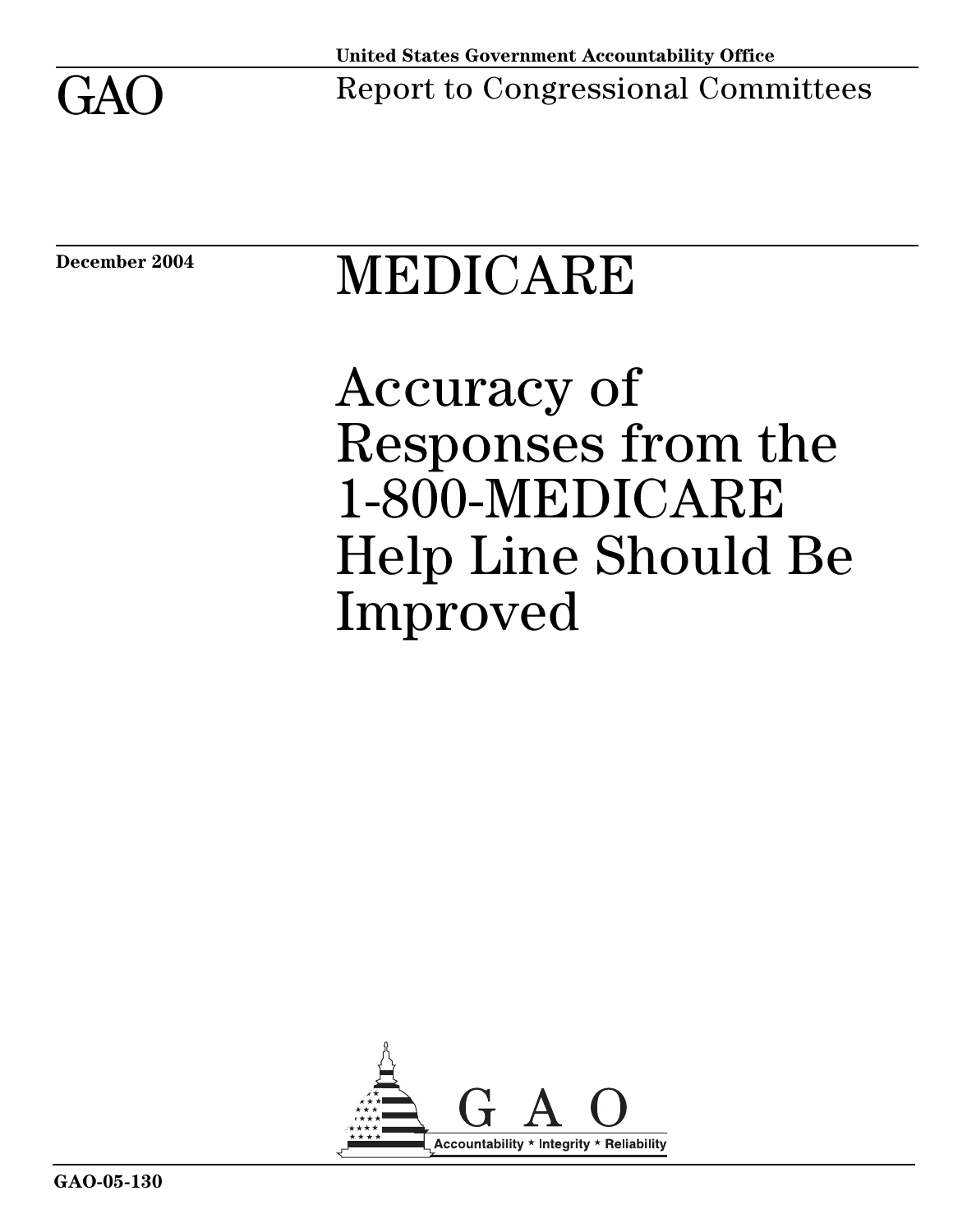United States Government Accountability Office

GAO

Report to Congressional Committees

December 2004

# MEDICARE

# Accuracy of Responses from the 1-800-MEDICARE Help Line Should Be Improved

GAO

Accountability * Integrity * Reliability

GAO-05-130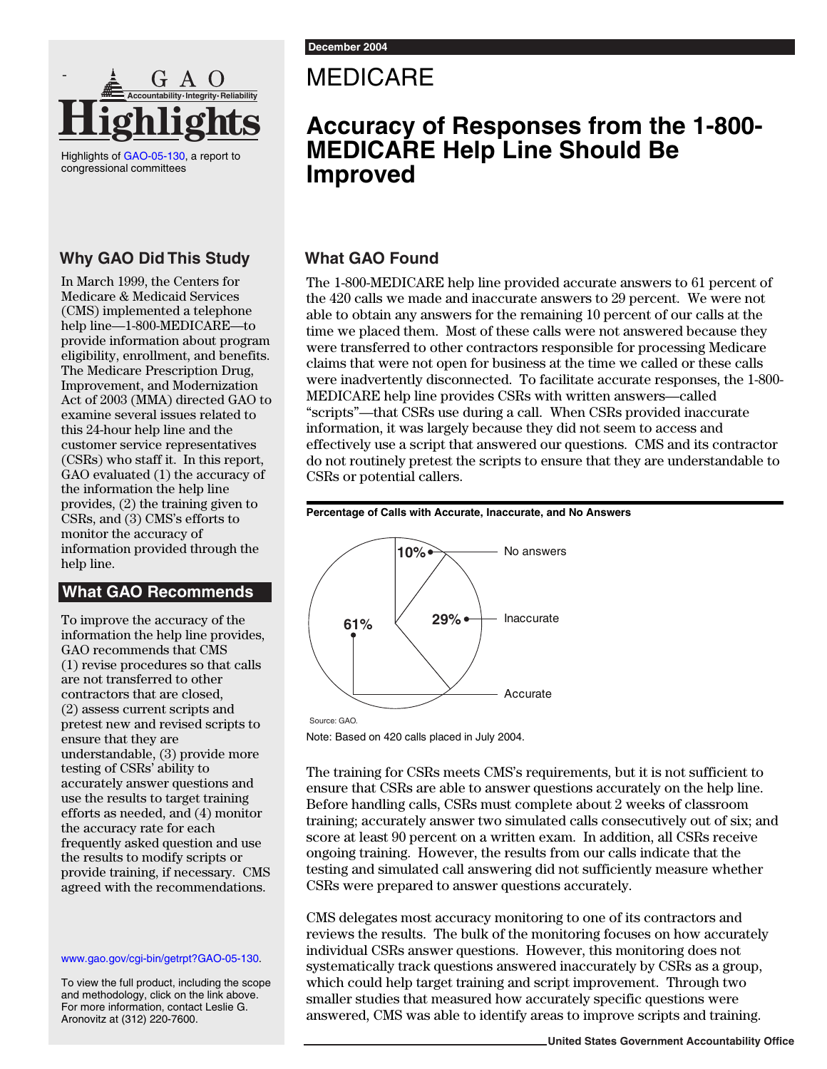# GAO Highlights

Highlights of GAO-05-130, a report to congressional committees

December 2004

# MEDICARE

## Accuracy of Responses from the 1-800-MEDICARE Help Line Should Be Improved

### Why GAO Did This Study

In March 1999, the Centers for Medicare & Medicaid Services (CMS) implemented a telephone help line—1-800-MEDICARE—to provide information about program eligibility, enrollment, and benefits. The Medicare Prescription Drug, Improvement, and Modernization Act of 2003 (MMA) directed GAO to examine several issues related to this 24-hour help line and the customer service representatives (CSRs) who staff it. In this report, GAO evaluated (1) the accuracy of the information the help line provides, (2) the training given to CSRs, and (3) CMS's efforts to monitor the accuracy of information provided through the help line.

### What GAO Recommends

To improve the accuracy of the information the help line provides, GAO recommends that CMS (1) revise procedures so that calls are not transferred to other contractors that are closed, (2) assess current scripts and pretest new and revised scripts to ensure that they are understandable, (3) provide more testing of CSRs' ability to accurately answer questions and use the results to target training efforts as needed, and (4) monitor the accuracy rate for each frequently asked question and use the results to modify scripts or provide training, if necessary. CMS agreed with the recommendations.

www.gao.gov/cgi-bin/getrpt?GAO-05-130.

To view the full product, including the scope and methodology, click on the link above. For more information, contact Leslie G. Aronovitz at (312) 220-7600.

### What GAO Found

The 1-800-MEDICARE help line provided accurate answers to 61 percent of the 420 calls we made and inaccurate answers to 29 percent. We were not able to obtain any answers for the remaining 10 percent of our calls at the time we placed them. Most of these calls were not answered because they were transferred to other contractors responsible for processing Medicare claims that were not open for business at the time we called or these calls were inadvertently disconnected. To facilitate accurate responses, the 1-800-MEDICARE help line provides CSRs with written answers—called "scripts"—that CSRs use during a call. When CSRs provided inaccurate information, it was largely because they did not seem to access and effectively use a script that answered our questions. CMS and its contractor do not routinely pretest the scripts to ensure that they are understandable to CSRs or potential callers.

**Percentage of Calls with Accurate, Inaccurate, and No Answers**

| Response | Percentage |
|---|---|
| No answers | 10% |
| Inaccurate | 29% |
| Accurate | 61% |

Source: GAO.

Note: Based on 420 calls placed in July 2004.

The training for CSRs meets CMS's requirements, but it is not sufficient to ensure that CSRs are able to answer questions accurately on the help line. Before handling calls, CSRs must complete about 2 weeks of classroom training; accurately answer two simulated calls consecutively out of six; and score at least 90 percent on a written exam. In addition, all CSRs receive ongoing training. However, the results from our calls indicate that the testing and simulated call answering did not sufficiently measure whether CSRs were prepared to answer questions accurately.

CMS delegates most accuracy monitoring to one of its contractors and reviews the results. The bulk of the monitoring focuses on how accurately individual CSRs answer questions. However, this monitoring does not systematically track questions answered inaccurately by CSRs as a group, which could help target training and script improvement. Through two smaller studies that measured how accurately specific questions were answered, CMS was able to identify areas to improve scripts and training.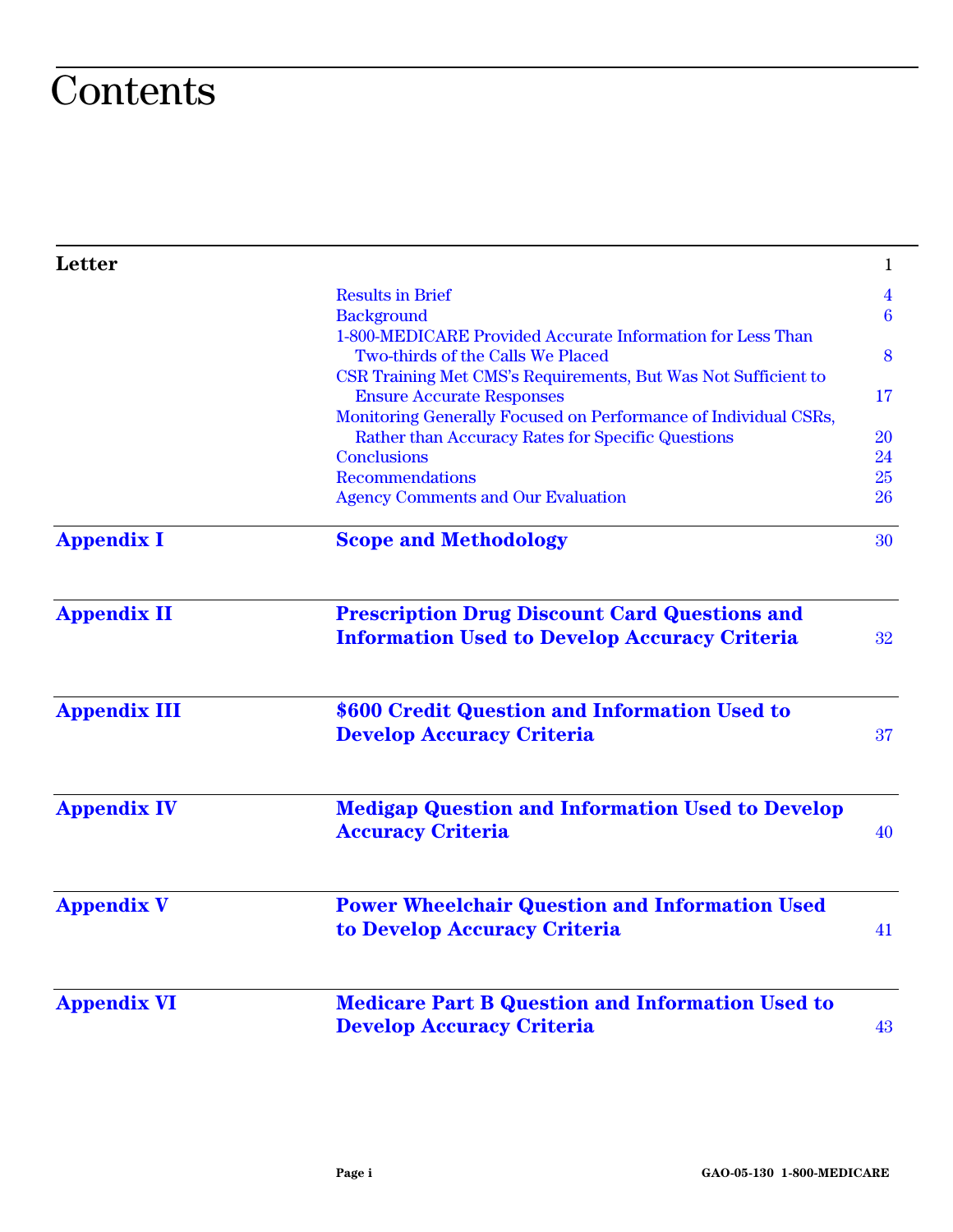# Contents

| | | |
|---|---|---|
| **Letter** | | 1 |
| | Results in Brief | 4 |
| | Background | 6 |
| | 1-800-MEDICARE Provided Accurate Information for Less Than Two-thirds of the Calls We Placed | 8 |
| | CSR Training Met CMS's Requirements, But Was Not Sufficient to Ensure Accurate Responses | 17 |
| | Monitoring Generally Focused on Performance of Individual CSRs, Rather than Accuracy Rates for Specific Questions | 20 |
| | Conclusions | 24 |
| | Recommendations | 25 |
| | Agency Comments and Our Evaluation | 26 |
| **Appendix I** | **Scope and Methodology** | 30 |
| **Appendix II** | **Prescription Drug Discount Card Questions and Information Used to Develop Accuracy Criteria** | 32 |
| **Appendix III** | **$600 Credit Question and Information Used to Develop Accuracy Criteria** | 37 |
| **Appendix IV** | **Medigap Question and Information Used to Develop Accuracy Criteria** | 40 |
| **Appendix V** | **Power Wheelchair Question and Information Used to Develop Accuracy Criteria** | 41 |
| **Appendix VI** | **Medicare Part B Question and Information Used to Develop Accuracy Criteria** | 43 |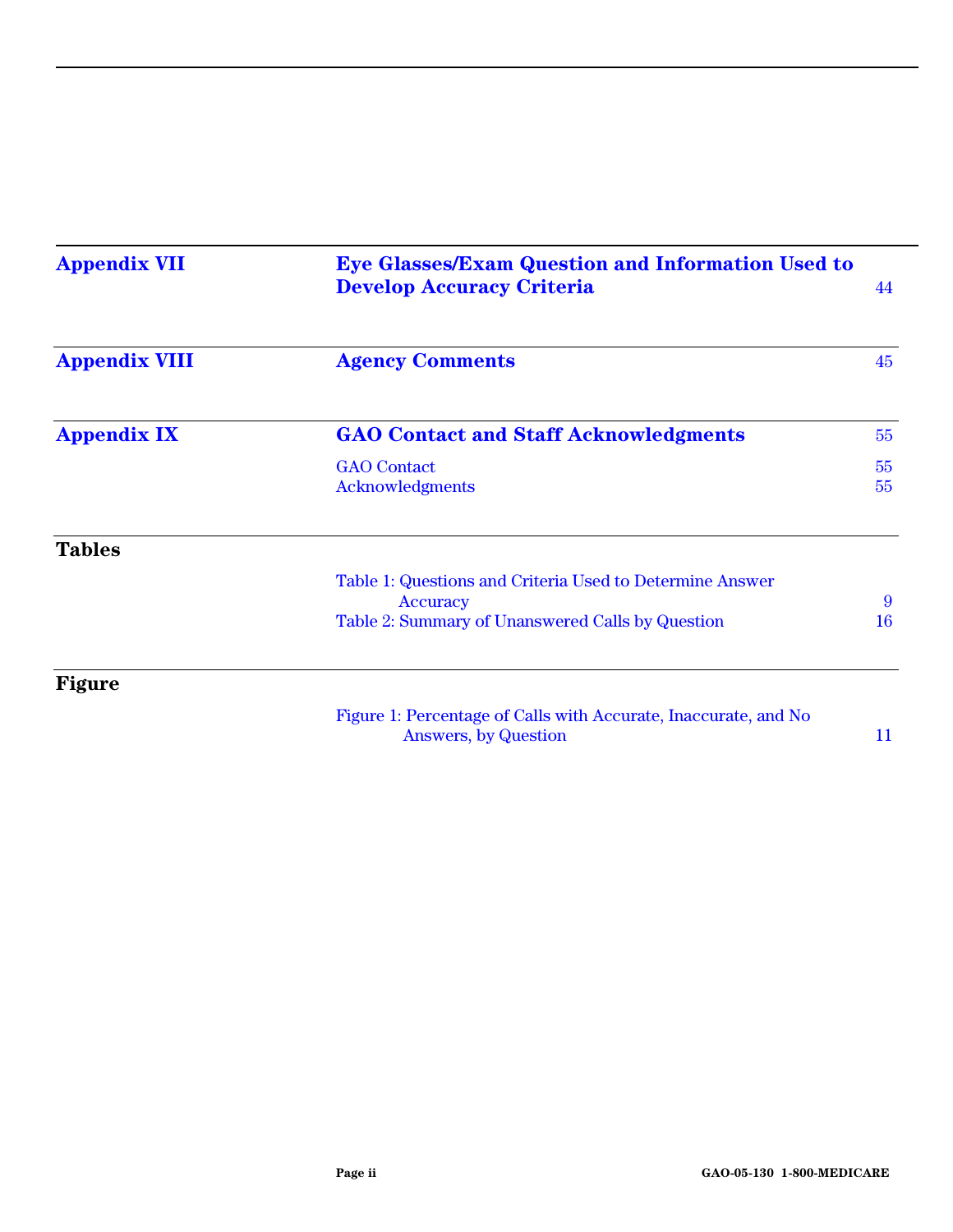| | | |
|---|---|---|
| **Appendix VII** | **Eye Glasses/Exam Question and Information Used to Develop Accuracy Criteria** | 44 |
| **Appendix VIII** | **Agency Comments** | 45 |
| **Appendix IX** | **GAO Contact and Staff Acknowledgments** | 55 |
| | GAO Contact | 55 |
| | Acknowledgments | 55 |

**Tables**

| | |
|---|---|
| Table 1: Questions and Criteria Used to Determine Answer Accuracy | 9 |
| Table 2: Summary of Unanswered Calls by Question | 16 |

**Figure**

| | |
|---|---|
| Figure 1: Percentage of Calls with Accurate, Inaccurate, and No Answers, by Question | 11 |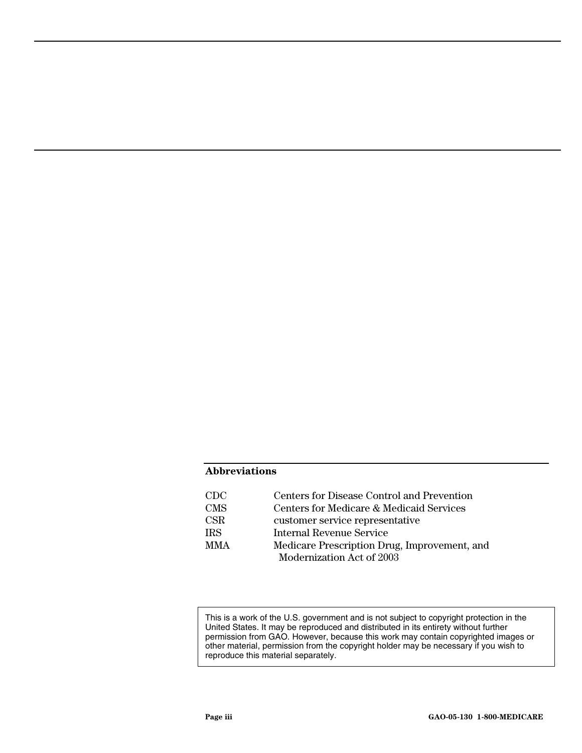## Abbreviations

| | |
|---|---|
| CDC | Centers for Disease Control and Prevention |
| CMS | Centers for Medicare & Medicaid Services |
| CSR | customer service representative |
| IRS | Internal Revenue Service |
| MMA | Medicare Prescription Drug, Improvement, and Modernization Act of 2003 |

This is a work of the U.S. government and is not subject to copyright protection in the United States. It may be reproduced and distributed in its entirety without further permission from GAO. However, because this work may contain copyrighted images or other material, permission from the copyright holder may be necessary if you wish to reproduce this material separately.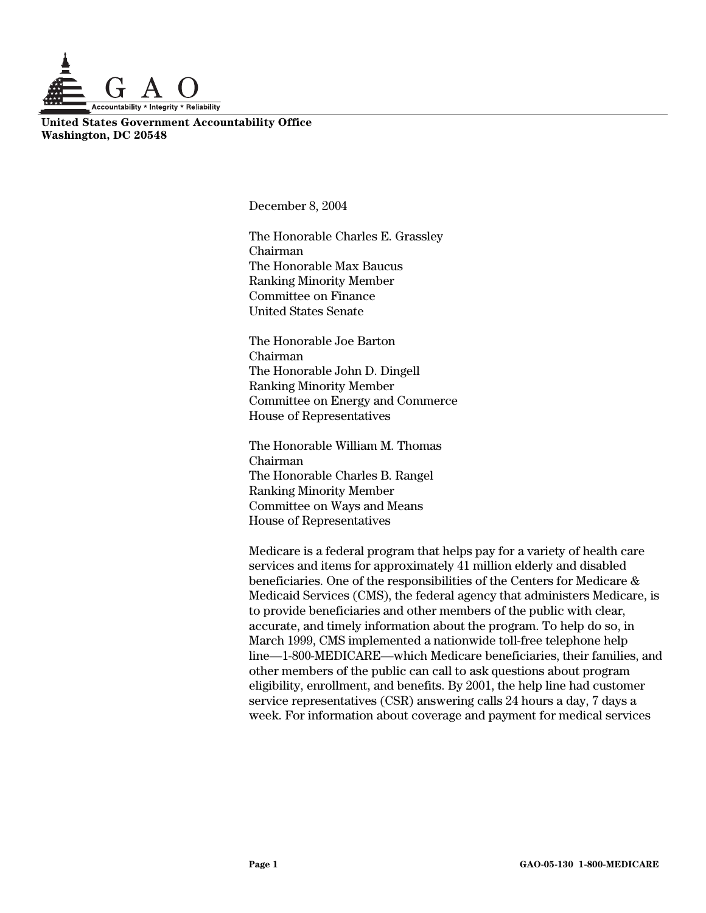United States Government Accountability Office
Washington, DC 20548

December 8, 2004

The Honorable Charles E. Grassley
Chairman
The Honorable Max Baucus
Ranking Minority Member
Committee on Finance
United States Senate

The Honorable Joe Barton
Chairman
The Honorable John D. Dingell
Ranking Minority Member
Committee on Energy and Commerce
House of Representatives

The Honorable William M. Thomas
Chairman
The Honorable Charles B. Rangel
Ranking Minority Member
Committee on Ways and Means
House of Representatives

Medicare is a federal program that helps pay for a variety of health care services and items for approximately 41 million elderly and disabled beneficiaries. One of the responsibilities of the Centers for Medicare & Medicaid Services (CMS), the federal agency that administers Medicare, is to provide beneficiaries and other members of the public with clear, accurate, and timely information about the program. To help do so, in March 1999, CMS implemented a nationwide toll-free telephone help line—1-800-MEDICARE—which Medicare beneficiaries, their families, and other members of the public can call to ask questions about program eligibility, enrollment, and benefits. By 2001, the help line had customer service representatives (CSR) answering calls 24 hours a day, 7 days a week. For information about coverage and payment for medical services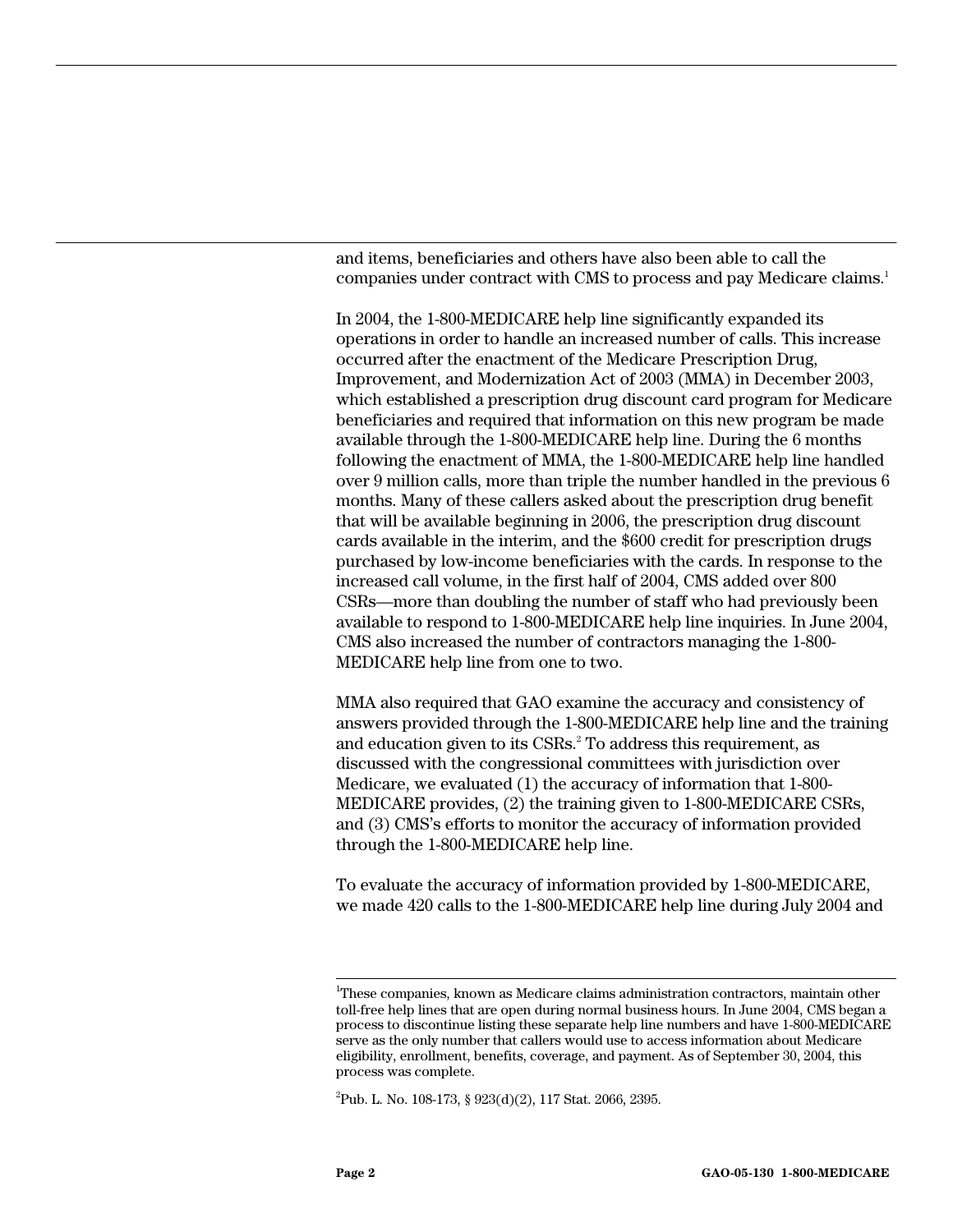and items, beneficiaries and others have also been able to call the companies under contract with CMS to process and pay Medicare claims.[1]

In 2004, the 1-800-MEDICARE help line significantly expanded its operations in order to handle an increased number of calls. This increase occurred after the enactment of the Medicare Prescription Drug, Improvement, and Modernization Act of 2003 (MMA) in December 2003, which established a prescription drug discount card program for Medicare beneficiaries and required that information on this new program be made available through the 1-800-MEDICARE help line. During the 6 months following the enactment of MMA, the 1-800-MEDICARE help line handled over 9 million calls, more than triple the number handled in the previous 6 months. Many of these callers asked about the prescription drug benefit that will be available beginning in 2006, the prescription drug discount cards available in the interim, and the $600 credit for prescription drugs purchased by low-income beneficiaries with the cards. In response to the increased call volume, in the first half of 2004, CMS added over 800 CSRs—more than doubling the number of staff who had previously been available to respond to 1-800-MEDICARE help line inquiries. In June 2004, CMS also increased the number of contractors managing the 1-800-MEDICARE help line from one to two.

MMA also required that GAO examine the accuracy and consistency of answers provided through the 1-800-MEDICARE help line and the training and education given to its CSRs.[2] To address this requirement, as discussed with the congressional committees with jurisdiction over Medicare, we evaluated (1) the accuracy of information that 1-800-MEDICARE provides, (2) the training given to 1-800-MEDICARE CSRs, and (3) CMS's efforts to monitor the accuracy of information provided through the 1-800-MEDICARE help line.

To evaluate the accuracy of information provided by 1-800-MEDICARE, we made 420 calls to the 1-800-MEDICARE help line during July 2004 and

[1]These companies, known as Medicare claims administration contractors, maintain other toll-free help lines that are open during normal business hours. In June 2004, CMS began a process to discontinue listing these separate help line numbers and have 1-800-MEDICARE serve as the only number that callers would use to access information about Medicare eligibility, enrollment, benefits, coverage, and payment. As of September 30, 2004, this process was complete.

[2]Pub. L. No. 108-173, § 923(d)(2), 117 Stat. 2066, 2395.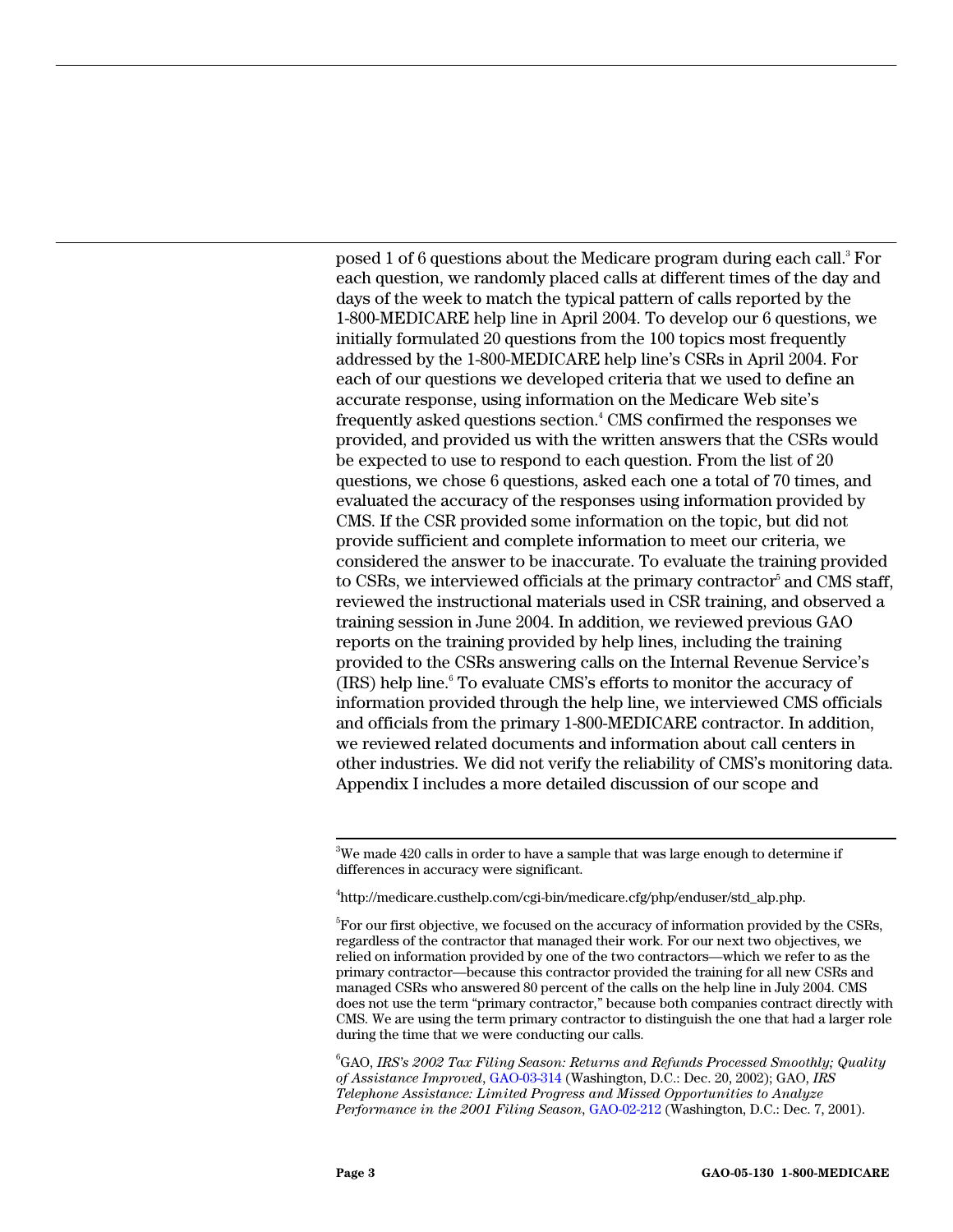posed 1 of 6 questions about the Medicare program during each call.[3] For each question, we randomly placed calls at different times of the day and days of the week to match the typical pattern of calls reported by the 1-800-MEDICARE help line in April 2004. To develop our 6 questions, we initially formulated 20 questions from the 100 topics most frequently addressed by the 1-800-MEDICARE help line's CSRs in April 2004. For each of our questions we developed criteria that we used to define an accurate response, using information on the Medicare Web site's frequently asked questions section.[4] CMS confirmed the responses we provided, and provided us with the written answers that the CSRs would be expected to use to respond to each question. From the list of 20 questions, we chose 6 questions, asked each one a total of 70 times, and evaluated the accuracy of the responses using information provided by CMS. If the CSR provided some information on the topic, but did not provide sufficient and complete information to meet our criteria, we considered the answer to be inaccurate. To evaluate the training provided to CSRs, we interviewed officials at the primary contractor[5] and CMS staff, reviewed the instructional materials used in CSR training, and observed a training session in June 2004. In addition, we reviewed previous GAO reports on the training provided by help lines, including the training provided to the CSRs answering calls on the Internal Revenue Service's (IRS) help line.[6] To evaluate CMS's efforts to monitor the accuracy of information provided through the help line, we interviewed CMS officials and officials from the primary 1-800-MEDICARE contractor. In addition, we reviewed related documents and information about call centers in other industries. We did not verify the reliability of CMS's monitoring data. Appendix I includes a more detailed discussion of our scope and

---

[3] We made 420 calls in order to have a sample that was large enough to determine if differences in accuracy were significant.

[4] http://medicare.custhelp.com/cgi-bin/medicare.cfg/php/enduser/std_alp.php.

[5] For our first objective, we focused on the accuracy of information provided by the CSRs, regardless of the contractor that managed their work. For our next two objectives, we relied on information provided by one of the two contractors—which we refer to as the primary contractor—because this contractor provided the training for all new CSRs and managed CSRs who answered 80 percent of the calls on the help line in July 2004. CMS does not use the term "primary contractor," because both companies contract directly with CMS. We are using the term primary contractor to distinguish the one that had a larger role during the time that we were conducting our calls.

[6] GAO, *IRS's 2002 Tax Filing Season: Returns and Refunds Processed Smoothly; Quality of Assistance Improved*, GAO-03-314 (Washington, D.C.: Dec. 20, 2002); GAO, *IRS Telephone Assistance: Limited Progress and Missed Opportunities to Analyze Performance in the 2001 Filing Season*, GAO-02-212 (Washington, D.C.: Dec. 7, 2001).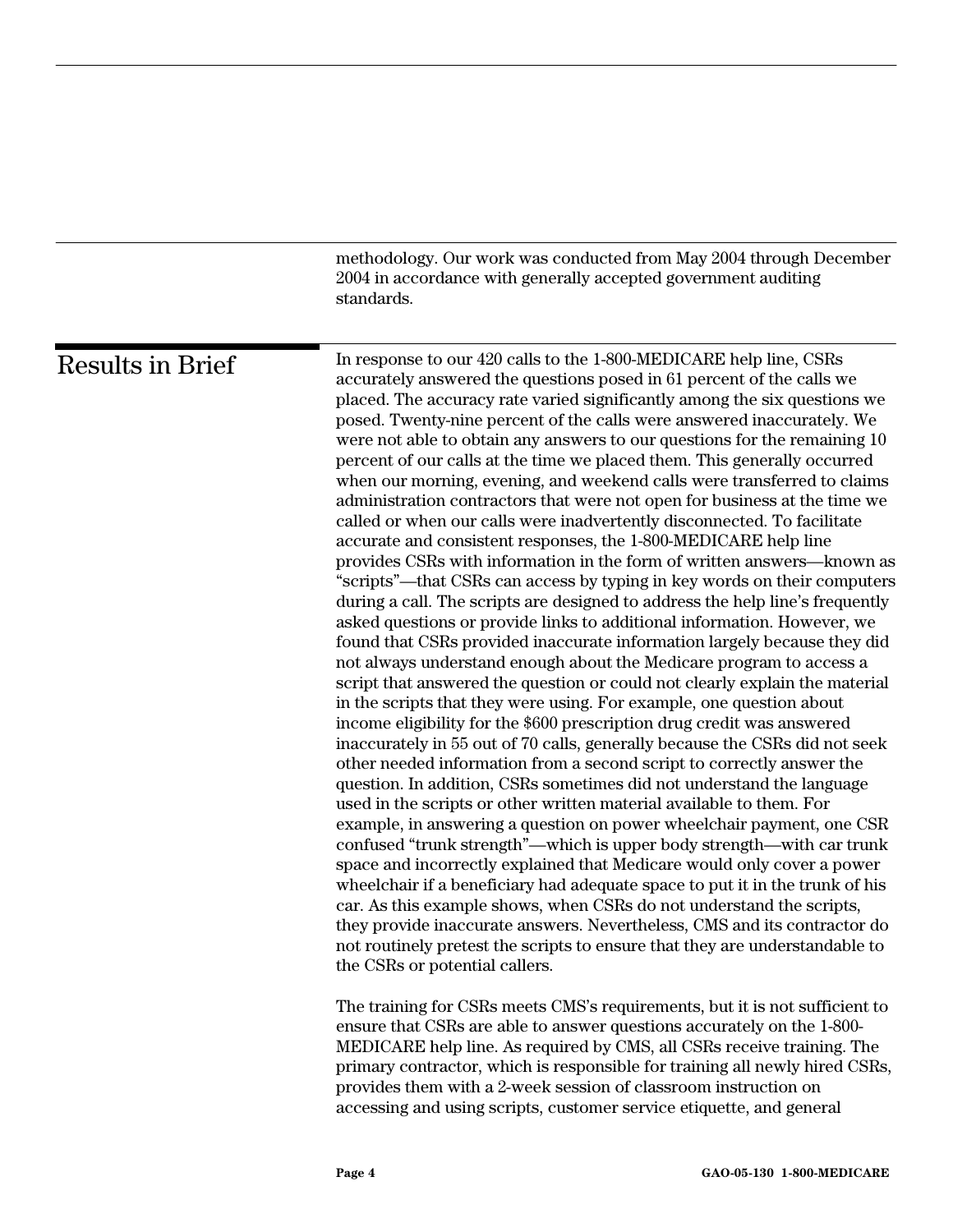methodology. Our work was conducted from May 2004 through December 2004 in accordance with generally accepted government auditing standards.

## Results in Brief

In response to our 420 calls to the 1-800-MEDICARE help line, CSRs accurately answered the questions posed in 61 percent of the calls we placed. The accuracy rate varied significantly among the six questions we posed. Twenty-nine percent of the calls were answered inaccurately. We were not able to obtain any answers to our questions for the remaining 10 percent of our calls at the time we placed them. This generally occurred when our morning, evening, and weekend calls were transferred to claims administration contractors that were not open for business at the time we called or when our calls were inadvertently disconnected. To facilitate accurate and consistent responses, the 1-800-MEDICARE help line provides CSRs with information in the form of written answers—known as "scripts"—that CSRs can access by typing in key words on their computers during a call. The scripts are designed to address the help line's frequently asked questions or provide links to additional information. However, we found that CSRs provided inaccurate information largely because they did not always understand enough about the Medicare program to access a script that answered the question or could not clearly explain the material in the scripts that they were using. For example, one question about income eligibility for the $600 prescription drug credit was answered inaccurately in 55 out of 70 calls, generally because the CSRs did not seek other needed information from a second script to correctly answer the question. In addition, CSRs sometimes did not understand the language used in the scripts or other written material available to them. For example, in answering a question on power wheelchair payment, one CSR confused "trunk strength"—which is upper body strength—with car trunk space and incorrectly explained that Medicare would only cover a power wheelchair if a beneficiary had adequate space to put it in the trunk of his car. As this example shows, when CSRs do not understand the scripts, they provide inaccurate answers. Nevertheless, CMS and its contractor do not routinely pretest the scripts to ensure that they are understandable to the CSRs or potential callers.

The training for CSRs meets CMS's requirements, but it is not sufficient to ensure that CSRs are able to answer questions accurately on the 1-800-MEDICARE help line. As required by CMS, all CSRs receive training. The primary contractor, which is responsible for training all newly hired CSRs, provides them with a 2-week session of classroom instruction on accessing and using scripts, customer service etiquette, and general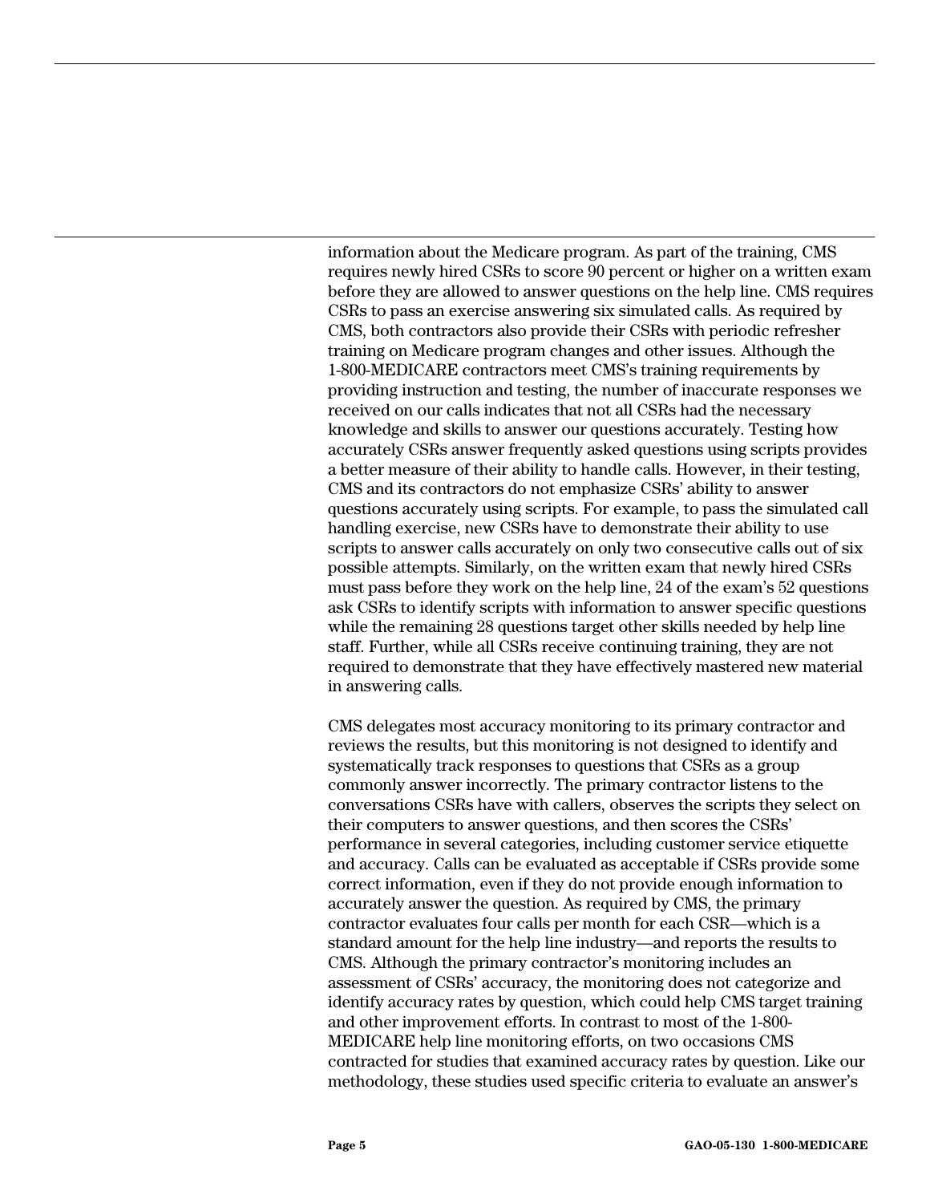information about the Medicare program. As part of the training, CMS requires newly hired CSRs to score 90 percent or higher on a written exam before they are allowed to answer questions on the help line. CMS requires CSRs to pass an exercise answering six simulated calls. As required by CMS, both contractors also provide their CSRs with periodic refresher training on Medicare program changes and other issues. Although the 1-800-MEDICARE contractors meet CMS's training requirements by providing instruction and testing, the number of inaccurate responses we received on our calls indicates that not all CSRs had the necessary knowledge and skills to answer our questions accurately. Testing how accurately CSRs answer frequently asked questions using scripts provides a better measure of their ability to handle calls. However, in their testing, CMS and its contractors do not emphasize CSRs' ability to answer questions accurately using scripts. For example, to pass the simulated call handling exercise, new CSRs have to demonstrate their ability to use scripts to answer calls accurately on only two consecutive calls out of six possible attempts. Similarly, on the written exam that newly hired CSRs must pass before they work on the help line, 24 of the exam's 52 questions ask CSRs to identify scripts with information to answer specific questions while the remaining 28 questions target other skills needed by help line staff. Further, while all CSRs receive continuing training, they are not required to demonstrate that they have effectively mastered new material in answering calls.

CMS delegates most accuracy monitoring to its primary contractor and reviews the results, but this monitoring is not designed to identify and systematically track responses to questions that CSRs as a group commonly answer incorrectly. The primary contractor listens to the conversations CSRs have with callers, observes the scripts they select on their computers to answer questions, and then scores the CSRs' performance in several categories, including customer service etiquette and accuracy. Calls can be evaluated as acceptable if CSRs provide some correct information, even if they do not provide enough information to accurately answer the question. As required by CMS, the primary contractor evaluates four calls per month for each CSR—which is a standard amount for the help line industry—and reports the results to CMS. Although the primary contractor's monitoring includes an assessment of CSRs' accuracy, the monitoring does not categorize and identify accuracy rates by question, which could help CMS target training and other improvement efforts. In contrast to most of the 1-800-MEDICARE help line monitoring efforts, on two occasions CMS contracted for studies that examined accuracy rates by question. Like our methodology, these studies used specific criteria to evaluate an answer's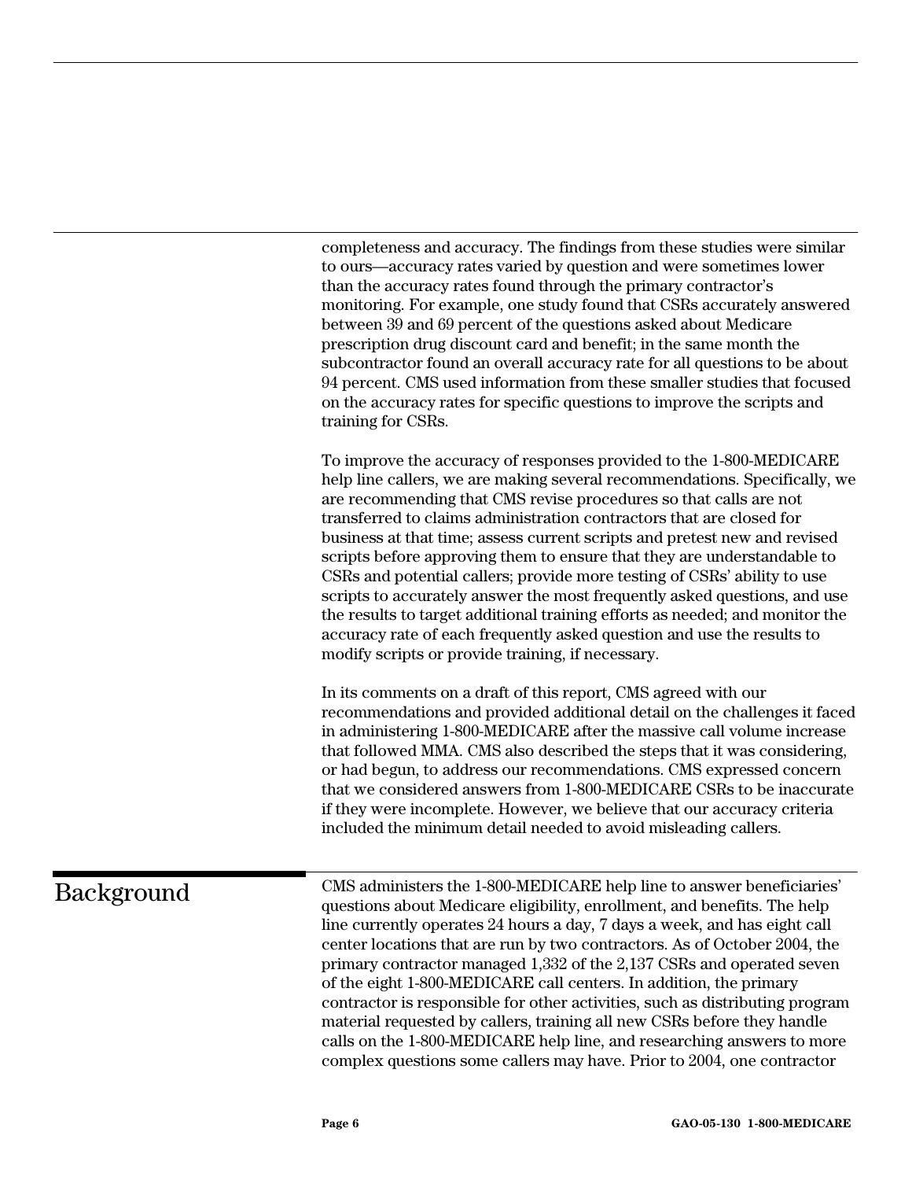completeness and accuracy. The findings from these studies were similar to ours—accuracy rates varied by question and were sometimes lower than the accuracy rates found through the primary contractor's monitoring. For example, one study found that CSRs accurately answered between 39 and 69 percent of the questions asked about Medicare prescription drug discount card and benefit; in the same month the subcontractor found an overall accuracy rate for all questions to be about 94 percent. CMS used information from these smaller studies that focused on the accuracy rates for specific questions to improve the scripts and training for CSRs.

To improve the accuracy of responses provided to the 1-800-MEDICARE help line callers, we are making several recommendations. Specifically, we are recommending that CMS revise procedures so that calls are not transferred to claims administration contractors that are closed for business at that time; assess current scripts and pretest new and revised scripts before approving them to ensure that they are understandable to CSRs and potential callers; provide more testing of CSRs' ability to use scripts to accurately answer the most frequently asked questions, and use the results to target additional training efforts as needed; and monitor the accuracy rate of each frequently asked question and use the results to modify scripts or provide training, if necessary.

In its comments on a draft of this report, CMS agreed with our recommendations and provided additional detail on the challenges it faced in administering 1-800-MEDICARE after the massive call volume increase that followed MMA. CMS also described the steps that it was considering, or had begun, to address our recommendations. CMS expressed concern that we considered answers from 1-800-MEDICARE CSRs to be inaccurate if they were incomplete. However, we believe that our accuracy criteria included the minimum detail needed to avoid misleading callers.

## Background

CMS administers the 1-800-MEDICARE help line to answer beneficiaries' questions about Medicare eligibility, enrollment, and benefits. The help line currently operates 24 hours a day, 7 days a week, and has eight call center locations that are run by two contractors. As of October 2004, the primary contractor managed 1,332 of the 2,137 CSRs and operated seven of the eight 1-800-MEDICARE call centers. In addition, the primary contractor is responsible for other activities, such as distributing program material requested by callers, training all new CSRs before they handle calls on the 1-800-MEDICARE help line, and researching answers to more complex questions some callers may have. Prior to 2004, one contractor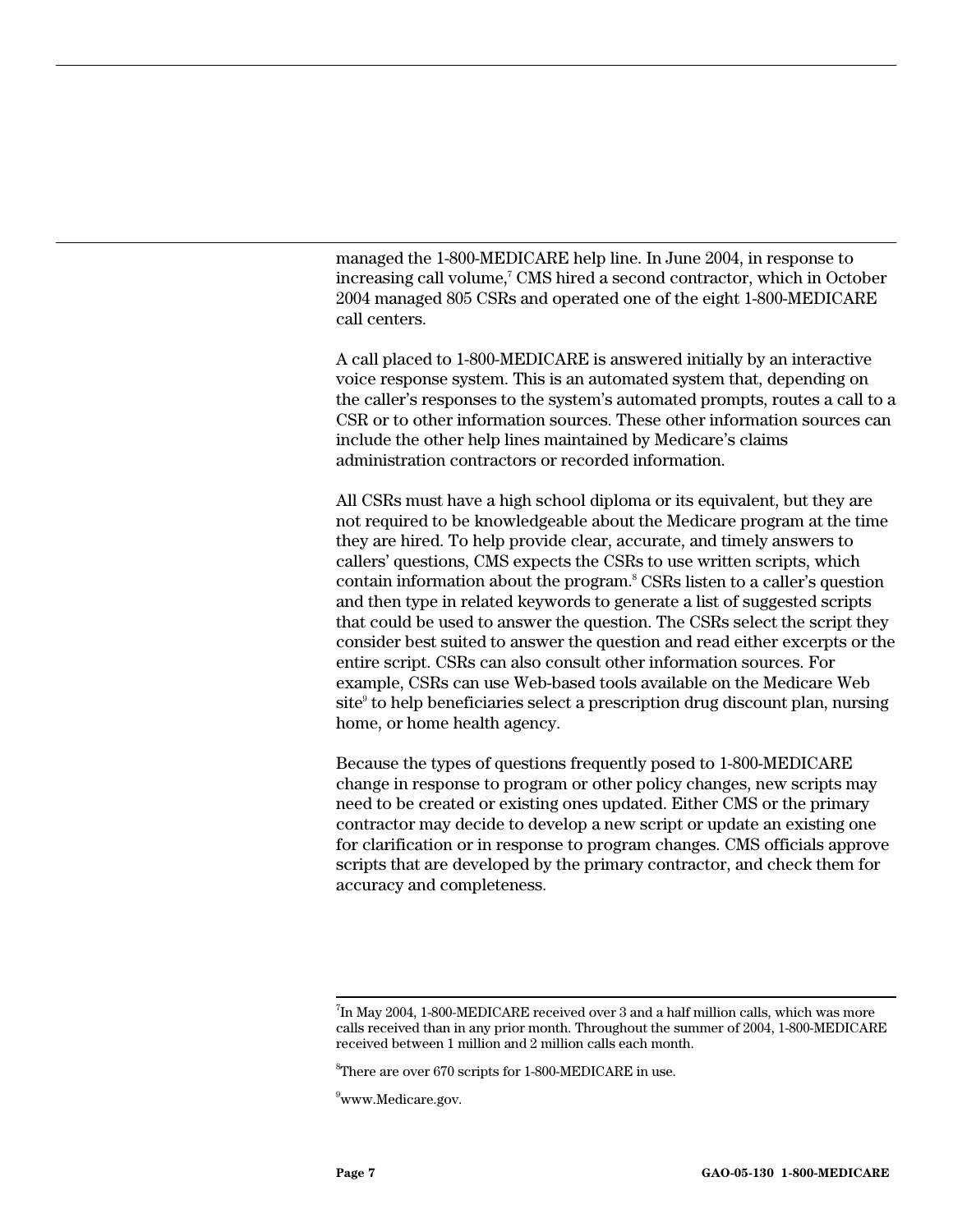managed the 1-800-MEDICARE help line. In June 2004, in response to increasing call volume,[7] CMS hired a second contractor, which in October 2004 managed 805 CSRs and operated one of the eight 1-800-MEDICARE call centers.

A call placed to 1-800-MEDICARE is answered initially by an interactive voice response system. This is an automated system that, depending on the caller's responses to the system's automated prompts, routes a call to a CSR or to other information sources. These other information sources can include the other help lines maintained by Medicare's claims administration contractors or recorded information.

All CSRs must have a high school diploma or its equivalent, but they are not required to be knowledgeable about the Medicare program at the time they are hired. To help provide clear, accurate, and timely answers to callers' questions, CMS expects the CSRs to use written scripts, which contain information about the program.[8] CSRs listen to a caller's question and then type in related keywords to generate a list of suggested scripts that could be used to answer the question. The CSRs select the script they consider best suited to answer the question and read either excerpts or the entire script. CSRs can also consult other information sources. For example, CSRs can use Web-based tools available on the Medicare Web site[9] to help beneficiaries select a prescription drug discount plan, nursing home, or home health agency.

Because the types of questions frequently posed to 1-800-MEDICARE change in response to program or other policy changes, new scripts may need to be created or existing ones updated. Either CMS or the primary contractor may decide to develop a new script or update an existing one for clarification or in response to program changes. CMS officials approve scripts that are developed by the primary contractor, and check them for accuracy and completeness.

---

[7] In May 2004, 1-800-MEDICARE received over 3 and a half million calls, which was more calls received than in any prior month. Throughout the summer of 2004, 1-800-MEDICARE received between 1 million and 2 million calls each month.

[8] There are over 670 scripts for 1-800-MEDICARE in use.

[9] www.Medicare.gov.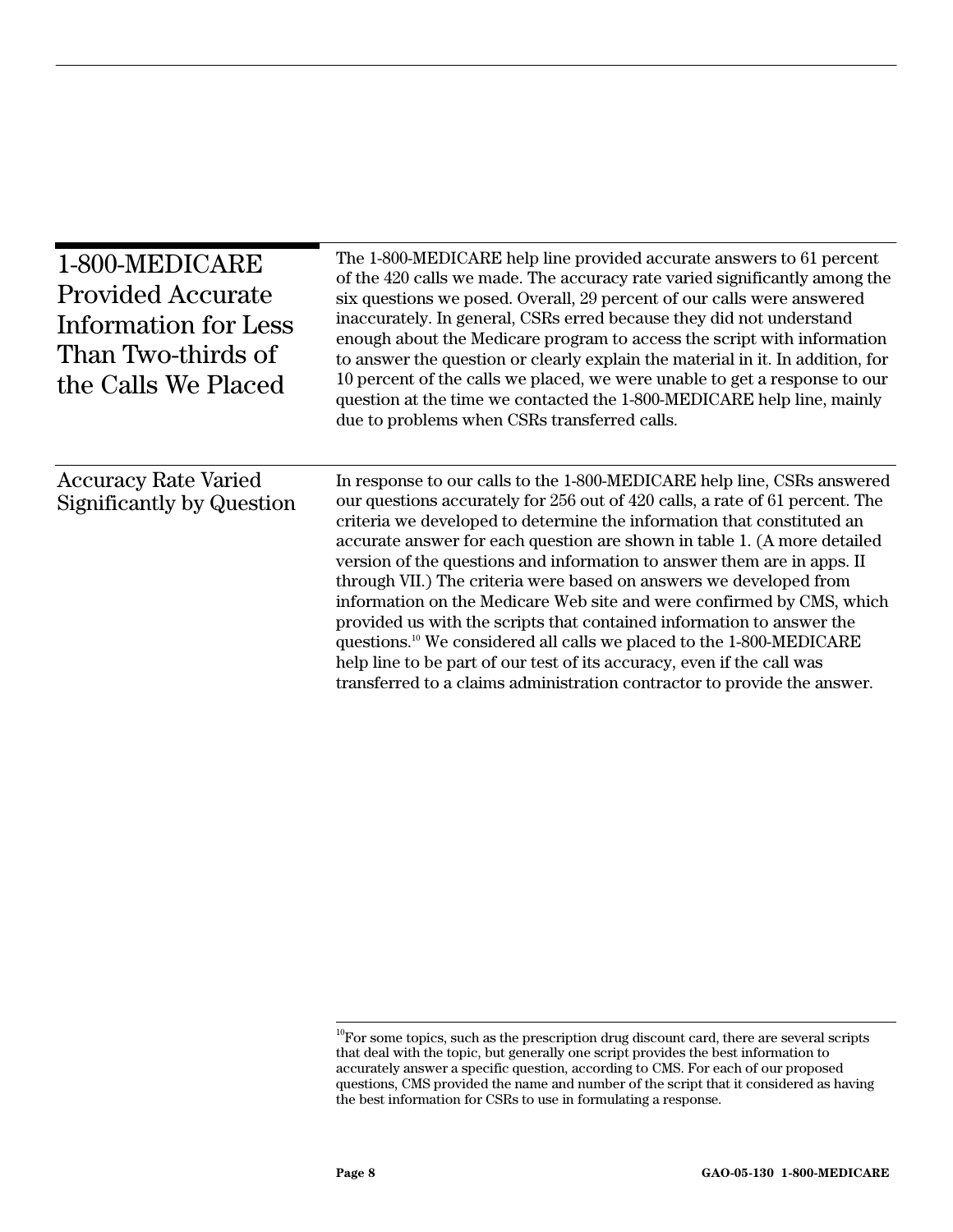## 1-800-MEDICARE Provided Accurate Information for Less Than Two-thirds of the Calls We Placed

The 1-800-MEDICARE help line provided accurate answers to 61 percent of the 420 calls we made. The accuracy rate varied significantly among the six questions we posed. Overall, 29 percent of our calls were answered inaccurately. In general, CSRs erred because they did not understand enough about the Medicare program to access the script with information to answer the question or clearly explain the material in it. In addition, for 10 percent of the calls we placed, we were unable to get a response to our question at the time we contacted the 1-800-MEDICARE help line, mainly due to problems when CSRs transferred calls.

### Accuracy Rate Varied Significantly by Question

In response to our calls to the 1-800-MEDICARE help line, CSRs answered our questions accurately for 256 out of 420 calls, a rate of 61 percent. The criteria we developed to determine the information that constituted an accurate answer for each question are shown in table 1. (A more detailed version of the questions and information to answer them are in apps. II through VII.) The criteria were based on answers we developed from information on the Medicare Web site and were confirmed by CMS, which provided us with the scripts that contained information to answer the questions.[10] We considered all calls we placed to the 1-800-MEDICARE help line to be part of our test of its accuracy, even if the call was transferred to a claims administration contractor to provide the answer.

---

[10]For some topics, such as the prescription drug discount card, there are several scripts that deal with the topic, but generally one script provides the best information to accurately answer a specific question, according to CMS. For each of our proposed questions, CMS provided the name and number of the script that it considered as having the best information for CSRs to use in formulating a response.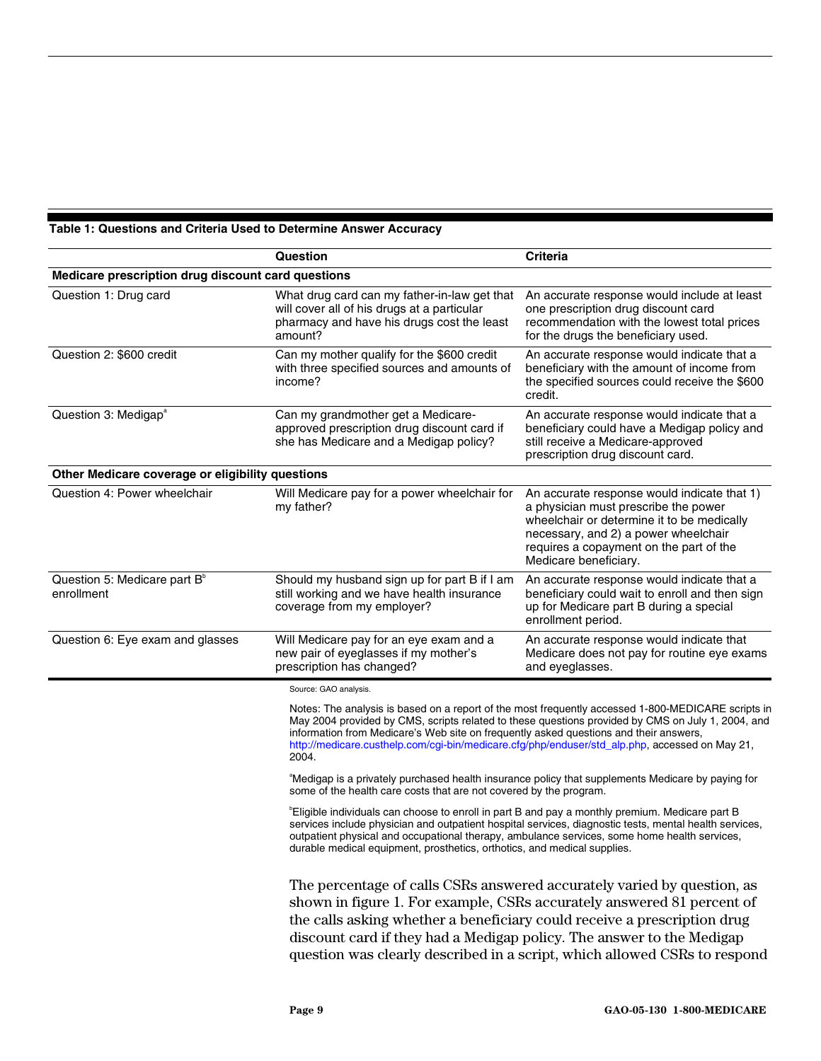**Table 1: Questions and Criteria Used to Determine Answer Accuracy**

| | Question | Criteria |
|---|---|---|
| **Medicare prescription drug discount card questions** | | |
| Question 1: Drug card | What drug card can my father-in-law get that will cover all of his drugs at a particular pharmacy and have his drugs cost the least amount? | An accurate response would include at least one prescription drug discount card recommendation with the lowest total prices for the drugs the beneficiary used. |
| Question 2: $600 credit | Can my mother qualify for the $600 credit with three specified sources and amounts of income? | An accurate response would indicate that a beneficiary with the amount of income from the specified sources could receive the $600 credit. |
| Question 3: Medigap[a] | Can my grandmother get a Medicare-approved prescription drug discount card if she has Medicare and a Medigap policy? | An accurate response would indicate that a beneficiary could have a Medigap policy and still receive a Medicare-approved prescription drug discount card. |
| **Other Medicare coverage or eligibility questions** | | |
| Question 4: Power wheelchair | Will Medicare pay for a power wheelchair for my father? | An accurate response would indicate that 1) a physician must prescribe the power wheelchair or determine it to be medically necessary, and 2) a power wheelchair requires a copayment on the part of the Medicare beneficiary. |
| Question 5: Medicare part B[b] enrollment | Should my husband sign up for part B if I am still working and we have health insurance coverage from my employer? | An accurate response would indicate that a beneficiary could wait to enroll and then sign up for Medicare part B during a special enrollment period. |
| Question 6: Eye exam and glasses | Will Medicare pay for an eye exam and a new pair of eyeglasses if my mother's prescription has changed? | An accurate response would indicate that Medicare does not pay for routine eye exams and eyeglasses. |

Source: GAO analysis.

Notes: The analysis is based on a report of the most frequently accessed 1-800-MEDICARE scripts in May 2004 provided by CMS, scripts related to these questions provided by CMS on July 1, 2004, and information from Medicare's Web site on frequently asked questions and their answers, http://medicare.custhelp.com/cgi-bin/medicare.cfg/php/enduser/std_alp.php, accessed on May 21, 2004.

[a]Medigap is a privately purchased health insurance policy that supplements Medicare by paying for some of the health care costs that are not covered by the program.

[b]Eligible individuals can choose to enroll in part B and pay a monthly premium. Medicare part B services include physician and outpatient hospital services, diagnostic tests, mental health services, outpatient physical and occupational therapy, ambulance services, some home health services, durable medical equipment, prosthetics, orthotics, and medical supplies.

The percentage of calls CSRs answered accurately varied by question, as shown in figure 1. For example, CSRs accurately answered 81 percent of the calls asking whether a beneficiary could receive a prescription drug discount card if they had a Medigap policy. The answer to the Medigap question was clearly described in a script, which allowed CSRs to respond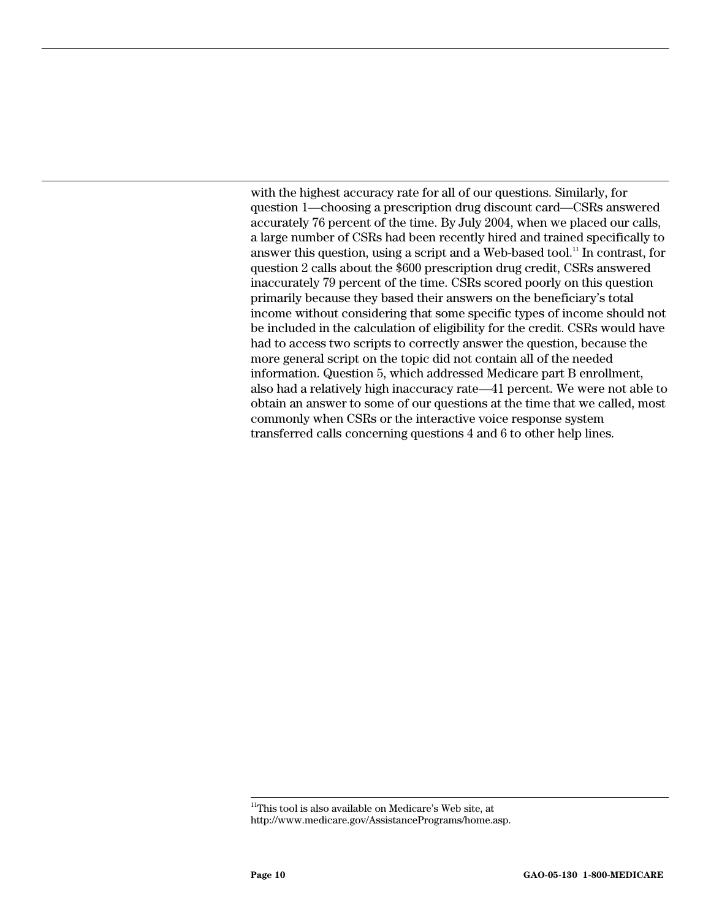with the highest accuracy rate for all of our questions. Similarly, for question 1—choosing a prescription drug discount card—CSRs answered accurately 76 percent of the time. By July 2004, when we placed our calls, a large number of CSRs had been recently hired and trained specifically to answer this question, using a script and a Web-based tool.[11] In contrast, for question 2 calls about the $600 prescription drug credit, CSRs answered inaccurately 79 percent of the time. CSRs scored poorly on this question primarily because they based their answers on the beneficiary's total income without considering that some specific types of income should not be included in the calculation of eligibility for the credit. CSRs would have had to access two scripts to correctly answer the question, because the more general script on the topic did not contain all of the needed information. Question 5, which addressed Medicare part B enrollment, also had a relatively high inaccuracy rate—41 percent. We were not able to obtain an answer to some of our questions at the time that we called, most commonly when CSRs or the interactive voice response system transferred calls concerning questions 4 and 6 to other help lines.

[11]This tool is also available on Medicare's Web site, at http://www.medicare.gov/AssistancePrograms/home.asp.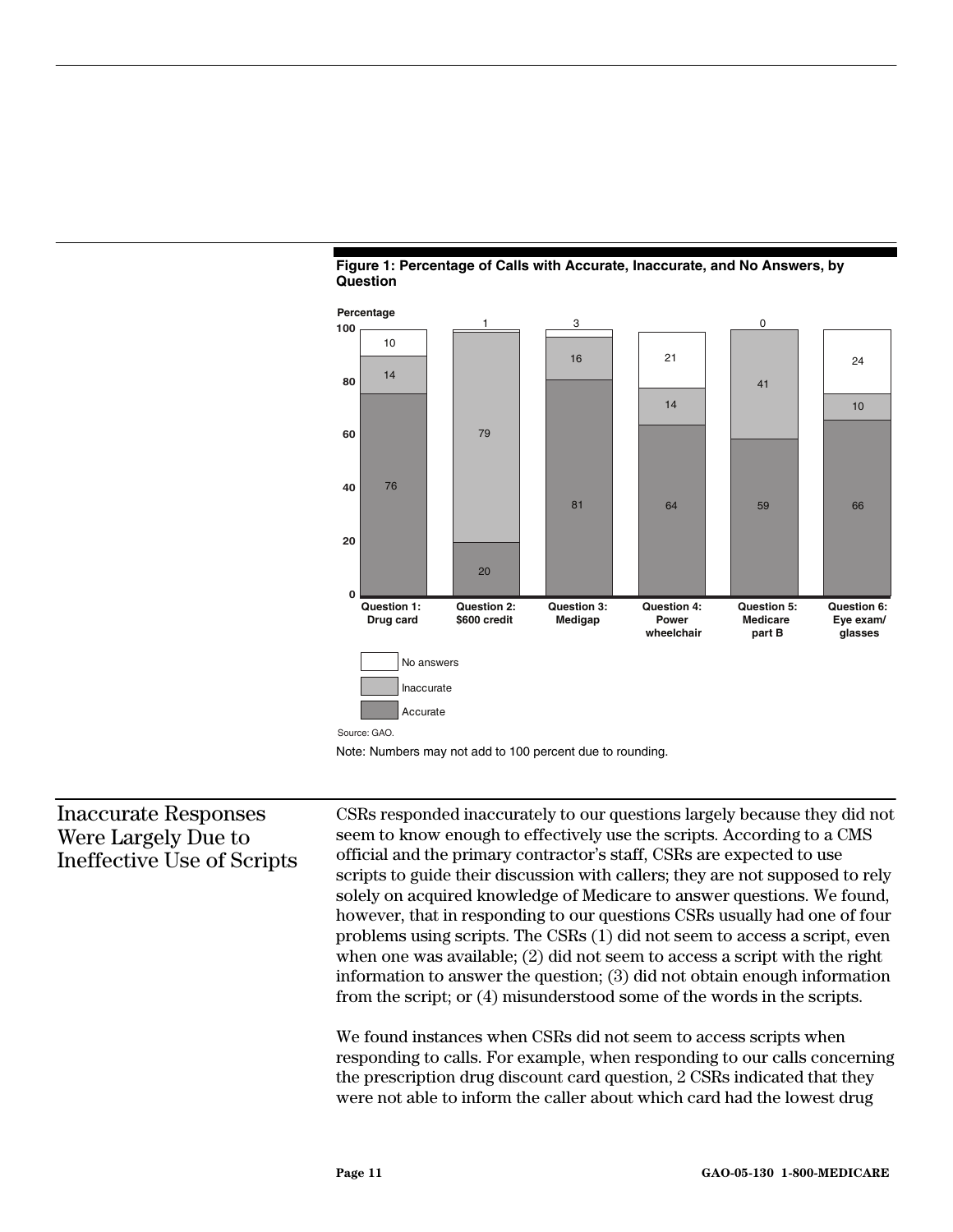**Figure 1: Percentage of Calls with Accurate, Inaccurate, and No Answers, by Question**

| Question | Accurate | Inaccurate | No answers |
| --- | --- | --- | --- |
| Question 1: Drug card | 76 | 14 | 10 |
| Question 2: $600 credit | 20 | 79 | 1 |
| Question 3: Medigap | 81 | 16 | 3 |
| Question 4: Power wheelchair | 64 | 14 | 21 |
| Question 5: Medicare part B | 59 | 41 | 0 |
| Question 6: Eye exam/ glasses | 66 | 10 | 24 |

Source: GAO.

Note: Numbers may not add to 100 percent due to rounding.

## Inaccurate Responses Were Largely Due to Ineffective Use of Scripts

CSRs responded inaccurately to our questions largely because they did not seem to know enough to effectively use the scripts. According to a CMS official and the primary contractor's staff, CSRs are expected to use scripts to guide their discussion with callers; they are not supposed to rely solely on acquired knowledge of Medicare to answer questions. We found, however, that in responding to our questions CSRs usually had one of four problems using scripts. The CSRs (1) did not seem to access a script, even when one was available; (2) did not seem to access a script with the right information to answer the question; (3) did not obtain enough information from the script; or (4) misunderstood some of the words in the scripts.

We found instances when CSRs did not seem to access scripts when responding to calls. For example, when responding to our calls concerning the prescription drug discount card question, 2 CSRs indicated that they were not able to inform the caller about which card had the lowest drug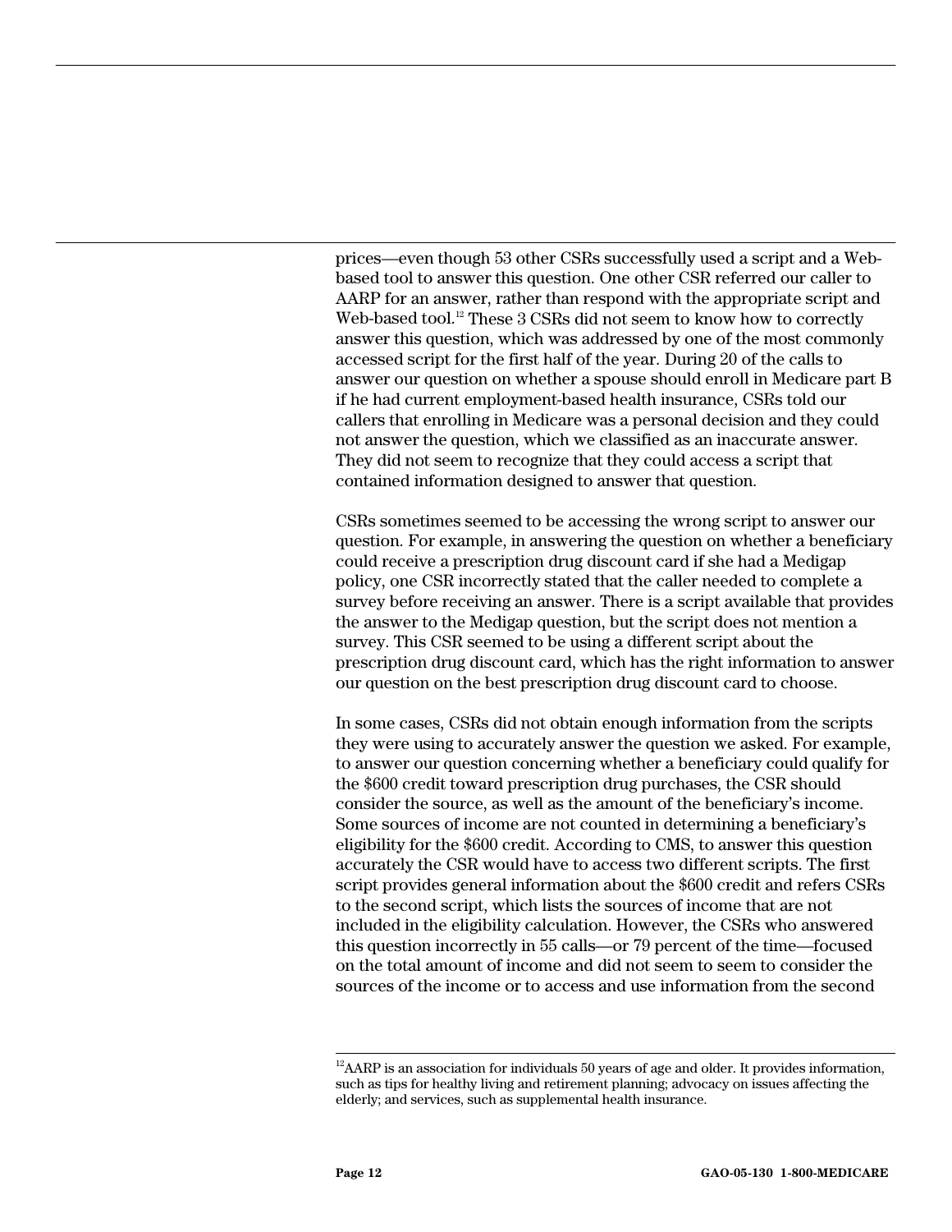prices—even though 53 other CSRs successfully used a script and a Web-based tool to answer this question. One other CSR referred our caller to AARP for an answer, rather than respond with the appropriate script and Web-based tool.[12] These 3 CSRs did not seem to know how to correctly answer this question, which was addressed by one of the most commonly accessed script for the first half of the year. During 20 of the calls to answer our question on whether a spouse should enroll in Medicare part B if he had current employment-based health insurance, CSRs told our callers that enrolling in Medicare was a personal decision and they could not answer the question, which we classified as an inaccurate answer. They did not seem to recognize that they could access a script that contained information designed to answer that question.

CSRs sometimes seemed to be accessing the wrong script to answer our question. For example, in answering the question on whether a beneficiary could receive a prescription drug discount card if she had a Medigap policy, one CSR incorrectly stated that the caller needed to complete a survey before receiving an answer. There is a script available that provides the answer to the Medigap question, but the script does not mention a survey. This CSR seemed to be using a different script about the prescription drug discount card, which has the right information to answer our question on the best prescription drug discount card to choose.

In some cases, CSRs did not obtain enough information from the scripts they were using to accurately answer the question we asked. For example, to answer our question concerning whether a beneficiary could qualify for the $600 credit toward prescription drug purchases, the CSR should consider the source, as well as the amount of the beneficiary's income. Some sources of income are not counted in determining a beneficiary's eligibility for the $600 credit. According to CMS, to answer this question accurately the CSR would have to access two different scripts. The first script provides general information about the $600 credit and refers CSRs to the second script, which lists the sources of income that are not included in the eligibility calculation. However, the CSRs who answered this question incorrectly in 55 calls—or 79 percent of the time—focused on the total amount of income and did not seem to seem to consider the sources of the income or to access and use information from the second

[12] AARP is an association for individuals 50 years of age and older. It provides information, such as tips for healthy living and retirement planning; advocacy on issues affecting the elderly; and services, such as supplemental health insurance.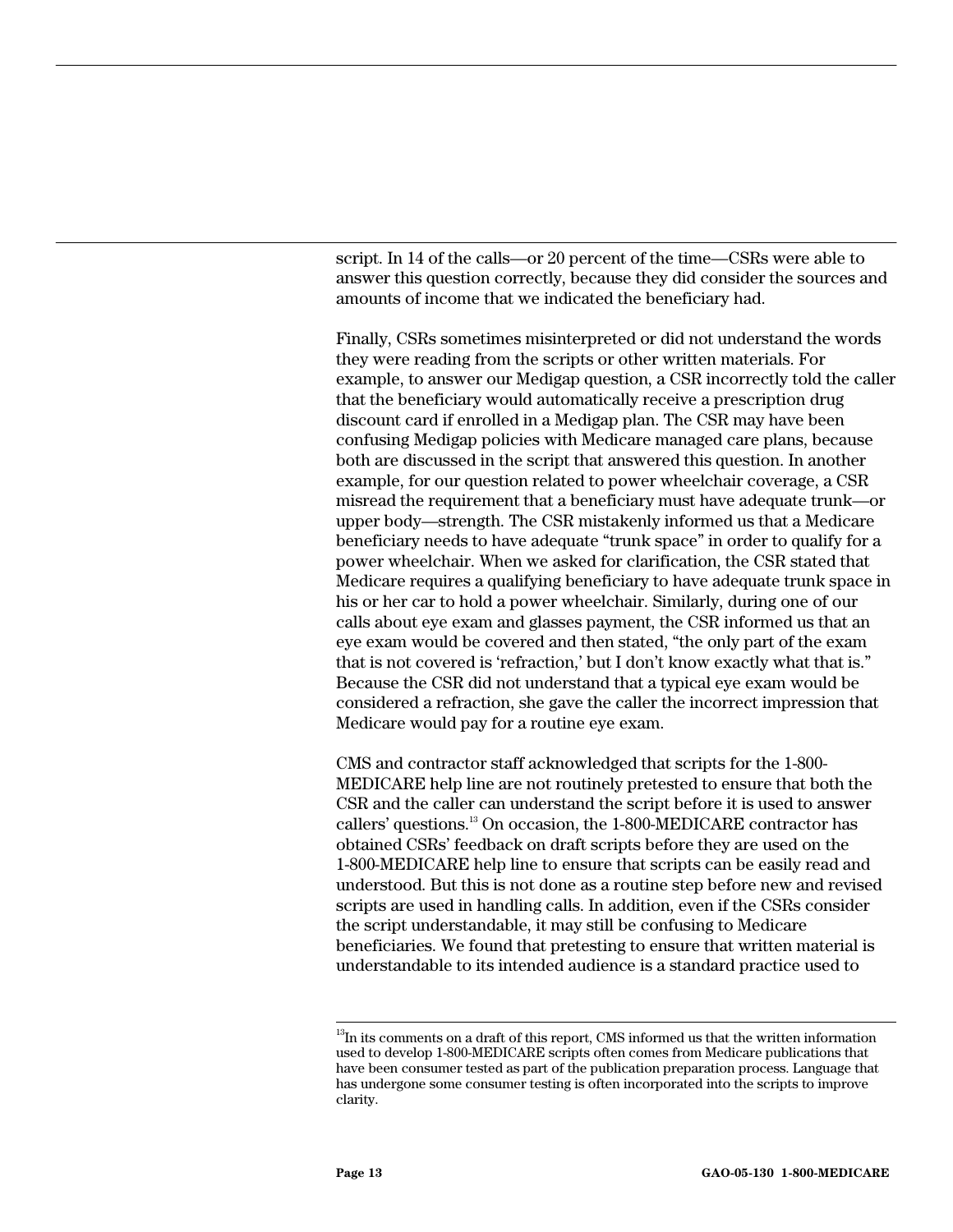script. In 14 of the calls—or 20 percent of the time—CSRs were able to answer this question correctly, because they did consider the sources and amounts of income that we indicated the beneficiary had.

Finally, CSRs sometimes misinterpreted or did not understand the words they were reading from the scripts or other written materials. For example, to answer our Medigap question, a CSR incorrectly told the caller that the beneficiary would automatically receive a prescription drug discount card if enrolled in a Medigap plan. The CSR may have been confusing Medigap policies with Medicare managed care plans, because both are discussed in the script that answered this question. In another example, for our question related to power wheelchair coverage, a CSR misread the requirement that a beneficiary must have adequate trunk—or upper body—strength. The CSR mistakenly informed us that a Medicare beneficiary needs to have adequate "trunk space" in order to qualify for a power wheelchair. When we asked for clarification, the CSR stated that Medicare requires a qualifying beneficiary to have adequate trunk space in his or her car to hold a power wheelchair. Similarly, during one of our calls about eye exam and glasses payment, the CSR informed us that an eye exam would be covered and then stated, "the only part of the exam that is not covered is 'refraction,' but I don't know exactly what that is." Because the CSR did not understand that a typical eye exam would be considered a refraction, she gave the caller the incorrect impression that Medicare would pay for a routine eye exam.

CMS and contractor staff acknowledged that scripts for the 1-800-MEDICARE help line are not routinely pretested to ensure that both the CSR and the caller can understand the script before it is used to answer callers' questions.[13] On occasion, the 1-800-MEDICARE contractor has obtained CSRs' feedback on draft scripts before they are used on the 1-800-MEDICARE help line to ensure that scripts can be easily read and understood. But this is not done as a routine step before new and revised scripts are used in handling calls. In addition, even if the CSRs consider the script understandable, it may still be confusing to Medicare beneficiaries. We found that pretesting to ensure that written material is understandable to its intended audience is a standard practice used to

[13] In its comments on a draft of this report, CMS informed us that the written information used to develop 1-800-MEDICARE scripts often comes from Medicare publications that have been consumer tested as part of the publication preparation process. Language that has undergone some consumer testing is often incorporated into the scripts to improve clarity.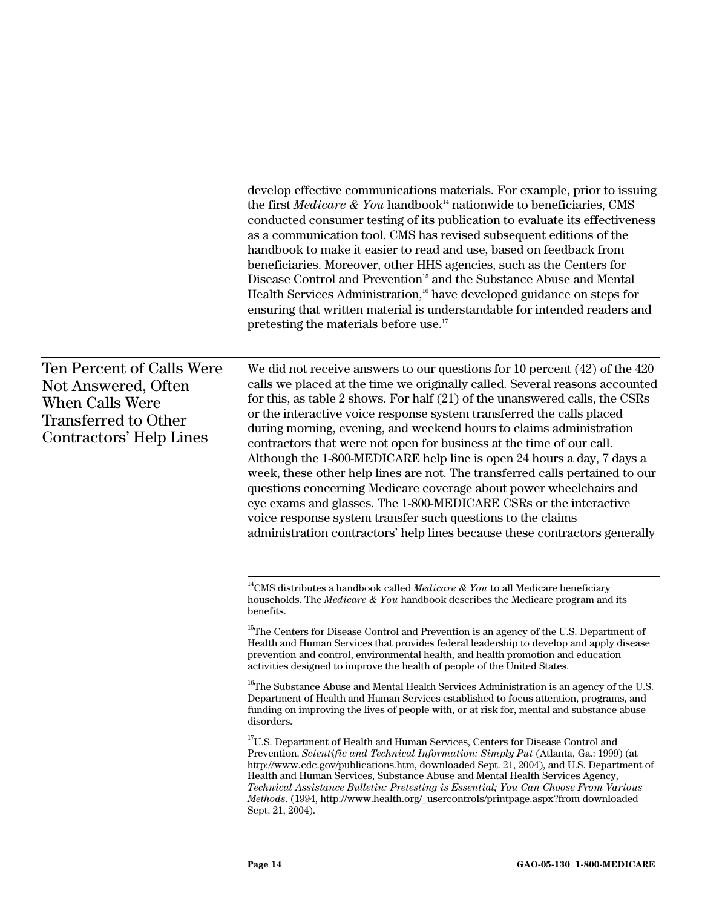develop effective communications materials. For example, prior to issuing the first *Medicare & You* handbook[14] nationwide to beneficiaries, CMS conducted consumer testing of its publication to evaluate its effectiveness as a communication tool. CMS has revised subsequent editions of the handbook to make it easier to read and use, based on feedback from beneficiaries. Moreover, other HHS agencies, such as the Centers for Disease Control and Prevention[15] and the Substance Abuse and Mental Health Services Administration,[16] have developed guidance on steps for ensuring that written material is understandable for intended readers and pretesting the materials before use.[17]

## Ten Percent of Calls Were Not Answered, Often When Calls Were Transferred to Other Contractors' Help Lines

We did not receive answers to our questions for 10 percent (42) of the 420 calls we placed at the time we originally called. Several reasons accounted for this, as table 2 shows. For half (21) of the unanswered calls, the CSRs or the interactive voice response system transferred the calls placed during morning, evening, and weekend hours to claims administration contractors that were not open for business at the time of our call. Although the 1-800-MEDICARE help line is open 24 hours a day, 7 days a week, these other help lines are not. The transferred calls pertained to our questions concerning Medicare coverage about power wheelchairs and eye exams and glasses. The 1-800-MEDICARE CSRs or the interactive voice response system transfer such questions to the claims administration contractors' help lines because these contractors generally

---

[14]CMS distributes a handbook called *Medicare & You* to all Medicare beneficiary households. The *Medicare & You* handbook describes the Medicare program and its benefits.

[15]The Centers for Disease Control and Prevention is an agency of the U.S. Department of Health and Human Services that provides federal leadership to develop and apply disease prevention and control, environmental health, and health promotion and education activities designed to improve the health of people of the United States.

[16]The Substance Abuse and Mental Health Services Administration is an agency of the U.S. Department of Health and Human Services established to focus attention, programs, and funding on improving the lives of people with, or at risk for, mental and substance abuse disorders.

[17]U.S. Department of Health and Human Services, Centers for Disease Control and Prevention, *Scientific and Technical Information: Simply Put* (Atlanta, Ga.: 1999) (at http://www.cdc.gov/publications.htm, downloaded Sept. 21, 2004), and U.S. Department of Health and Human Services, Substance Abuse and Mental Health Services Agency, *Technical Assistance Bulletin: Pretesting is Essential; You Can Choose From Various Methods*. (1994, http://www.health.org/_usercontrols/printpage.aspx?from downloaded Sept. 21, 2004).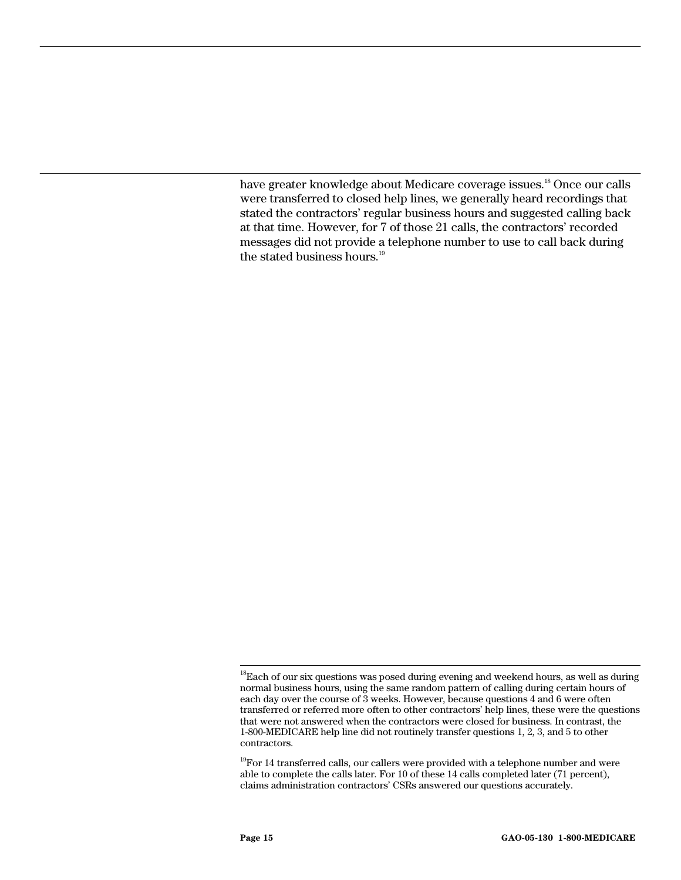have greater knowledge about Medicare coverage issues.[18] Once our calls were transferred to closed help lines, we generally heard recordings that stated the contractors' regular business hours and suggested calling back at that time. However, for 7 of those 21 calls, the contractors' recorded messages did not provide a telephone number to use to call back during the stated business hours.[19]

---

[18]Each of our six questions was posed during evening and weekend hours, as well as during normal business hours, using the same random pattern of calling during certain hours of each day over the course of 3 weeks. However, because questions 4 and 6 were often transferred or referred more often to other contractors' help lines, these were the questions that were not answered when the contractors were closed for business. In contrast, the 1-800-MEDICARE help line did not routinely transfer questions 1, 2, 3, and 5 to other contractors.

[19]For 14 transferred calls, our callers were provided with a telephone number and were able to complete the calls later. For 10 of these 14 calls completed later (71 percent), claims administration contractors' CSRs answered our questions accurately.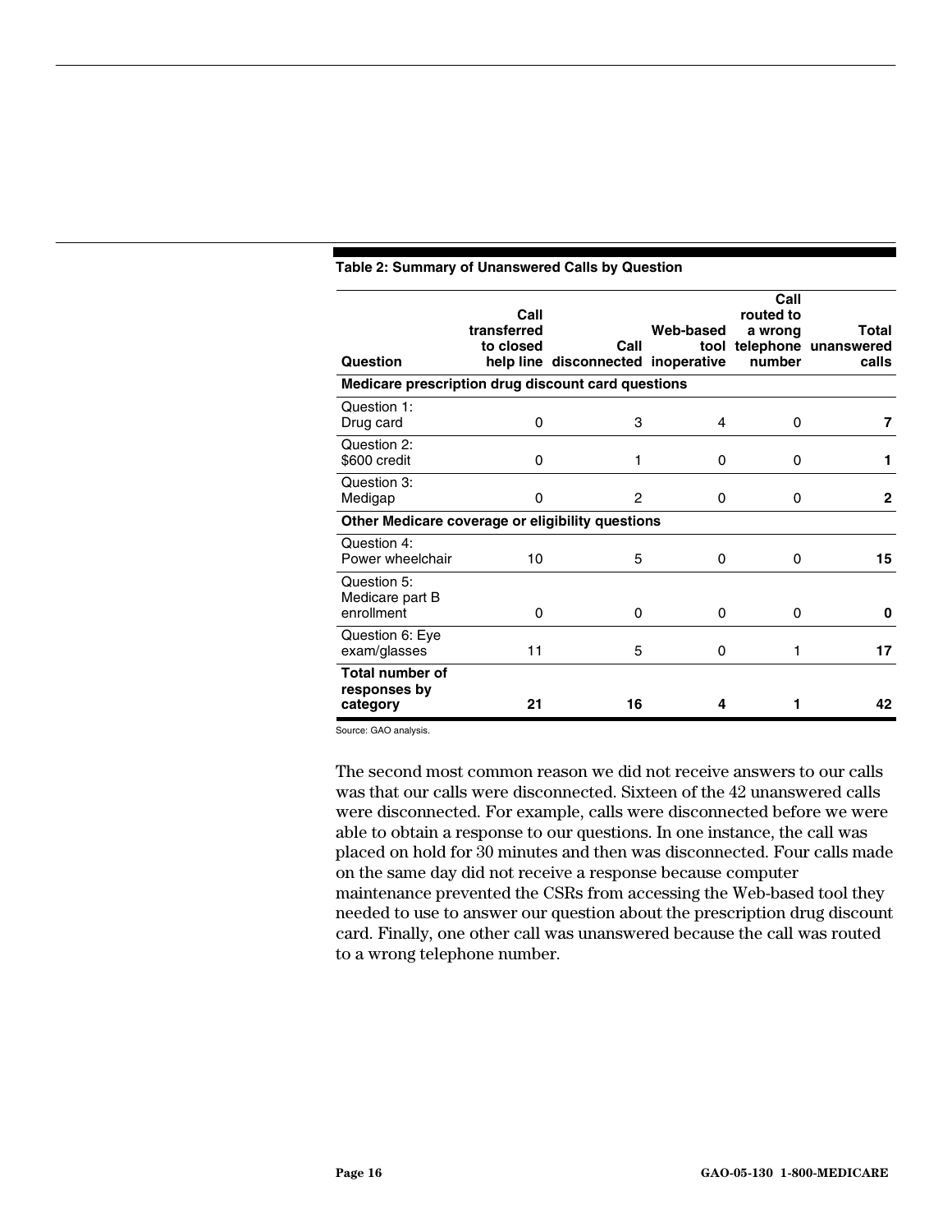**Table 2: Summary of Unanswered Calls by Question**

| Question | Call transferred to closed help line | Call disconnected | Web-based tool inoperative | Call routed to a wrong telephone number | Total unanswered calls |
|---|---|---|---|---|---|
| **Medicare prescription drug discount card questions** | | | | | |
| Question 1: Drug card | 0 | 3 | 4 | 0 | **7** |
| Question 2: $600 credit | 0 | 1 | 0 | 0 | **1** |
| Question 3: Medigap | 0 | 2 | 0 | 0 | **2** |
| **Other Medicare coverage or eligibility questions** | | | | | |
| Question 4: Power wheelchair | 10 | 5 | 0 | 0 | **15** |
| Question 5: Medicare part B enrollment | 0 | 0 | 0 | 0 | **0** |
| Question 6: Eye exam/glasses | 11 | 5 | 0 | 1 | **17** |
| **Total number of responses by category** | **21** | **16** | **4** | **1** | **42** |

Source: GAO analysis.

The second most common reason we did not receive answers to our calls was that our calls were disconnected. Sixteen of the 42 unanswered calls were disconnected. For example, calls were disconnected before we were able to obtain a response to our questions. In one instance, the call was placed on hold for 30 minutes and then was disconnected. Four calls made on the same day did not receive a response because computer maintenance prevented the CSRs from accessing the Web-based tool they needed to use to answer our question about the prescription drug discount card. Finally, one other call was unanswered because the call was routed to a wrong telephone number.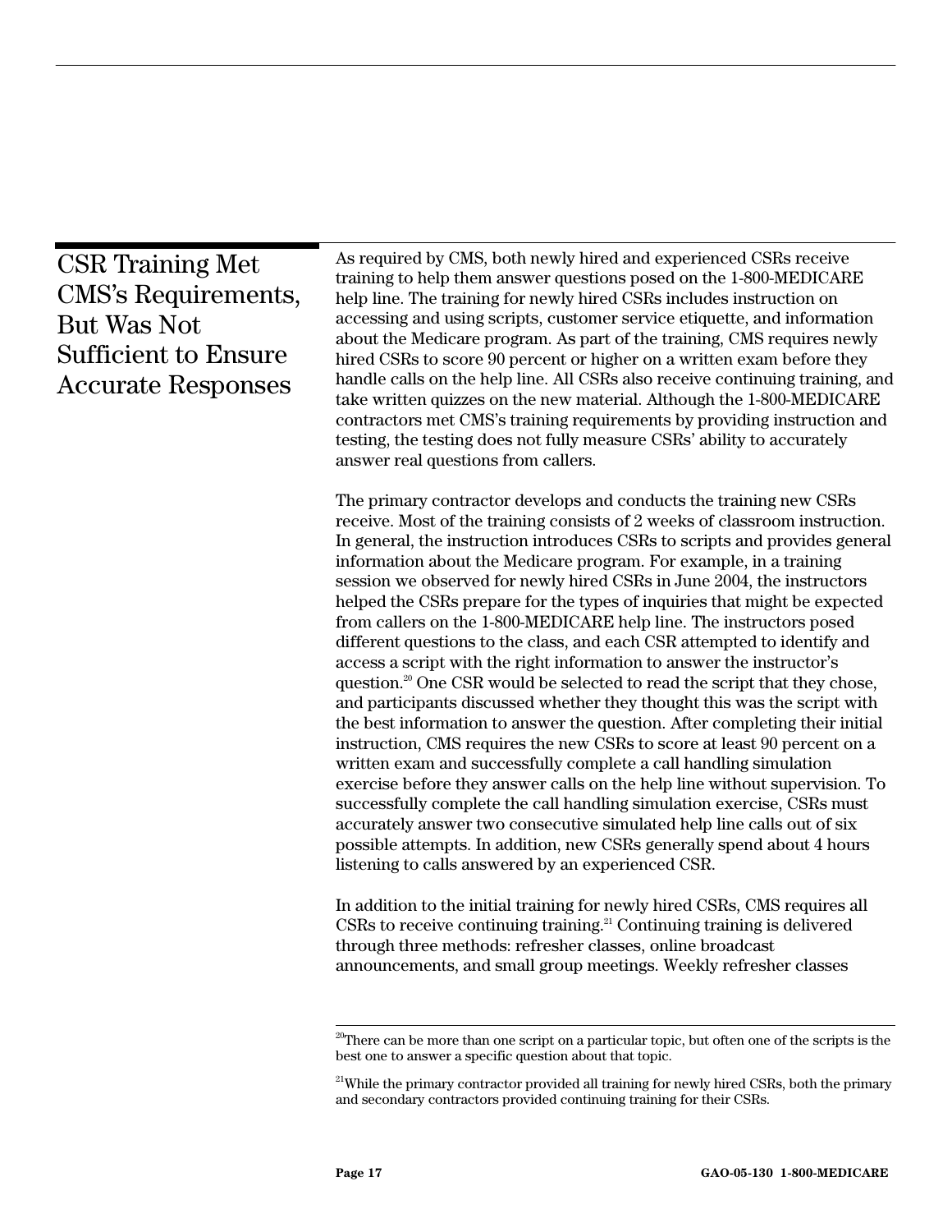## CSR Training Met CMS's Requirements, But Was Not Sufficient to Ensure Accurate Responses

As required by CMS, both newly hired and experienced CSRs receive training to help them answer questions posed on the 1-800-MEDICARE help line. The training for newly hired CSRs includes instruction on accessing and using scripts, customer service etiquette, and information about the Medicare program. As part of the training, CMS requires newly hired CSRs to score 90 percent or higher on a written exam before they handle calls on the help line. All CSRs also receive continuing training, and take written quizzes on the new material. Although the 1-800-MEDICARE contractors met CMS's training requirements by providing instruction and testing, the testing does not fully measure CSRs' ability to accurately answer real questions from callers.

The primary contractor develops and conducts the training new CSRs receive. Most of the training consists of 2 weeks of classroom instruction. In general, the instruction introduces CSRs to scripts and provides general information about the Medicare program. For example, in a training session we observed for newly hired CSRs in June 2004, the instructors helped the CSRs prepare for the types of inquiries that might be expected from callers on the 1-800-MEDICARE help line. The instructors posed different questions to the class, and each CSR attempted to identify and access a script with the right information to answer the instructor's question.[20] One CSR would be selected to read the script that they chose, and participants discussed whether they thought this was the script with the best information to answer the question. After completing their initial instruction, CMS requires the new CSRs to score at least 90 percent on a written exam and successfully complete a call handling simulation exercise before they answer calls on the help line without supervision. To successfully complete the call handling simulation exercise, CSRs must accurately answer two consecutive simulated help line calls out of six possible attempts. In addition, new CSRs generally spend about 4 hours listening to calls answered by an experienced CSR.

In addition to the initial training for newly hired CSRs, CMS requires all CSRs to receive continuing training.[21] Continuing training is delivered through three methods: refresher classes, online broadcast announcements, and small group meetings. Weekly refresher classes

[20] There can be more than one script on a particular topic, but often one of the scripts is the best one to answer a specific question about that topic.

[21] While the primary contractor provided all training for newly hired CSRs, both the primary and secondary contractors provided continuing training for their CSRs.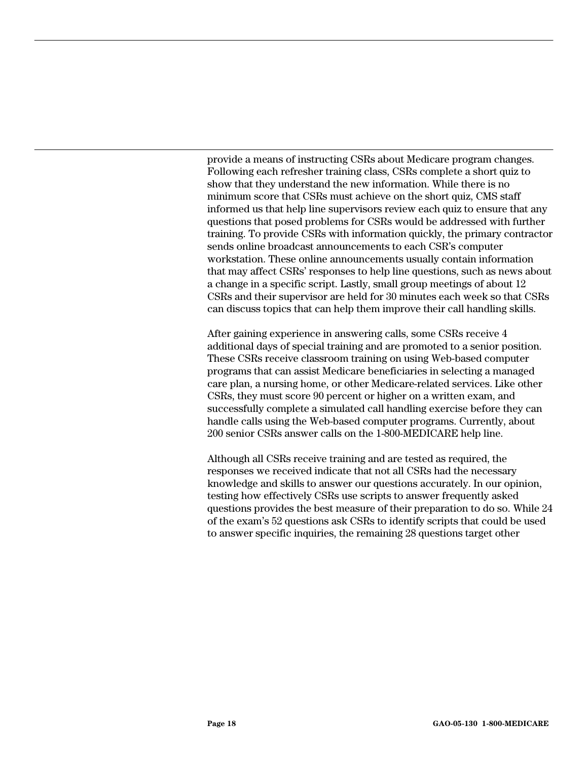provide a means of instructing CSRs about Medicare program changes. Following each refresher training class, CSRs complete a short quiz to show that they understand the new information. While there is no minimum score that CSRs must achieve on the short quiz, CMS staff informed us that help line supervisors review each quiz to ensure that any questions that posed problems for CSRs would be addressed with further training. To provide CSRs with information quickly, the primary contractor sends online broadcast announcements to each CSR's computer workstation. These online announcements usually contain information that may affect CSRs' responses to help line questions, such as news about a change in a specific script. Lastly, small group meetings of about 12 CSRs and their supervisor are held for 30 minutes each week so that CSRs can discuss topics that can help them improve their call handling skills.

After gaining experience in answering calls, some CSRs receive 4 additional days of special training and are promoted to a senior position. These CSRs receive classroom training on using Web-based computer programs that can assist Medicare beneficiaries in selecting a managed care plan, a nursing home, or other Medicare-related services. Like other CSRs, they must score 90 percent or higher on a written exam, and successfully complete a simulated call handling exercise before they can handle calls using the Web-based computer programs. Currently, about 200 senior CSRs answer calls on the 1-800-MEDICARE help line.

Although all CSRs receive training and are tested as required, the responses we received indicate that not all CSRs had the necessary knowledge and skills to answer our questions accurately. In our opinion, testing how effectively CSRs use scripts to answer frequently asked questions provides the best measure of their preparation to do so. While 24 of the exam's 52 questions ask CSRs to identify scripts that could be used to answer specific inquiries, the remaining 28 questions target other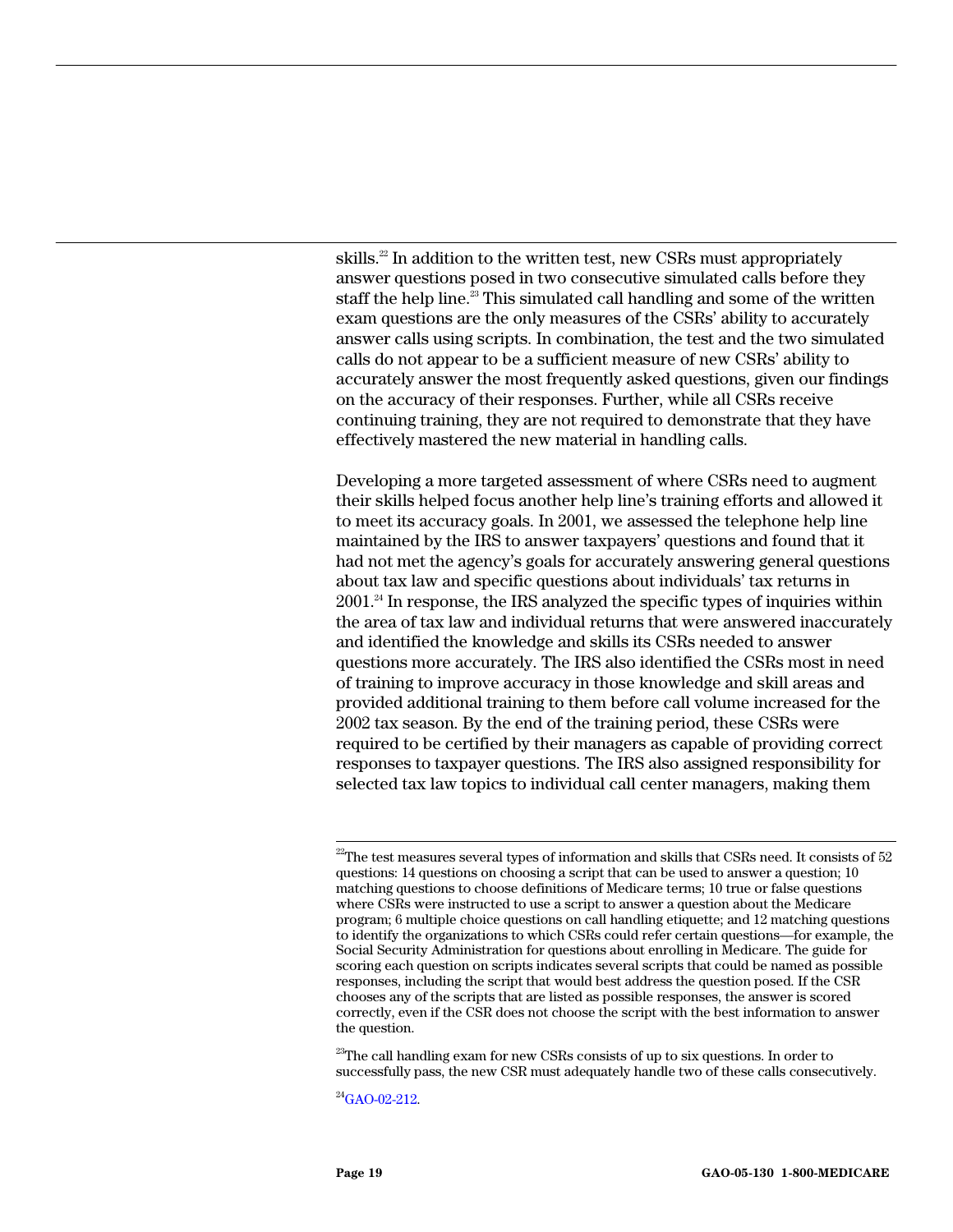skills.[22] In addition to the written test, new CSRs must appropriately answer questions posed in two consecutive simulated calls before they staff the help line.[23] This simulated call handling and some of the written exam questions are the only measures of the CSRs' ability to accurately answer calls using scripts. In combination, the test and the two simulated calls do not appear to be a sufficient measure of new CSRs' ability to accurately answer the most frequently asked questions, given our findings on the accuracy of their responses. Further, while all CSRs receive continuing training, they are not required to demonstrate that they have effectively mastered the new material in handling calls.

Developing a more targeted assessment of where CSRs need to augment their skills helped focus another help line's training efforts and allowed it to meet its accuracy goals. In 2001, we assessed the telephone help line maintained by the IRS to answer taxpayers' questions and found that it had not met the agency's goals for accurately answering general questions about tax law and specific questions about individuals' tax returns in 2001.[24] In response, the IRS analyzed the specific types of inquiries within the area of tax law and individual returns that were answered inaccurately and identified the knowledge and skills its CSRs needed to answer questions more accurately. The IRS also identified the CSRs most in need of training to improve accuracy in those knowledge and skill areas and provided additional training to them before call volume increased for the 2002 tax season. By the end of the training period, these CSRs were required to be certified by their managers as capable of providing correct responses to taxpayer questions. The IRS also assigned responsibility for selected tax law topics to individual call center managers, making them

[22] The test measures several types of information and skills that CSRs need. It consists of 52 questions: 14 questions on choosing a script that can be used to answer a question; 10 matching questions to choose definitions of Medicare terms; 10 true or false questions where CSRs were instructed to use a script to answer a question about the Medicare program; 6 multiple choice questions on call handling etiquette; and 12 matching questions to identify the organizations to which CSRs could refer certain questions—for example, the Social Security Administration for questions about enrolling in Medicare. The guide for scoring each question on scripts indicates several scripts that could be named as possible responses, including the script that would best address the question posed. If the CSR chooses any of the scripts that are listed as possible responses, the answer is scored correctly, even if the CSR does not choose the script with the best information to answer the question.

[23] The call handling exam for new CSRs consists of up to six questions. In order to successfully pass, the new CSR must adequately handle two of these calls consecutively.

[24] GAO-02-212.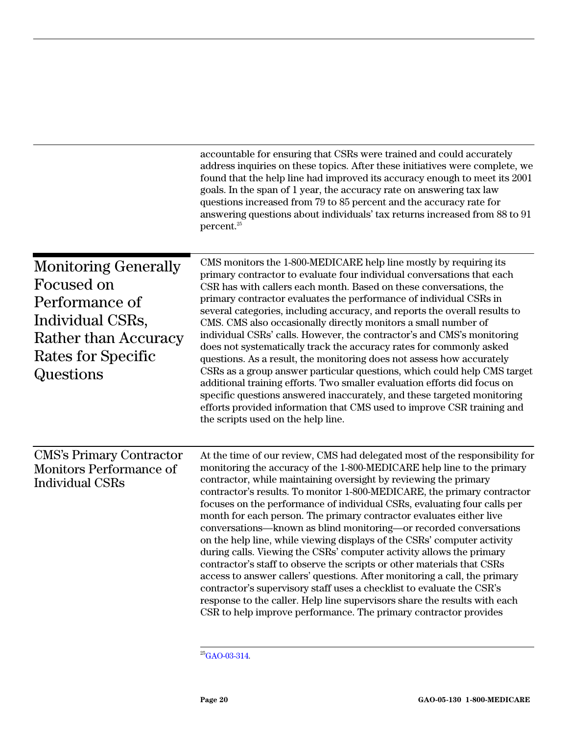accountable for ensuring that CSRs were trained and could accurately address inquiries on these topics. After these initiatives were complete, we found that the help line had improved its accuracy enough to meet its 2001 goals. In the span of 1 year, the accuracy rate on answering tax law questions increased from 79 to 85 percent and the accuracy rate for answering questions about individuals' tax returns increased from 88 to 91 percent.[25]

## Monitoring Generally Focused on Performance of Individual CSRs, Rather than Accuracy Rates for Specific Questions

CMS monitors the 1-800-MEDICARE help line mostly by requiring its primary contractor to evaluate four individual conversations that each CSR has with callers each month. Based on these conversations, the primary contractor evaluates the performance of individual CSRs in several categories, including accuracy, and reports the overall results to CMS. CMS also occasionally directly monitors a small number of individual CSRs' calls. However, the contractor's and CMS's monitoring does not systematically track the accuracy rates for commonly asked questions. As a result, the monitoring does not assess how accurately CSRs as a group answer particular questions, which could help CMS target additional training efforts. Two smaller evaluation efforts did focus on specific questions answered inaccurately, and these targeted monitoring efforts provided information that CMS used to improve CSR training and the scripts used on the help line.

### CMS's Primary Contractor Monitors Performance of Individual CSRs

At the time of our review, CMS had delegated most of the responsibility for monitoring the accuracy of the 1-800-MEDICARE help line to the primary contractor, while maintaining oversight by reviewing the primary contractor's results. To monitor 1-800-MEDICARE, the primary contractor focuses on the performance of individual CSRs, evaluating four calls per month for each person. The primary contractor evaluates either live conversations—known as blind monitoring—or recorded conversations on the help line, while viewing displays of the CSRs' computer activity during calls. Viewing the CSRs' computer activity allows the primary contractor's staff to observe the scripts or other materials that CSRs access to answer callers' questions. After monitoring a call, the primary contractor's supervisory staff uses a checklist to evaluate the CSR's response to the caller. Help line supervisors share the results with each CSR to help improve performance. The primary contractor provides

[25]GAO-03-314.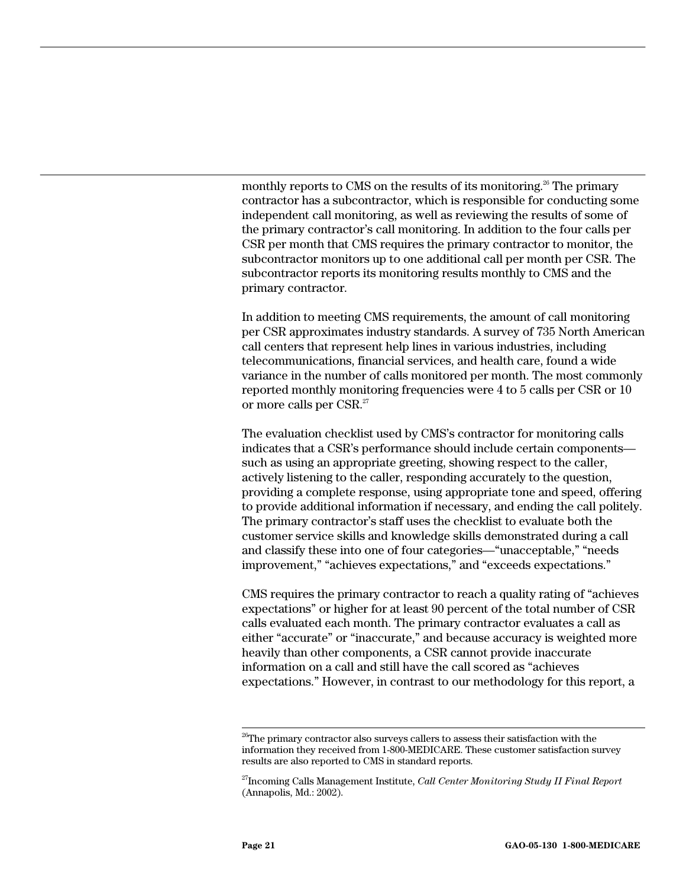monthly reports to CMS on the results of its monitoring.[26] The primary contractor has a subcontractor, which is responsible for conducting some independent call monitoring, as well as reviewing the results of some of the primary contractor's call monitoring. In addition to the four calls per CSR per month that CMS requires the primary contractor to monitor, the subcontractor monitors up to one additional call per month per CSR. The subcontractor reports its monitoring results monthly to CMS and the primary contractor.

In addition to meeting CMS requirements, the amount of call monitoring per CSR approximates industry standards. A survey of 735 North American call centers that represent help lines in various industries, including telecommunications, financial services, and health care, found a wide variance in the number of calls monitored per month. The most commonly reported monthly monitoring frequencies were 4 to 5 calls per CSR or 10 or more calls per CSR.[27]

The evaluation checklist used by CMS's contractor for monitoring calls indicates that a CSR's performance should include certain components—such as using an appropriate greeting, showing respect to the caller, actively listening to the caller, responding accurately to the question, providing a complete response, using appropriate tone and speed, offering to provide additional information if necessary, and ending the call politely. The primary contractor's staff uses the checklist to evaluate both the customer service skills and knowledge skills demonstrated during a call and classify these into one of four categories—"unacceptable," "needs improvement," "achieves expectations," and "exceeds expectations."

CMS requires the primary contractor to reach a quality rating of "achieves expectations" or higher for at least 90 percent of the total number of CSR calls evaluated each month. The primary contractor evaluates a call as either "accurate" or "inaccurate," and because accuracy is weighted more heavily than other components, a CSR cannot provide inaccurate information on a call and still have the call scored as "achieves expectations." However, in contrast to our methodology for this report, a

---

[26] The primary contractor also surveys callers to assess their satisfaction with the information they received from 1-800-MEDICARE. These customer satisfaction survey results are also reported to CMS in standard reports.

[27] Incoming Calls Management Institute, *Call Center Monitoring Study II Final Report* (Annapolis, Md.: 2002).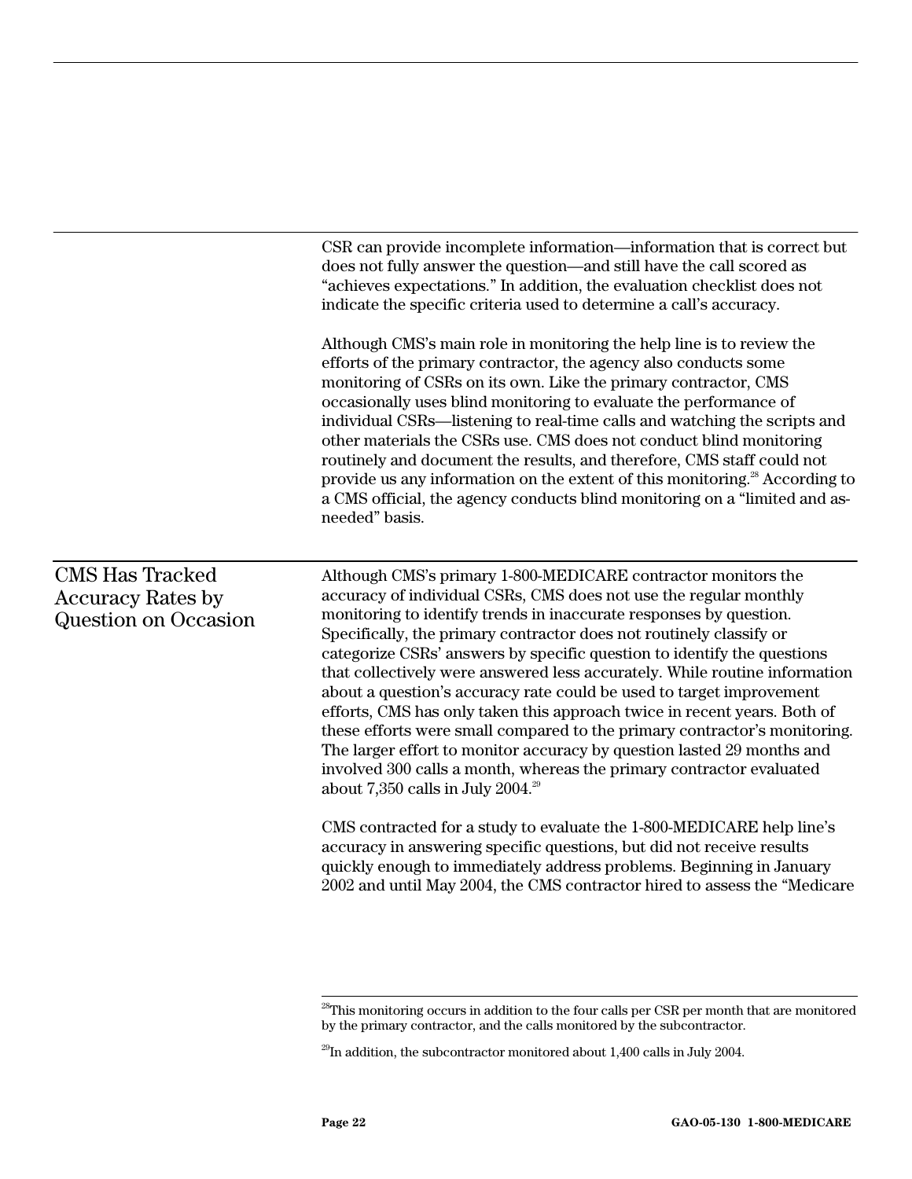CSR can provide incomplete information—information that is correct but does not fully answer the question—and still have the call scored as "achieves expectations." In addition, the evaluation checklist does not indicate the specific criteria used to determine a call's accuracy.

Although CMS's main role in monitoring the help line is to review the efforts of the primary contractor, the agency also conducts some monitoring of CSRs on its own. Like the primary contractor, CMS occasionally uses blind monitoring to evaluate the performance of individual CSRs—listening to real-time calls and watching the scripts and other materials the CSRs use. CMS does not conduct blind monitoring routinely and document the results, and therefore, CMS staff could not provide us any information on the extent of this monitoring.[28] According to a CMS official, the agency conducts blind monitoring on a "limited and as-needed" basis.

## CMS Has Tracked Accuracy Rates by Question on Occasion

Although CMS's primary 1-800-MEDICARE contractor monitors the accuracy of individual CSRs, CMS does not use the regular monthly monitoring to identify trends in inaccurate responses by question. Specifically, the primary contractor does not routinely classify or categorize CSRs' answers by specific question to identify the questions that collectively were answered less accurately. While routine information about a question's accuracy rate could be used to target improvement efforts, CMS has only taken this approach twice in recent years. Both of these efforts were small compared to the primary contractor's monitoring. The larger effort to monitor accuracy by question lasted 29 months and involved 300 calls a month, whereas the primary contractor evaluated about 7,350 calls in July 2004.[29]

CMS contracted for a study to evaluate the 1-800-MEDICARE help line's accuracy in answering specific questions, but did not receive results quickly enough to immediately address problems. Beginning in January 2002 and until May 2004, the CMS contractor hired to assess the "Medicare

---

[28]This monitoring occurs in addition to the four calls per CSR per month that are monitored by the primary contractor, and the calls monitored by the subcontractor.

[29]In addition, the subcontractor monitored about 1,400 calls in July 2004.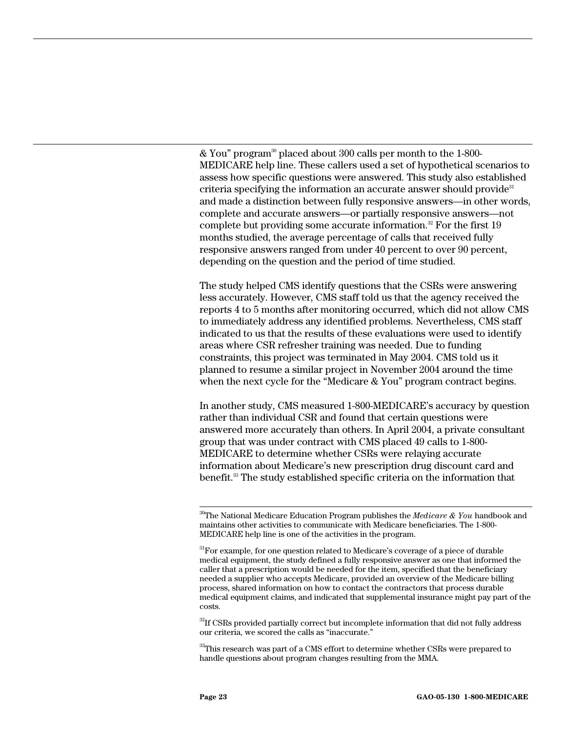& You" program[30] placed about 300 calls per month to the 1-800-MEDICARE help line. These callers used a set of hypothetical scenarios to assess how specific questions were answered. This study also established criteria specifying the information an accurate answer should provide[31] and made a distinction between fully responsive answers—in other words, complete and accurate answers—or partially responsive answers—not complete but providing some accurate information.[32] For the first 19 months studied, the average percentage of calls that received fully responsive answers ranged from under 40 percent to over 90 percent, depending on the question and the period of time studied.

The study helped CMS identify questions that the CSRs were answering less accurately. However, CMS staff told us that the agency received the reports 4 to 5 months after monitoring occurred, which did not allow CMS to immediately address any identified problems. Nevertheless, CMS staff indicated to us that the results of these evaluations were used to identify areas where CSR refresher training was needed. Due to funding constraints, this project was terminated in May 2004. CMS told us it planned to resume a similar project in November 2004 around the time when the next cycle for the "Medicare & You" program contract begins.

In another study, CMS measured 1-800-MEDICARE's accuracy by question rather than individual CSR and found that certain questions were answered more accurately than others. In April 2004, a private consultant group that was under contract with CMS placed 49 calls to 1-800-MEDICARE to determine whether CSRs were relaying accurate information about Medicare's new prescription drug discount card and benefit.[33] The study established specific criteria on the information that

---

[30]The National Medicare Education Program publishes the *Medicare & You* handbook and maintains other activities to communicate with Medicare beneficiaries. The 1-800-MEDICARE help line is one of the activities in the program.

[31]For example, for one question related to Medicare's coverage of a piece of durable medical equipment, the study defined a fully responsive answer as one that informed the caller that a prescription would be needed for the item, specified that the beneficiary needed a supplier who accepts Medicare, provided an overview of the Medicare billing process, shared information on how to contact the contractors that process durable medical equipment claims, and indicated that supplemental insurance might pay part of the costs.

[32]If CSRs provided partially correct but incomplete information that did not fully address our criteria, we scored the calls as "inaccurate."

[33]This research was part of a CMS effort to determine whether CSRs were prepared to handle questions about program changes resulting from the MMA.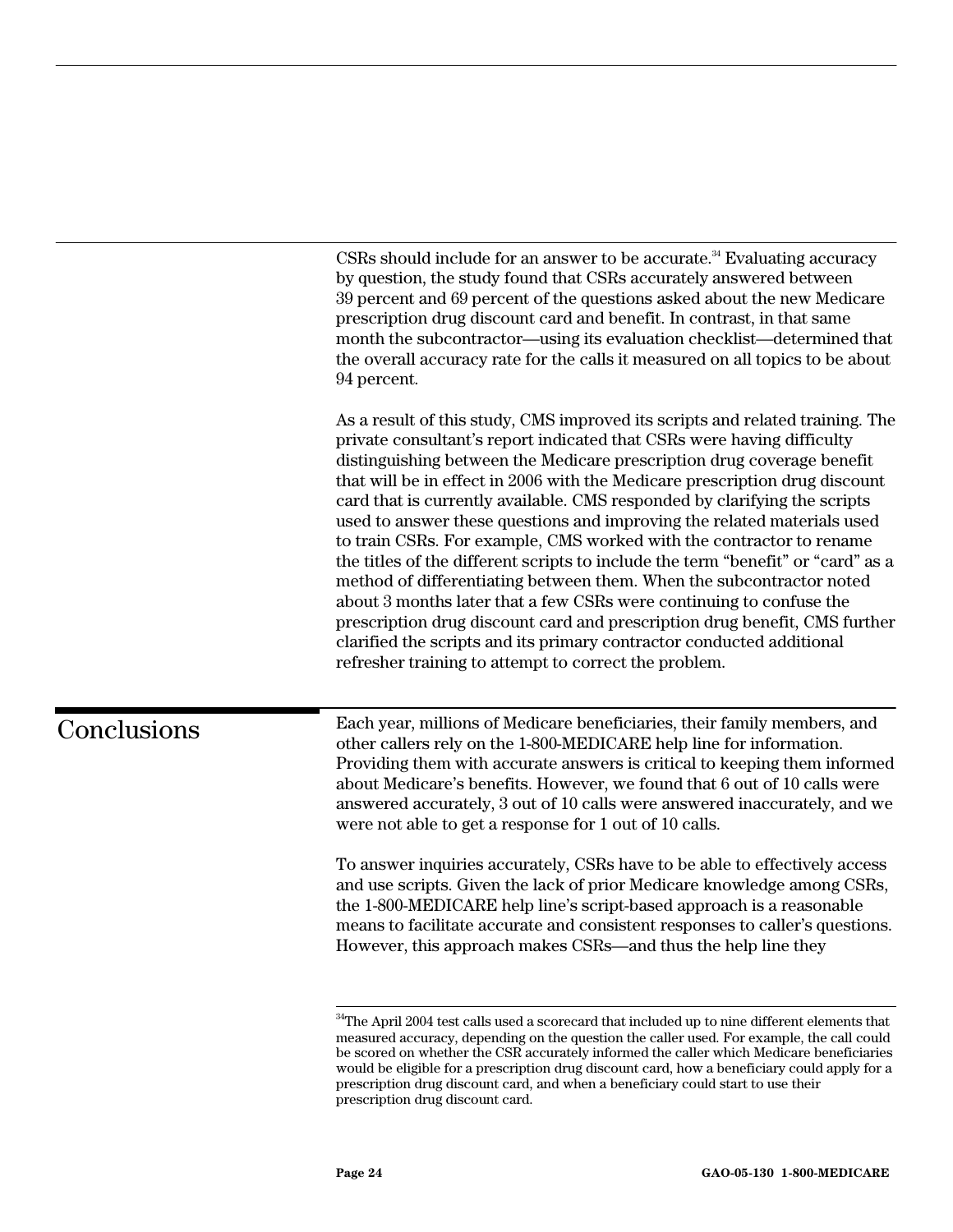CSRs should include for an answer to be accurate.[34] Evaluating accuracy by question, the study found that CSRs accurately answered between 39 percent and 69 percent of the questions asked about the new Medicare prescription drug discount card and benefit. In contrast, in that same month the subcontractor—using its evaluation checklist—determined that the overall accuracy rate for the calls it measured on all topics to be about 94 percent.

As a result of this study, CMS improved its scripts and related training. The private consultant's report indicated that CSRs were having difficulty distinguishing between the Medicare prescription drug coverage benefit that will be in effect in 2006 with the Medicare prescription drug discount card that is currently available. CMS responded by clarifying the scripts used to answer these questions and improving the related materials used to train CSRs. For example, CMS worked with the contractor to rename the titles of the different scripts to include the term "benefit" or "card" as a method of differentiating between them. When the subcontractor noted about 3 months later that a few CSRs were continuing to confuse the prescription drug discount card and prescription drug benefit, CMS further clarified the scripts and its primary contractor conducted additional refresher training to attempt to correct the problem.

## Conclusions

Each year, millions of Medicare beneficiaries, their family members, and other callers rely on the 1-800-MEDICARE help line for information. Providing them with accurate answers is critical to keeping them informed about Medicare's benefits. However, we found that 6 out of 10 calls were answered accurately, 3 out of 10 calls were answered inaccurately, and we were not able to get a response for 1 out of 10 calls.

To answer inquiries accurately, CSRs have to be able to effectively access and use scripts. Given the lack of prior Medicare knowledge among CSRs, the 1-800-MEDICARE help line's script-based approach is a reasonable means to facilitate accurate and consistent responses to caller's questions. However, this approach makes CSRs—and thus the help line they

---

[34]The April 2004 test calls used a scorecard that included up to nine different elements that measured accuracy, depending on the question the caller used. For example, the call could be scored on whether the CSR accurately informed the caller which Medicare beneficiaries would be eligible for a prescription drug discount card, how a beneficiary could apply for a prescription drug discount card, and when a beneficiary could start to use their prescription drug discount card.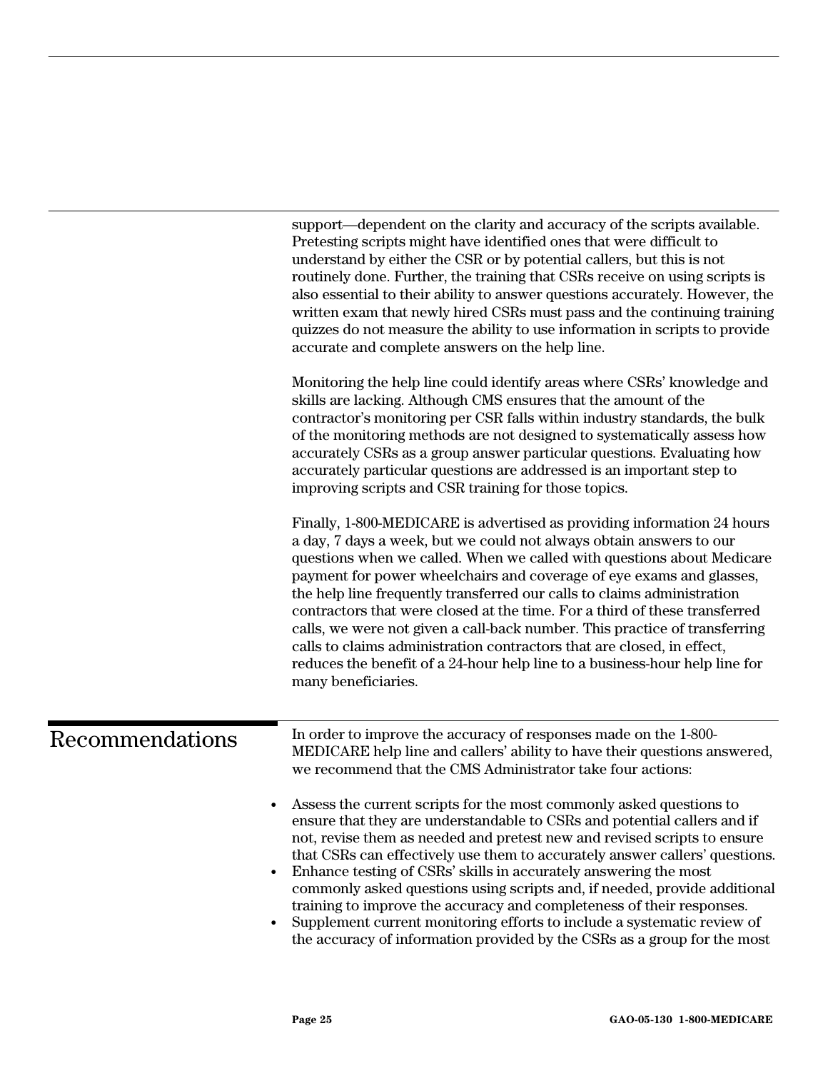support—dependent on the clarity and accuracy of the scripts available. Pretesting scripts might have identified ones that were difficult to understand by either the CSR or by potential callers, but this is not routinely done. Further, the training that CSRs receive on using scripts is also essential to their ability to answer questions accurately. However, the written exam that newly hired CSRs must pass and the continuing training quizzes do not measure the ability to use information in scripts to provide accurate and complete answers on the help line.

Monitoring the help line could identify areas where CSRs' knowledge and skills are lacking. Although CMS ensures that the amount of the contractor's monitoring per CSR falls within industry standards, the bulk of the monitoring methods are not designed to systematically assess how accurately CSRs as a group answer particular questions. Evaluating how accurately particular questions are addressed is an important step to improving scripts and CSR training for those topics.

Finally, 1-800-MEDICARE is advertised as providing information 24 hours a day, 7 days a week, but we could not always obtain answers to our questions when we called. When we called with questions about Medicare payment for power wheelchairs and coverage of eye exams and glasses, the help line frequently transferred our calls to claims administration contractors that were closed at the time. For a third of these transferred calls, we were not given a call-back number. This practice of transferring calls to claims administration contractors that are closed, in effect, reduces the benefit of a 24-hour help line to a business-hour help line for many beneficiaries.

## Recommendations

In order to improve the accuracy of responses made on the 1-800-MEDICARE help line and callers' ability to have their questions answered, we recommend that the CMS Administrator take four actions:

- Assess the current scripts for the most commonly asked questions to ensure that they are understandable to CSRs and potential callers and if not, revise them as needed and pretest new and revised scripts to ensure that CSRs can effectively use them to accurately answer callers' questions.
- Enhance testing of CSRs' skills in accurately answering the most commonly asked questions using scripts and, if needed, provide additional training to improve the accuracy and completeness of their responses.
- Supplement current monitoring efforts to include a systematic review of the accuracy of information provided by the CSRs as a group for the most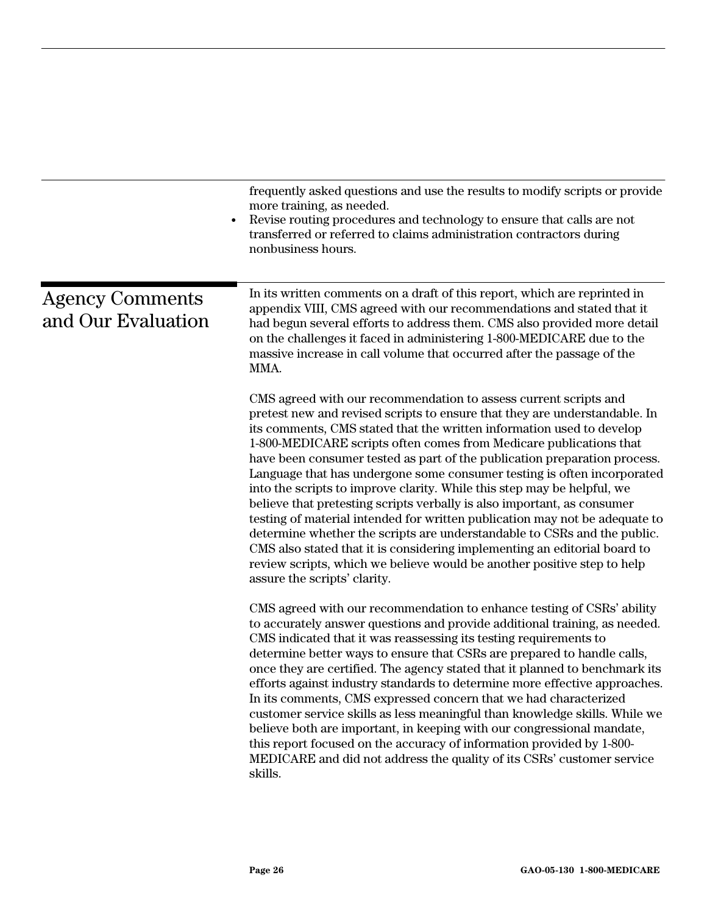frequently asked questions and use the results to modify scripts or provide more training, as needed.

- Revise routing procedures and technology to ensure that calls are not transferred or referred to claims administration contractors during nonbusiness hours.

## Agency Comments and Our Evaluation

In its written comments on a draft of this report, which are reprinted in appendix VIII, CMS agreed with our recommendations and stated that it had begun several efforts to address them. CMS also provided more detail on the challenges it faced in administering 1-800-MEDICARE due to the massive increase in call volume that occurred after the passage of the MMA.

CMS agreed with our recommendation to assess current scripts and pretest new and revised scripts to ensure that they are understandable. In its comments, CMS stated that the written information used to develop 1-800-MEDICARE scripts often comes from Medicare publications that have been consumer tested as part of the publication preparation process. Language that has undergone some consumer testing is often incorporated into the scripts to improve clarity. While this step may be helpful, we believe that pretesting scripts verbally is also important, as consumer testing of material intended for written publication may not be adequate to determine whether the scripts are understandable to CSRs and the public. CMS also stated that it is considering implementing an editorial board to review scripts, which we believe would be another positive step to help assure the scripts' clarity.

CMS agreed with our recommendation to enhance testing of CSRs' ability to accurately answer questions and provide additional training, as needed. CMS indicated that it was reassessing its testing requirements to determine better ways to ensure that CSRs are prepared to handle calls, once they are certified. The agency stated that it planned to benchmark its efforts against industry standards to determine more effective approaches. In its comments, CMS expressed concern that we had characterized customer service skills as less meaningful than knowledge skills. While we believe both are important, in keeping with our congressional mandate, this report focused on the accuracy of information provided by 1-800-MEDICARE and did not address the quality of its CSRs' customer service skills.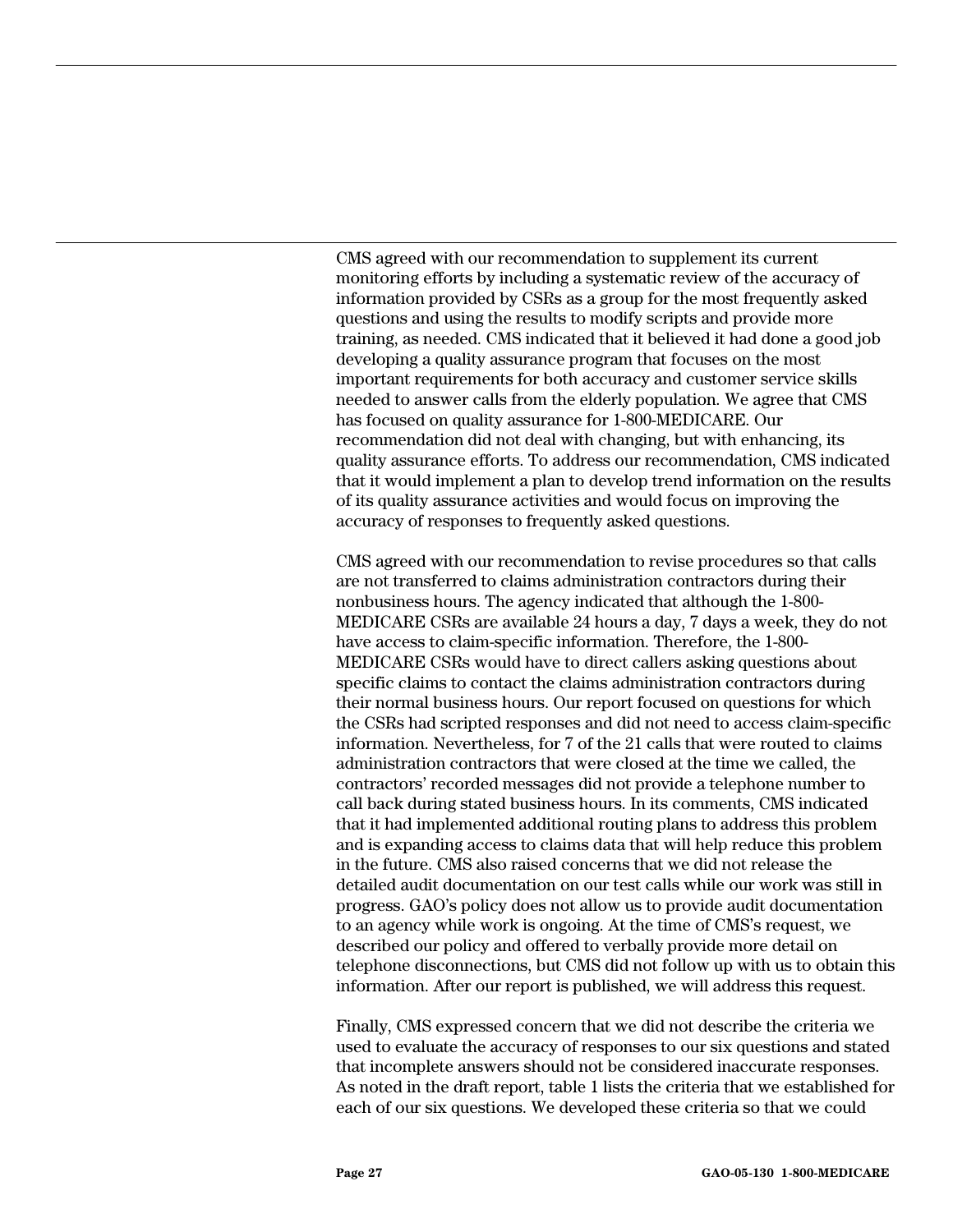CMS agreed with our recommendation to supplement its current monitoring efforts by including a systematic review of the accuracy of information provided by CSRs as a group for the most frequently asked questions and using the results to modify scripts and provide more training, as needed. CMS indicated that it believed it had done a good job developing a quality assurance program that focuses on the most important requirements for both accuracy and customer service skills needed to answer calls from the elderly population. We agree that CMS has focused on quality assurance for 1-800-MEDICARE. Our recommendation did not deal with changing, but with enhancing, its quality assurance efforts. To address our recommendation, CMS indicated that it would implement a plan to develop trend information on the results of its quality assurance activities and would focus on improving the accuracy of responses to frequently asked questions.

CMS agreed with our recommendation to revise procedures so that calls are not transferred to claims administration contractors during their nonbusiness hours. The agency indicated that although the 1-800-MEDICARE CSRs are available 24 hours a day, 7 days a week, they do not have access to claim-specific information. Therefore, the 1-800-MEDICARE CSRs would have to direct callers asking questions about specific claims to contact the claims administration contractors during their normal business hours. Our report focused on questions for which the CSRs had scripted responses and did not need to access claim-specific information. Nevertheless, for 7 of the 21 calls that were routed to claims administration contractors that were closed at the time we called, the contractors' recorded messages did not provide a telephone number to call back during stated business hours. In its comments, CMS indicated that it had implemented additional routing plans to address this problem and is expanding access to claims data that will help reduce this problem in the future. CMS also raised concerns that we did not release the detailed audit documentation on our test calls while our work was still in progress. GAO's policy does not allow us to provide audit documentation to an agency while work is ongoing. At the time of CMS's request, we described our policy and offered to verbally provide more detail on telephone disconnections, but CMS did not follow up with us to obtain this information. After our report is published, we will address this request.

Finally, CMS expressed concern that we did not describe the criteria we used to evaluate the accuracy of responses to our six questions and stated that incomplete answers should not be considered inaccurate responses. As noted in the draft report, table 1 lists the criteria that we established for each of our six questions. We developed these criteria so that we could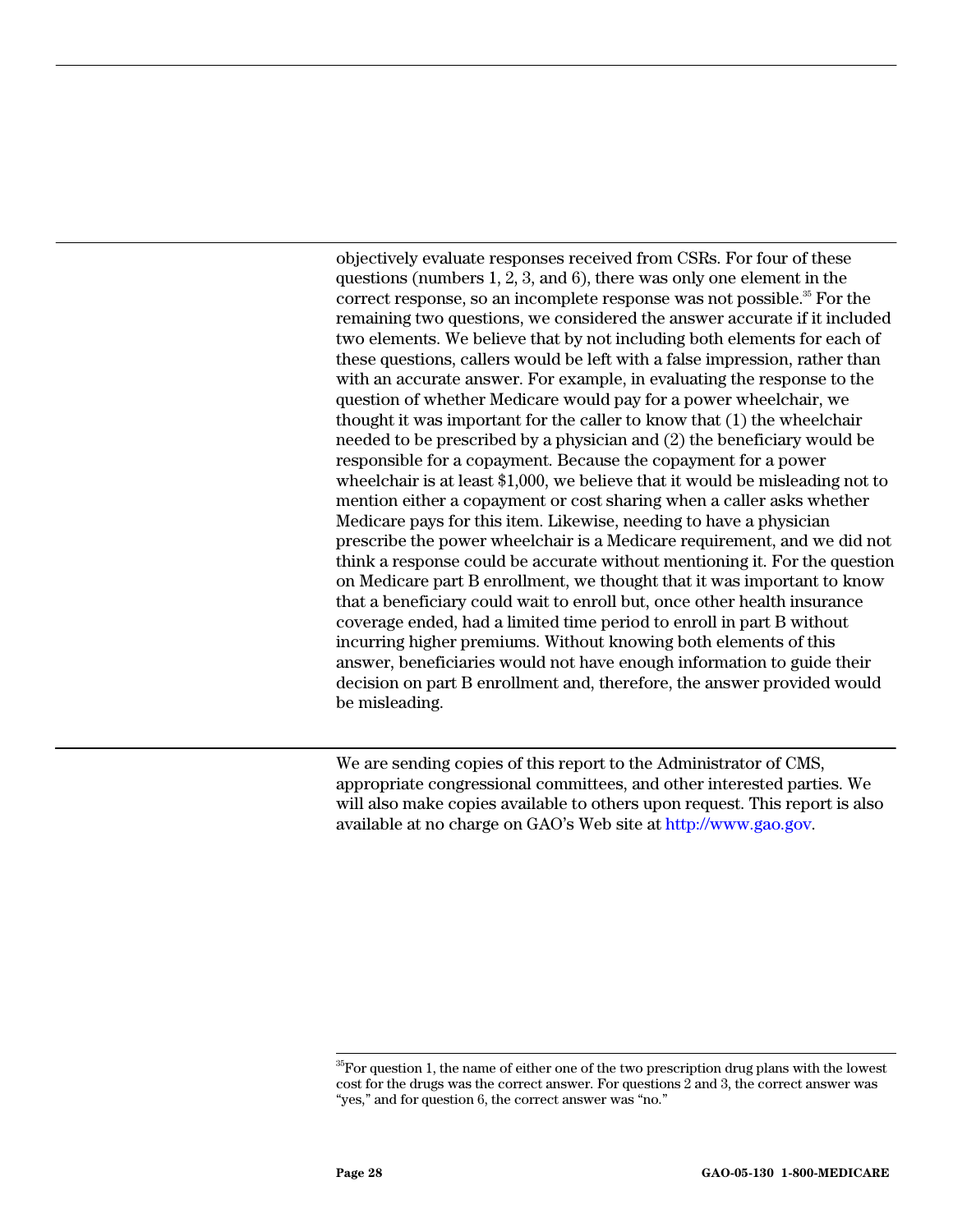objectively evaluate responses received from CSRs. For four of these questions (numbers 1, 2, 3, and 6), there was only one element in the correct response, so an incomplete response was not possible.[35] For the remaining two questions, we considered the answer accurate if it included two elements. We believe that by not including both elements for each of these questions, callers would be left with a false impression, rather than with an accurate answer. For example, in evaluating the response to the question of whether Medicare would pay for a power wheelchair, we thought it was important for the caller to know that (1) the wheelchair needed to be prescribed by a physician and (2) the beneficiary would be responsible for a copayment. Because the copayment for a power wheelchair is at least $1,000, we believe that it would be misleading not to mention either a copayment or cost sharing when a caller asks whether Medicare pays for this item. Likewise, needing to have a physician prescribe the power wheelchair is a Medicare requirement, and we did not think a response could be accurate without mentioning it. For the question on Medicare part B enrollment, we thought that it was important to know that a beneficiary could wait to enroll but, once other health insurance coverage ended, had a limited time period to enroll in part B without incurring higher premiums. Without knowing both elements of this answer, beneficiaries would not have enough information to guide their decision on part B enrollment and, therefore, the answer provided would be misleading.

We are sending copies of this report to the Administrator of CMS, appropriate congressional committees, and other interested parties. We will also make copies available to others upon request. This report is also available at no charge on GAO's Web site at http://www.gao.gov.

[35]For question 1, the name of either one of the two prescription drug plans with the lowest cost for the drugs was the correct answer. For questions 2 and 3, the correct answer was "yes," and for question 6, the correct answer was "no."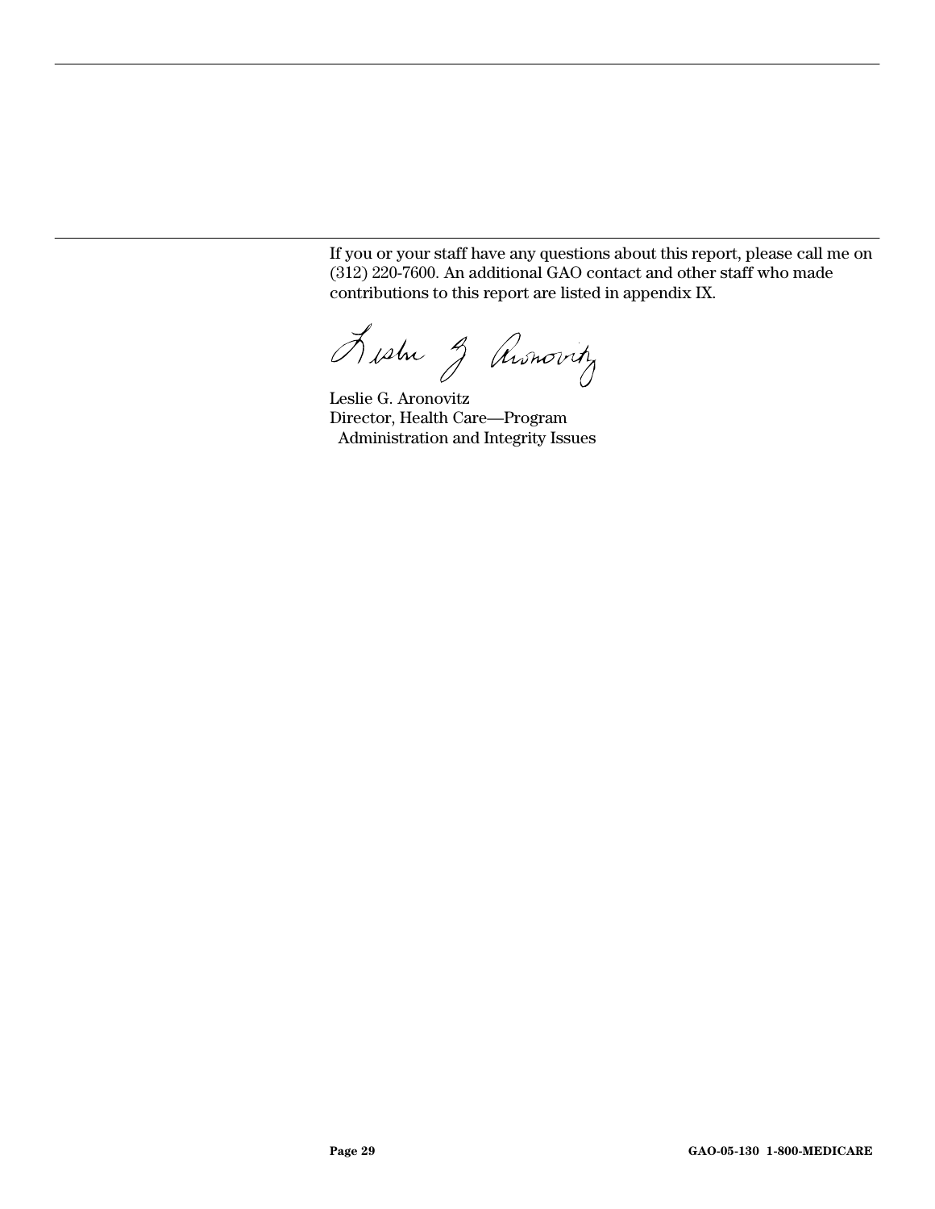If you or your staff have any questions about this report, please call me on (312) 220-7600. An additional GAO contact and other staff who made contributions to this report are listed in appendix IX.

Leslie G. Aronovitz
Director, Health Care—Program
Administration and Integrity Issues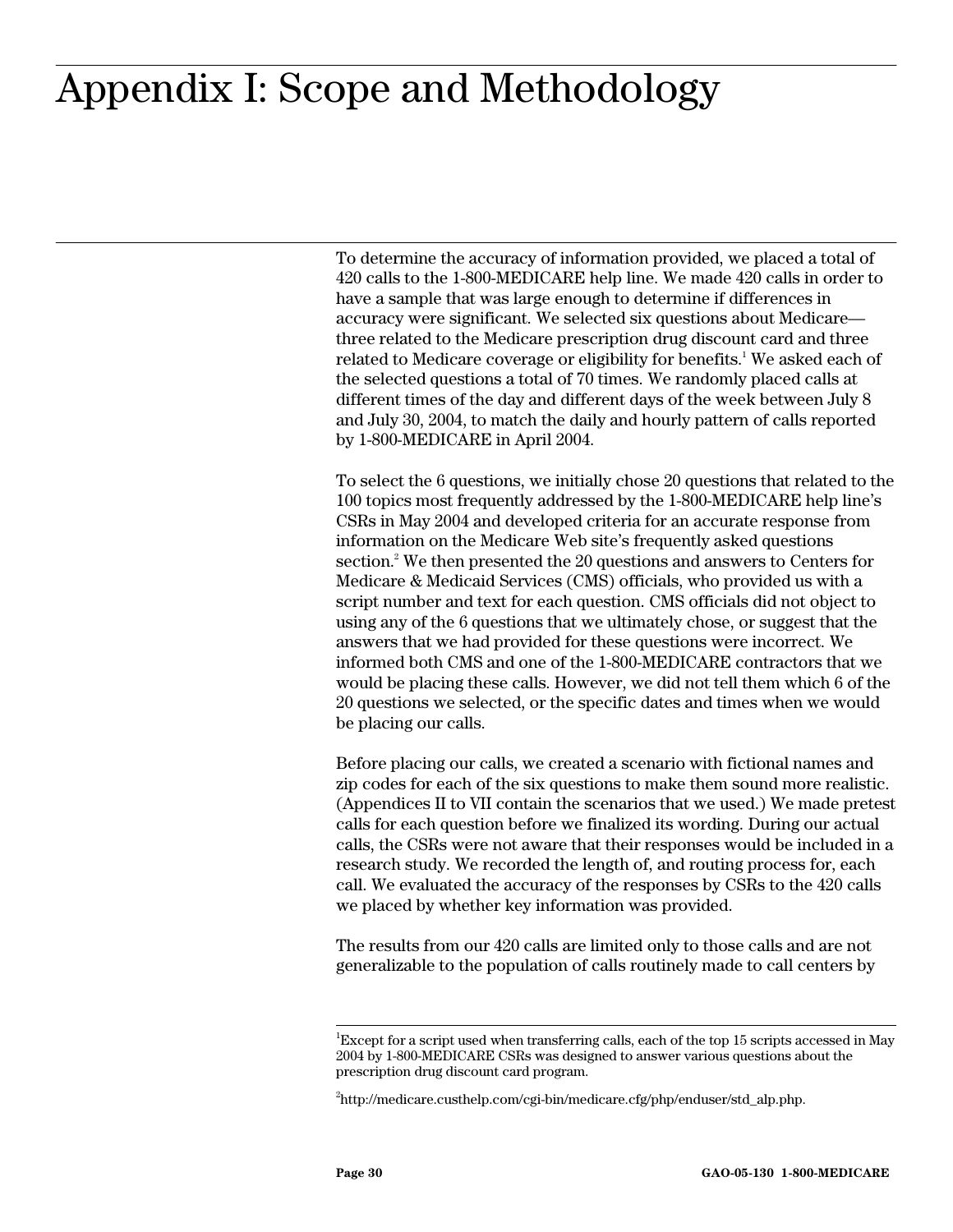# Appendix I: Scope and Methodology

To determine the accuracy of information provided, we placed a total of 420 calls to the 1-800-MEDICARE help line. We made 420 calls in order to have a sample that was large enough to determine if differences in accuracy were significant. We selected six questions about Medicare—three related to the Medicare prescription drug discount card and three related to Medicare coverage or eligibility for benefits.[1] We asked each of the selected questions a total of 70 times. We randomly placed calls at different times of the day and different days of the week between July 8 and July 30, 2004, to match the daily and hourly pattern of calls reported by 1-800-MEDICARE in April 2004.

To select the 6 questions, we initially chose 20 questions that related to the 100 topics most frequently addressed by the 1-800-MEDICARE help line's CSRs in May 2004 and developed criteria for an accurate response from information on the Medicare Web site's frequently asked questions section.[2] We then presented the 20 questions and answers to Centers for Medicare & Medicaid Services (CMS) officials, who provided us with a script number and text for each question. CMS officials did not object to using any of the 6 questions that we ultimately chose, or suggest that the answers that we had provided for these questions were incorrect. We informed both CMS and one of the 1-800-MEDICARE contractors that we would be placing these calls. However, we did not tell them which 6 of the 20 questions we selected, or the specific dates and times when we would be placing our calls.

Before placing our calls, we created a scenario with fictional names and zip codes for each of the six questions to make them sound more realistic. (Appendices II to VII contain the scenarios that we used.) We made pretest calls for each question before we finalized its wording. During our actual calls, the CSRs were not aware that their responses would be included in a research study. We recorded the length of, and routing process for, each call. We evaluated the accuracy of the responses by CSRs to the 420 calls we placed by whether key information was provided.

The results from our 420 calls are limited only to those calls and are not generalizable to the population of calls routinely made to call centers by

---

[1]Except for a script used when transferring calls, each of the top 15 scripts accessed in May 2004 by 1-800-MEDICARE CSRs was designed to answer various questions about the prescription drug discount card program.

[2]http://medicare.custhelp.com/cgi-bin/medicare.cfg/php/enduser/std_alp.php.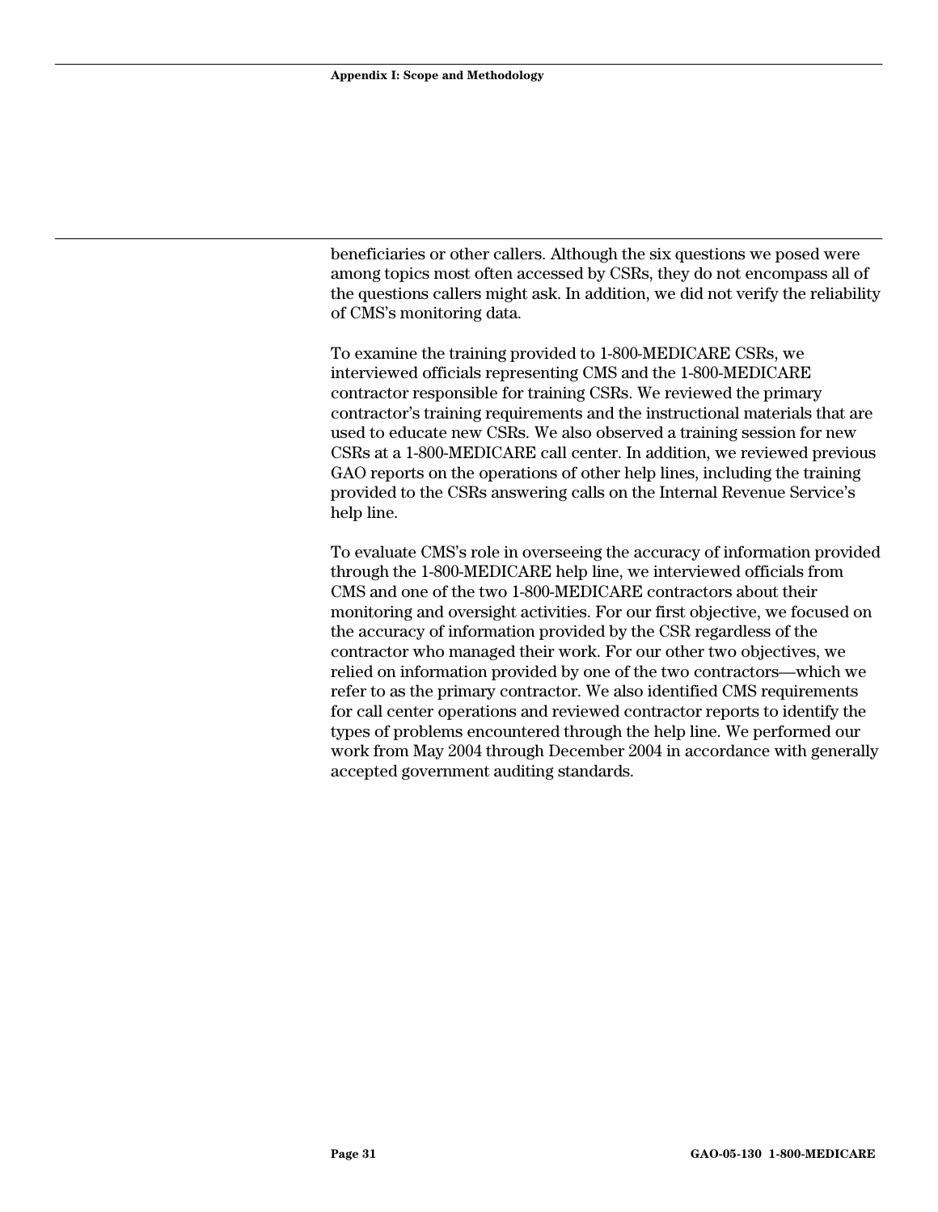beneficiaries or other callers. Although the six questions we posed were among topics most often accessed by CSRs, they do not encompass all of the questions callers might ask. In addition, we did not verify the reliability of CMS's monitoring data.

To examine the training provided to 1-800-MEDICARE CSRs, we interviewed officials representing CMS and the 1-800-MEDICARE contractor responsible for training CSRs. We reviewed the primary contractor's training requirements and the instructional materials that are used to educate new CSRs. We also observed a training session for new CSRs at a 1-800-MEDICARE call center. In addition, we reviewed previous GAO reports on the operations of other help lines, including the training provided to the CSRs answering calls on the Internal Revenue Service's help line.

To evaluate CMS's role in overseeing the accuracy of information provided through the 1-800-MEDICARE help line, we interviewed officials from CMS and one of the two 1-800-MEDICARE contractors about their monitoring and oversight activities. For our first objective, we focused on the accuracy of information provided by the CSR regardless of the contractor who managed their work. For our other two objectives, we relied on information provided by one of the two contractors—which we refer to as the primary contractor. We also identified CMS requirements for call center operations and reviewed contractor reports to identify the types of problems encountered through the help line. We performed our work from May 2004 through December 2004 in accordance with generally accepted government auditing standards.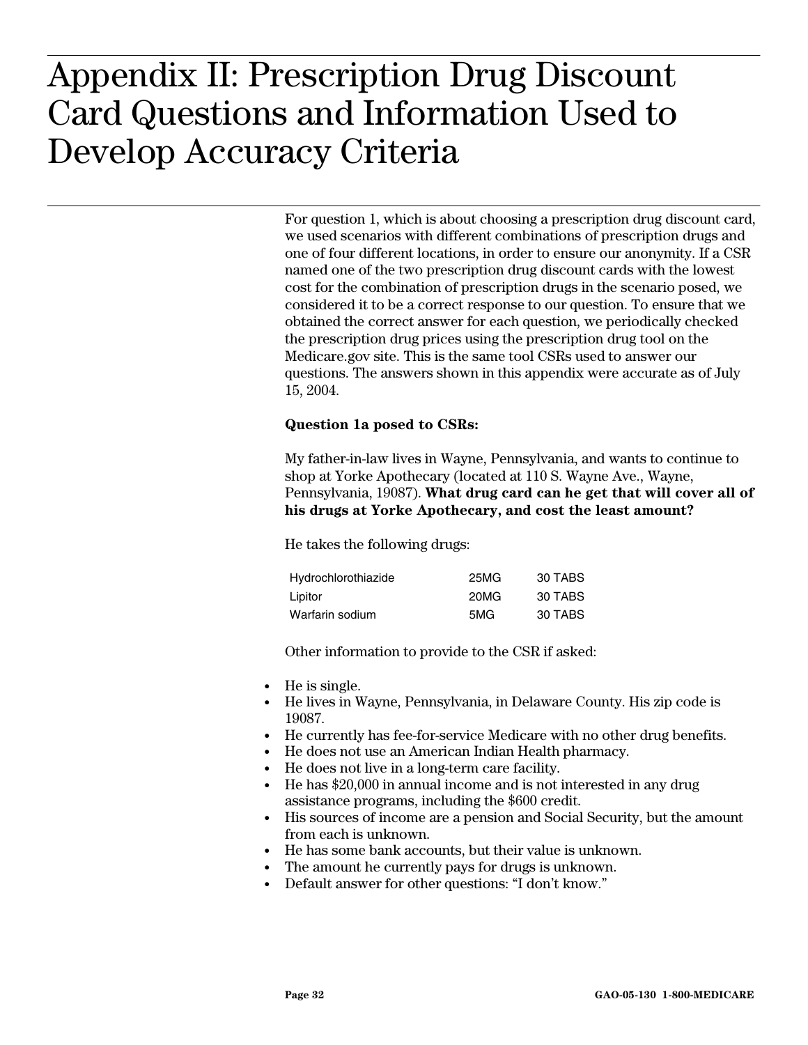# Appendix II: Prescription Drug Discount Card Questions and Information Used to Develop Accuracy Criteria

For question 1, which is about choosing a prescription drug discount card, we used scenarios with different combinations of prescription drugs and one of four different locations, in order to ensure our anonymity. If a CSR named one of the two prescription drug discount cards with the lowest cost for the combination of prescription drugs in the scenario posed, we considered it to be a correct response to our question. To ensure that we obtained the correct answer for each question, we periodically checked the prescription drug prices using the prescription drug tool on the Medicare.gov site. This is the same tool CSRs used to answer our questions. The answers shown in this appendix were accurate as of July 15, 2004.

**Question 1a posed to CSRs:**

My father-in-law lives in Wayne, Pennsylvania, and wants to continue to shop at Yorke Apothecary (located at 110 S. Wayne Ave., Wayne, Pennsylvania, 19087). **What drug card can he get that will cover all of his drugs at Yorke Apothecary, and cost the least amount?**

He takes the following drugs:

| | | |
|---|---|---|
| Hydrochlorothiazide | 25MG | 30 TABS |
| Lipitor | 20MG | 30 TABS |
| Warfarin sodium | 5MG | 30 TABS |

Other information to provide to the CSR if asked:

- He is single.
- He lives in Wayne, Pennsylvania, in Delaware County. His zip code is 19087.
- He currently has fee-for-service Medicare with no other drug benefits.
- He does not use an American Indian Health pharmacy.
- He does not live in a long-term care facility.
- He has $20,000 in annual income and is not interested in any drug assistance programs, including the $600 credit.
- His sources of income are a pension and Social Security, but the amount from each is unknown.
- He has some bank accounts, but their value is unknown.
- The amount he currently pays for drugs is unknown.
- Default answer for other questions: "I don't know."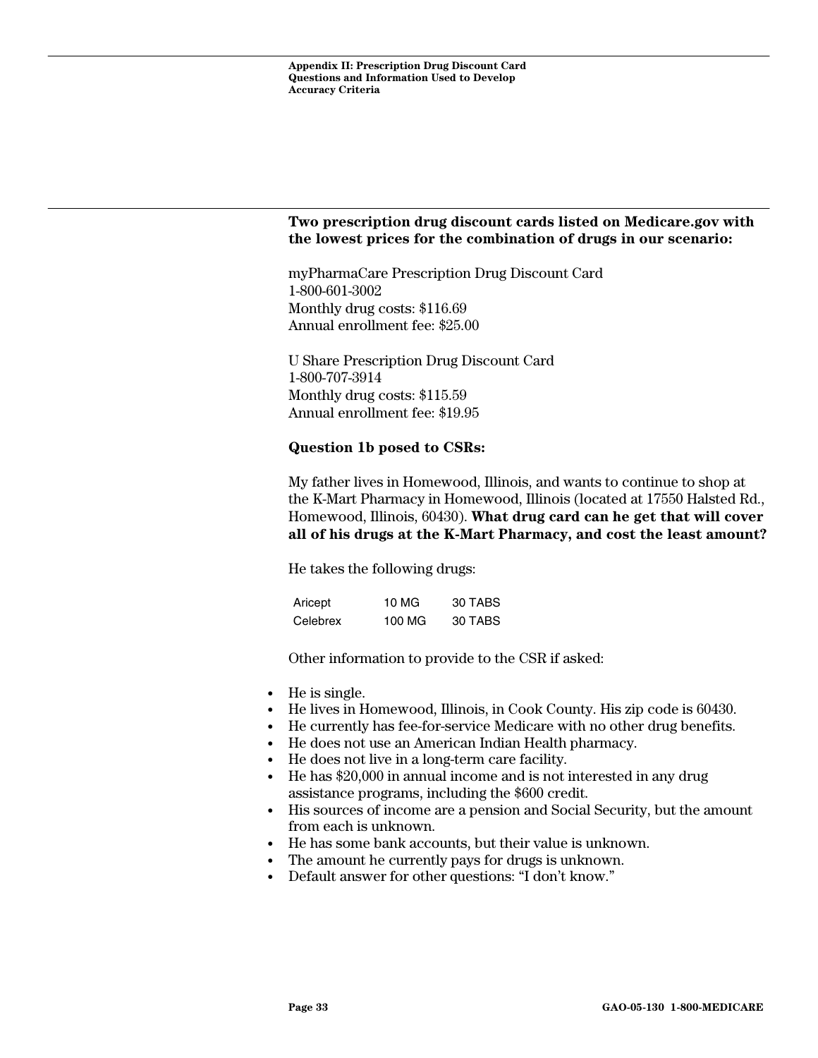**Two prescription drug discount cards listed on Medicare.gov with the lowest prices for the combination of drugs in our scenario:**

myPharmaCare Prescription Drug Discount Card
1-800-601-3002
Monthly drug costs: $116.69
Annual enrollment fee: $25.00

U Share Prescription Drug Discount Card
1-800-707-3914
Monthly drug costs: $115.59
Annual enrollment fee: $19.95

**Question 1b posed to CSRs:**

My father lives in Homewood, Illinois, and wants to continue to shop at the K-Mart Pharmacy in Homewood, Illinois (located at 17550 Halsted Rd., Homewood, Illinois, 60430). **What drug card can he get that will cover all of his drugs at the K-Mart Pharmacy, and cost the least amount?**

He takes the following drugs:

| | | |
|---|---|---|
| Aricept | 10 MG | 30 TABS |
| Celebrex | 100 MG | 30 TABS |

Other information to provide to the CSR if asked:

- He is single.
- He lives in Homewood, Illinois, in Cook County. His zip code is 60430.
- He currently has fee-for-service Medicare with no other drug benefits.
- He does not use an American Indian Health pharmacy.
- He does not live in a long-term care facility.
- He has $20,000 in annual income and is not interested in any drug assistance programs, including the $600 credit.
- His sources of income are a pension and Social Security, but the amount from each is unknown.
- He has some bank accounts, but their value is unknown.
- The amount he currently pays for drugs is unknown.
- Default answer for other questions: "I don't know."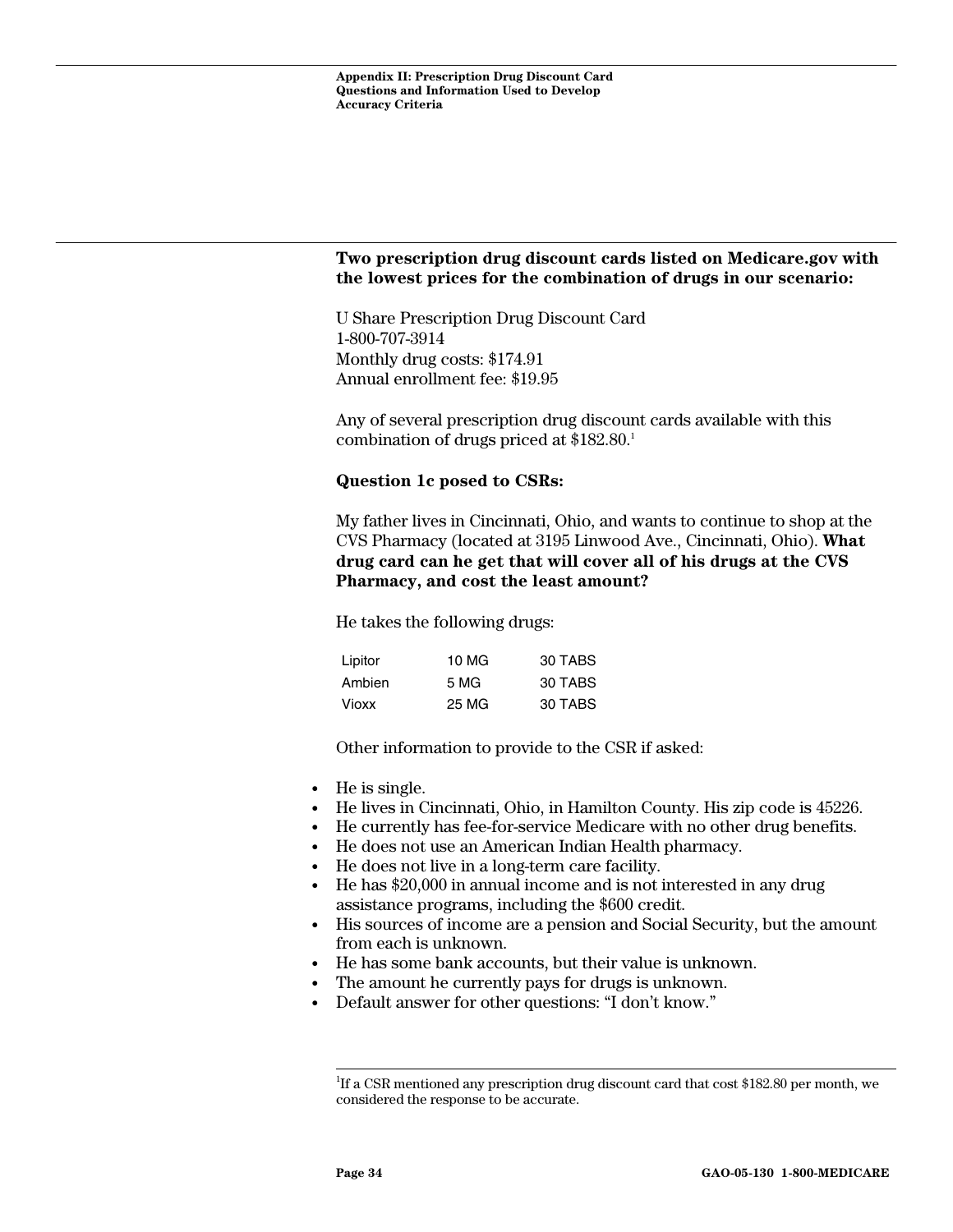**Two prescription drug discount cards listed on Medicare.gov with the lowest prices for the combination of drugs in our scenario:**

U Share Prescription Drug Discount Card
1-800-707-3914
Monthly drug costs: $174.91
Annual enrollment fee: $19.95

Any of several prescription drug discount cards available with this combination of drugs priced at $182.80.[1]

**Question 1c posed to CSRs:**

My father lives in Cincinnati, Ohio, and wants to continue to shop at the CVS Pharmacy (located at 3195 Linwood Ave., Cincinnati, Ohio). **What drug card can he get that will cover all of his drugs at the CVS Pharmacy, and cost the least amount?**

He takes the following drugs:

| | | |
|---|---|---|
| Lipitor | 10 MG | 30 TABS |
| Ambien | 5 MG | 30 TABS |
| Vioxx | 25 MG | 30 TABS |

Other information to provide to the CSR if asked:

- He is single.
- He lives in Cincinnati, Ohio, in Hamilton County. His zip code is 45226.
- He currently has fee-for-service Medicare with no other drug benefits.
- He does not use an American Indian Health pharmacy.
- He does not live in a long-term care facility.
- He has $20,000 in annual income and is not interested in any drug assistance programs, including the $600 credit.
- His sources of income are a pension and Social Security, but the amount from each is unknown.
- He has some bank accounts, but their value is unknown.
- The amount he currently pays for drugs is unknown.
- Default answer for other questions: "I don't know."

[1]If a CSR mentioned any prescription drug discount card that cost $182.80 per month, we considered the response to be accurate.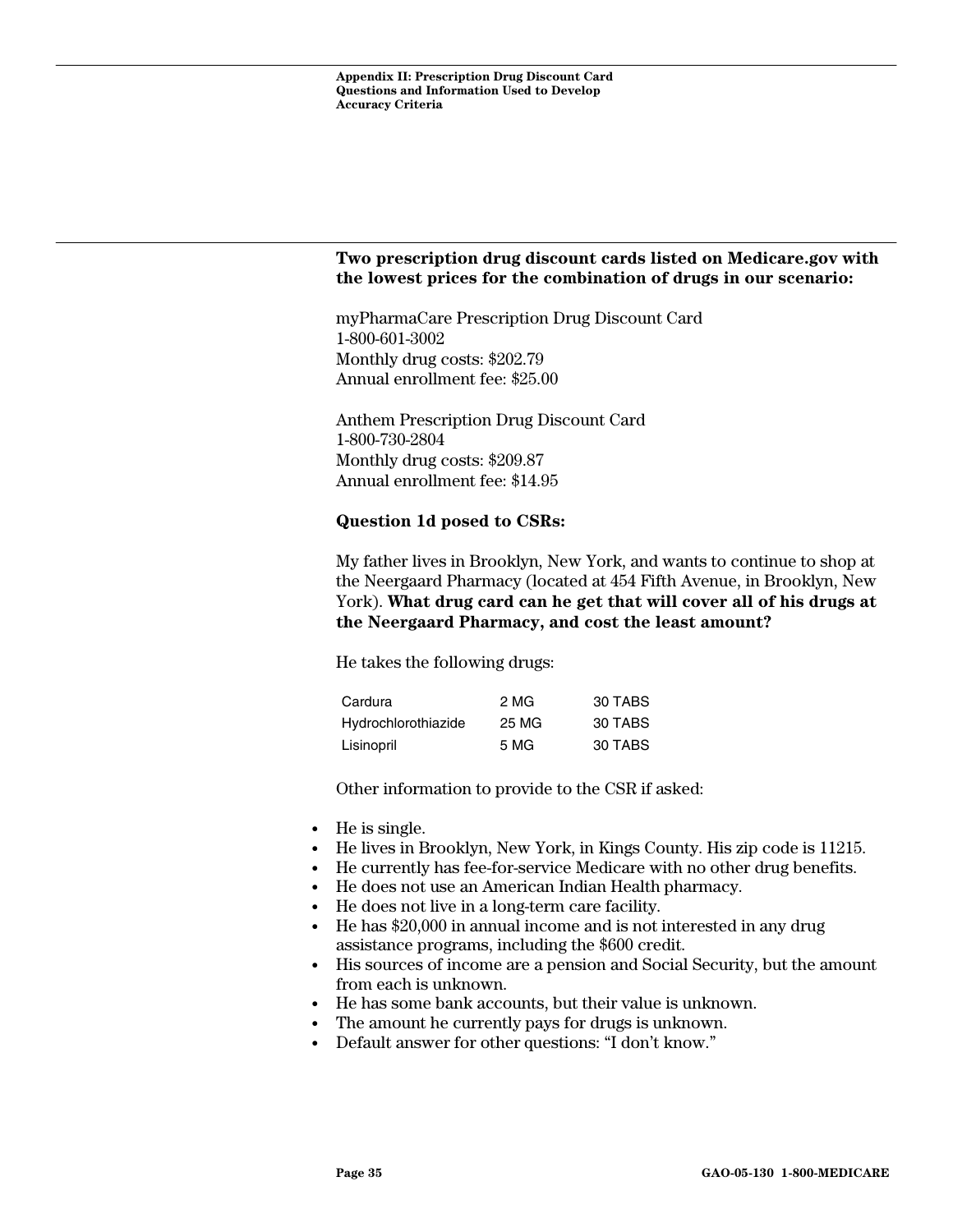**Two prescription drug discount cards listed on Medicare.gov with the lowest prices for the combination of drugs in our scenario:**

myPharmaCare Prescription Drug Discount Card
1-800-601-3002
Monthly drug costs: $202.79
Annual enrollment fee: $25.00

Anthem Prescription Drug Discount Card
1-800-730-2804
Monthly drug costs: $209.87
Annual enrollment fee: $14.95

**Question 1d posed to CSRs:**

My father lives in Brooklyn, New York, and wants to continue to shop at the Neergaard Pharmacy (located at 454 Fifth Avenue, in Brooklyn, New York). **What drug card can he get that will cover all of his drugs at the Neergaard Pharmacy, and cost the least amount?**

He takes the following drugs:

| | | |
|---|---|---|
| Cardura | 2 MG | 30 TABS |
| Hydrochlorothiazide | 25 MG | 30 TABS |
| Lisinopril | 5 MG | 30 TABS |

Other information to provide to the CSR if asked:

- He is single.
- He lives in Brooklyn, New York, in Kings County. His zip code is 11215.
- He currently has fee-for-service Medicare with no other drug benefits.
- He does not use an American Indian Health pharmacy.
- He does not live in a long-term care facility.
- He has $20,000 in annual income and is not interested in any drug assistance programs, including the $600 credit.
- His sources of income are a pension and Social Security, but the amount from each is unknown.
- He has some bank accounts, but their value is unknown.
- The amount he currently pays for drugs is unknown.
- Default answer for other questions: "I don't know."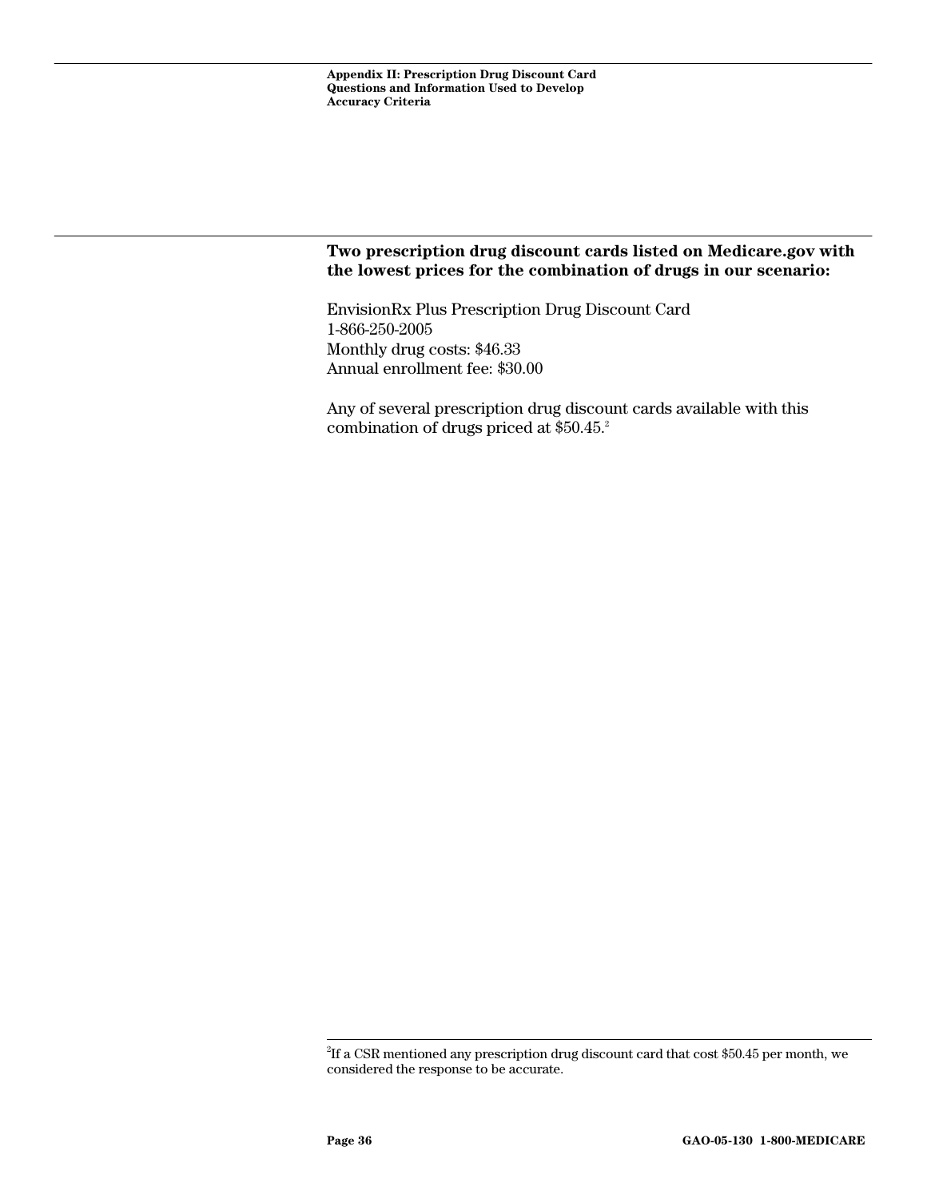**Two prescription drug discount cards listed on Medicare.gov with the lowest prices for the combination of drugs in our scenario:**

EnvisionRx Plus Prescription Drug Discount Card
1-866-250-2005
Monthly drug costs: $46.33
Annual enrollment fee: $30.00

Any of several prescription drug discount cards available with this combination of drugs priced at $50.45.[2]

[2] If a CSR mentioned any prescription drug discount card that cost $50.45 per month, we considered the response to be accurate.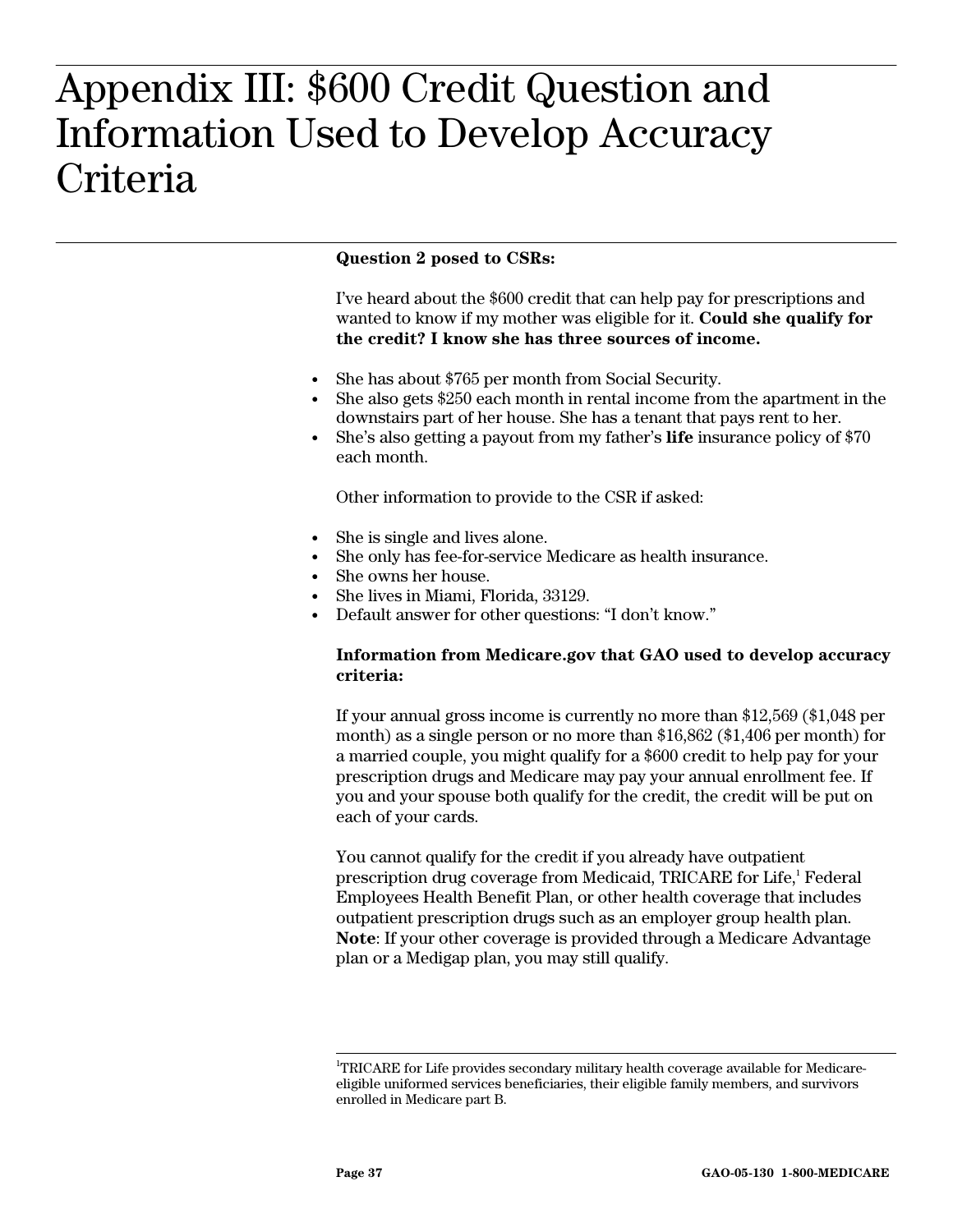# Appendix III: $600 Credit Question and Information Used to Develop Accuracy Criteria

**Question 2 posed to CSRs:**

I've heard about the $600 credit that can help pay for prescriptions and wanted to know if my mother was eligible for it. **Could she qualify for the credit? I know she has three sources of income.**

- She has about $765 per month from Social Security.
- She also gets $250 each month in rental income from the apartment in the downstairs part of her house. She has a tenant that pays rent to her.
- She's also getting a payout from my father's **life** insurance policy of $70 each month.

Other information to provide to the CSR if asked:

- She is single and lives alone.
- She only has fee-for-service Medicare as health insurance.
- She owns her house.
- She lives in Miami, Florida, 33129.
- Default answer for other questions: "I don't know."

**Information from Medicare.gov that GAO used to develop accuracy criteria:**

If your annual gross income is currently no more than $12,569 ($1,048 per month) as a single person or no more than $16,862 ($1,406 per month) for a married couple, you might qualify for a $600 credit to help pay for your prescription drugs and Medicare may pay your annual enrollment fee. If you and your spouse both qualify for the credit, the credit will be put on each of your cards.

You cannot qualify for the credit if you already have outpatient prescription drug coverage from Medicaid, TRICARE for Life,[1] Federal Employees Health Benefit Plan, or other health coverage that includes outpatient prescription drugs such as an employer group health plan. **Note**: If your other coverage is provided through a Medicare Advantage plan or a Medigap plan, you may still qualify.

[1]TRICARE for Life provides secondary military health coverage available for Medicare-eligible uniformed services beneficiaries, their eligible family members, and survivors enrolled in Medicare part B.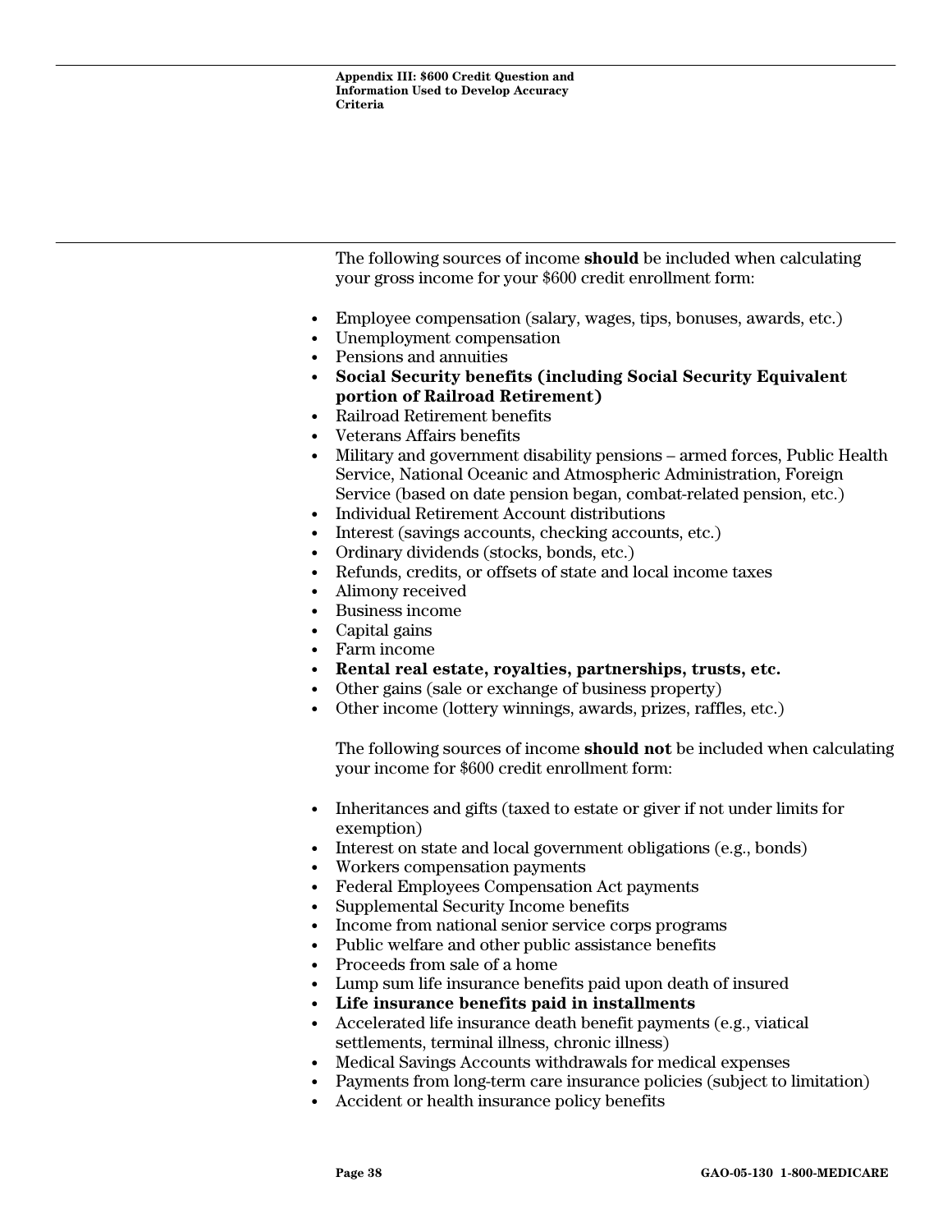The following sources of income **should** be included when calculating your gross income for your $600 credit enrollment form:

- Employee compensation (salary, wages, tips, bonuses, awards, etc.)
- Unemployment compensation
- Pensions and annuities
- **Social Security benefits (including Social Security Equivalent portion of Railroad Retirement)**
- Railroad Retirement benefits
- Veterans Affairs benefits
- Military and government disability pensions – armed forces, Public Health Service, National Oceanic and Atmospheric Administration, Foreign Service (based on date pension began, combat-related pension, etc.)
- Individual Retirement Account distributions
- Interest (savings accounts, checking accounts, etc.)
- Ordinary dividends (stocks, bonds, etc.)
- Refunds, credits, or offsets of state and local income taxes
- Alimony received
- Business income
- Capital gains
- Farm income
- **Rental real estate, royalties, partnerships, trusts, etc.**
- Other gains (sale or exchange of business property)
- Other income (lottery winnings, awards, prizes, raffles, etc.)

The following sources of income **should not** be included when calculating your income for $600 credit enrollment form:

- Inheritances and gifts (taxed to estate or giver if not under limits for exemption)
- Interest on state and local government obligations (e.g., bonds)
- Workers compensation payments
- Federal Employees Compensation Act payments
- Supplemental Security Income benefits
- Income from national senior service corps programs
- Public welfare and other public assistance benefits
- Proceeds from sale of a home
- Lump sum life insurance benefits paid upon death of insured
- **Life insurance benefits paid in installments**
- Accelerated life insurance death benefit payments (e.g., viatical settlements, terminal illness, chronic illness)
- Medical Savings Accounts withdrawals for medical expenses
- Payments from long-term care insurance policies (subject to limitation)
- Accident or health insurance policy benefits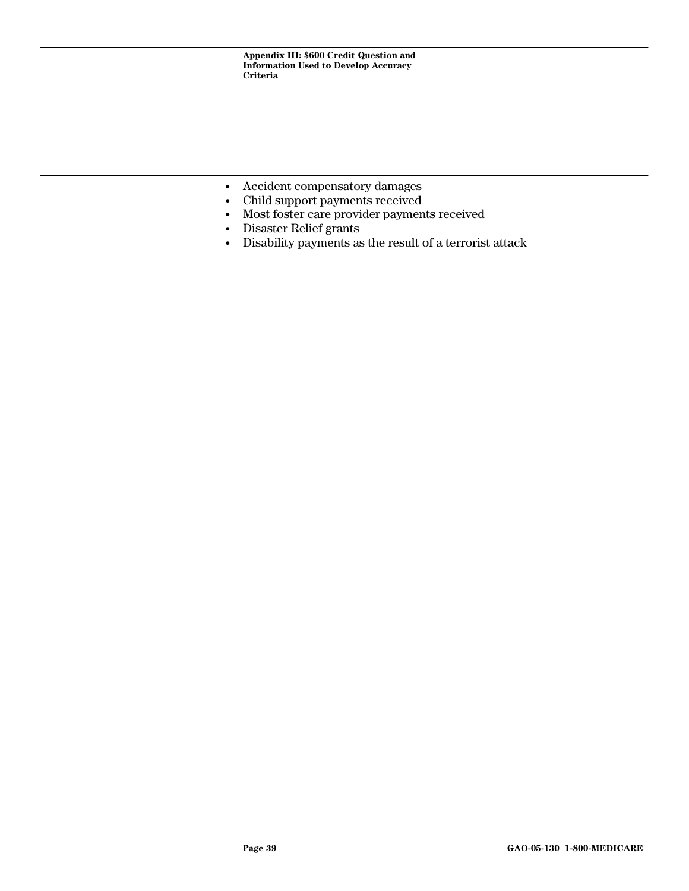- Accident compensatory damages
- Child support payments received
- Most foster care provider payments received
- Disaster Relief grants
- Disability payments as the result of a terrorist attack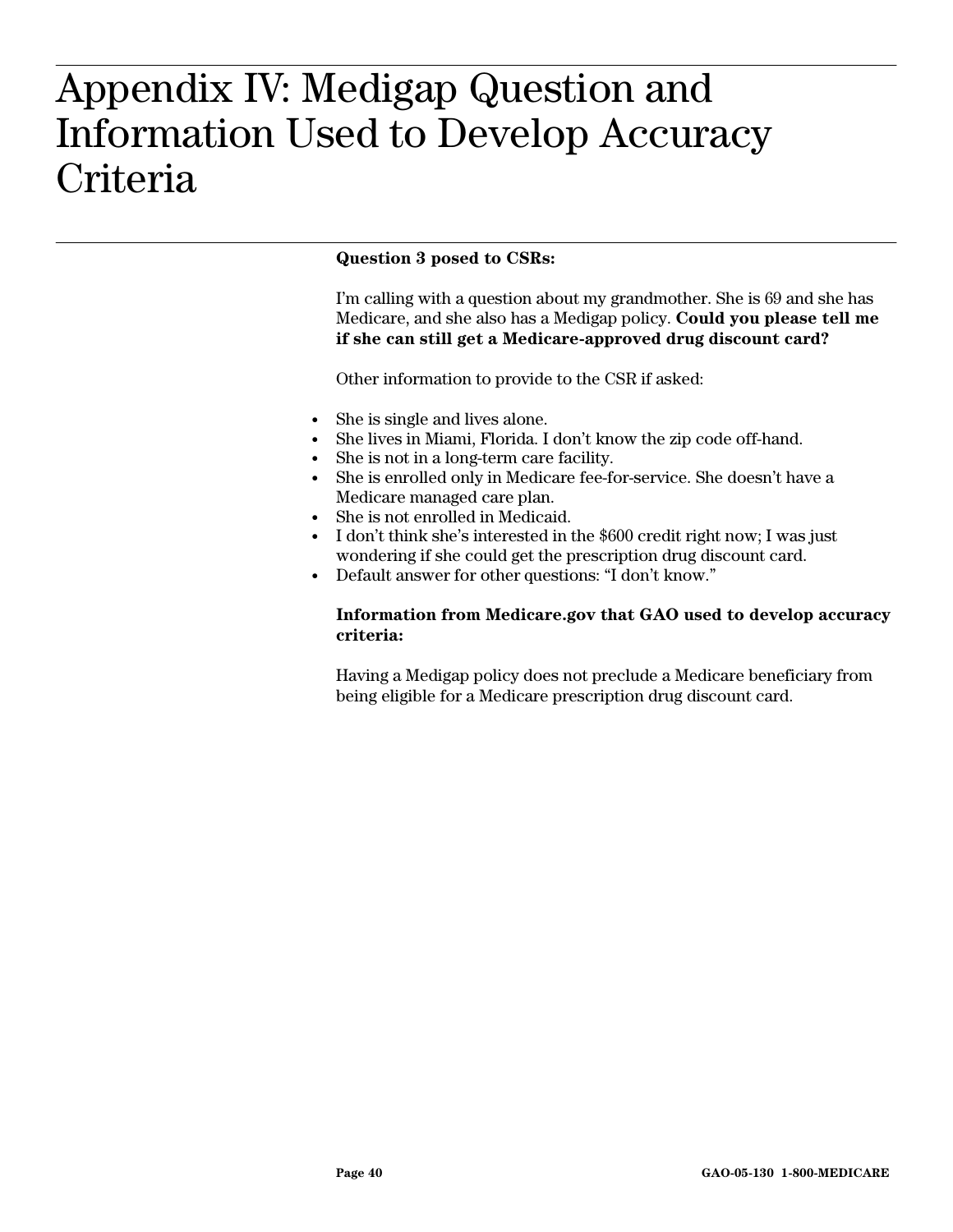# Appendix IV: Medigap Question and Information Used to Develop Accuracy Criteria

**Question 3 posed to CSRs:**

I'm calling with a question about my grandmother. She is 69 and she has Medicare, and she also has a Medigap policy. **Could you please tell me if she can still get a Medicare-approved drug discount card?**

Other information to provide to the CSR if asked:

- She is single and lives alone.
- She lives in Miami, Florida. I don't know the zip code off-hand.
- She is not in a long-term care facility.
- She is enrolled only in Medicare fee-for-service. She doesn't have a Medicare managed care plan.
- She is not enrolled in Medicaid.
- I don't think she's interested in the $600 credit right now; I was just wondering if she could get the prescription drug discount card.
- Default answer for other questions: "I don't know."

**Information from Medicare.gov that GAO used to develop accuracy criteria:**

Having a Medigap policy does not preclude a Medicare beneficiary from being eligible for a Medicare prescription drug discount card.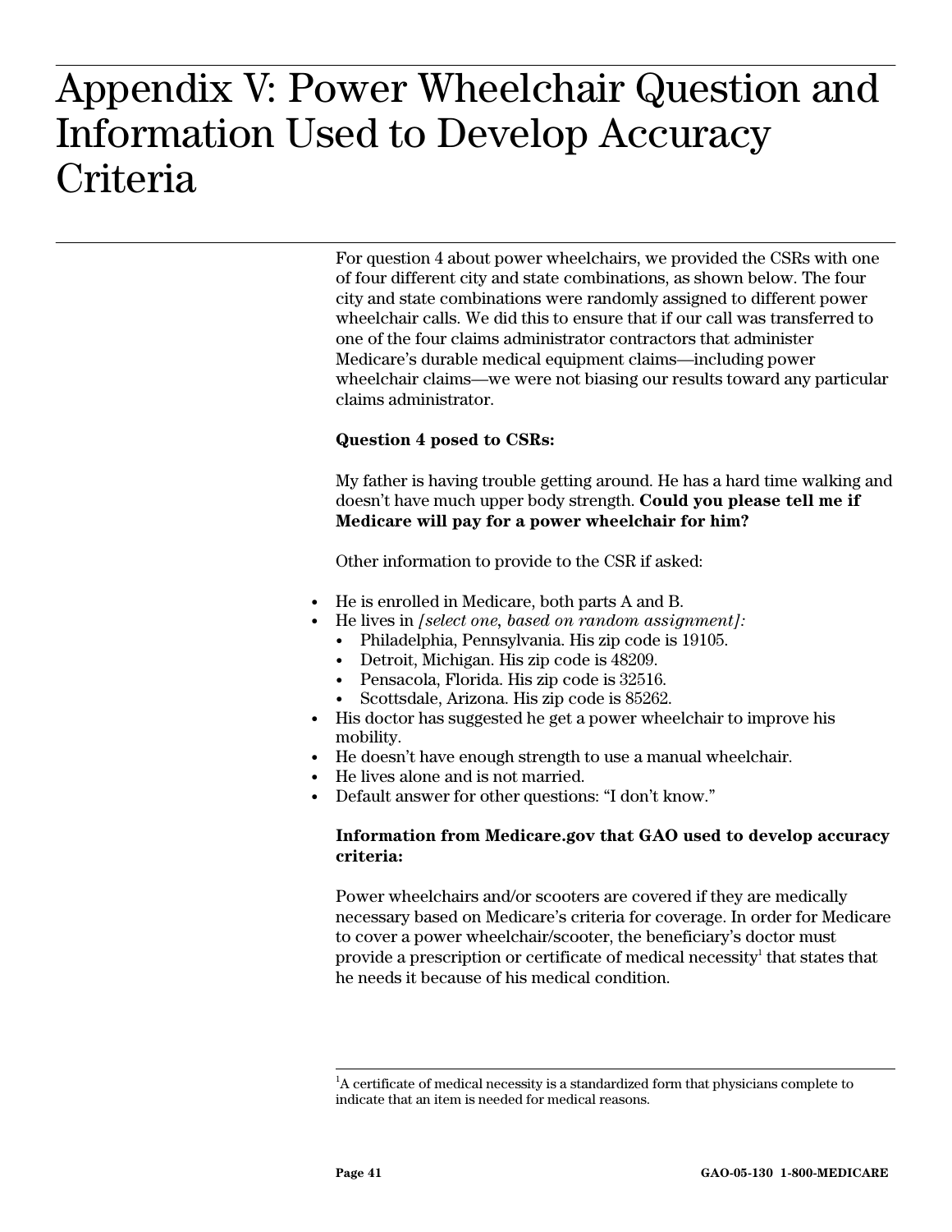# Appendix V: Power Wheelchair Question and Information Used to Develop Accuracy Criteria

For question 4 about power wheelchairs, we provided the CSRs with one of four different city and state combinations, as shown below. The four city and state combinations were randomly assigned to different power wheelchair calls. We did this to ensure that if our call was transferred to one of the four claims administrator contractors that administer Medicare's durable medical equipment claims—including power wheelchair claims—we were not biasing our results toward any particular claims administrator.

**Question 4 posed to CSRs:**

My father is having trouble getting around. He has a hard time walking and doesn't have much upper body strength. **Could you please tell me if Medicare will pay for a power wheelchair for him?**

Other information to provide to the CSR if asked:

- He is enrolled in Medicare, both parts A and B.
- He lives in *[select one, based on random assignment]:*
  - Philadelphia, Pennsylvania. His zip code is 19105.
  - Detroit, Michigan. His zip code is 48209.
  - Pensacola, Florida. His zip code is 32516.
  - Scottsdale, Arizona. His zip code is 85262.
- His doctor has suggested he get a power wheelchair to improve his mobility.
- He doesn't have enough strength to use a manual wheelchair.
- He lives alone and is not married.
- Default answer for other questions: "I don't know."

**Information from Medicare.gov that GAO used to develop accuracy criteria:**

Power wheelchairs and/or scooters are covered if they are medically necessary based on Medicare's criteria for coverage. In order for Medicare to cover a power wheelchair/scooter, the beneficiary's doctor must provide a prescription or certificate of medical necessity[1] that states that he needs it because of his medical condition.

[1]A certificate of medical necessity is a standardized form that physicians complete to indicate that an item is needed for medical reasons.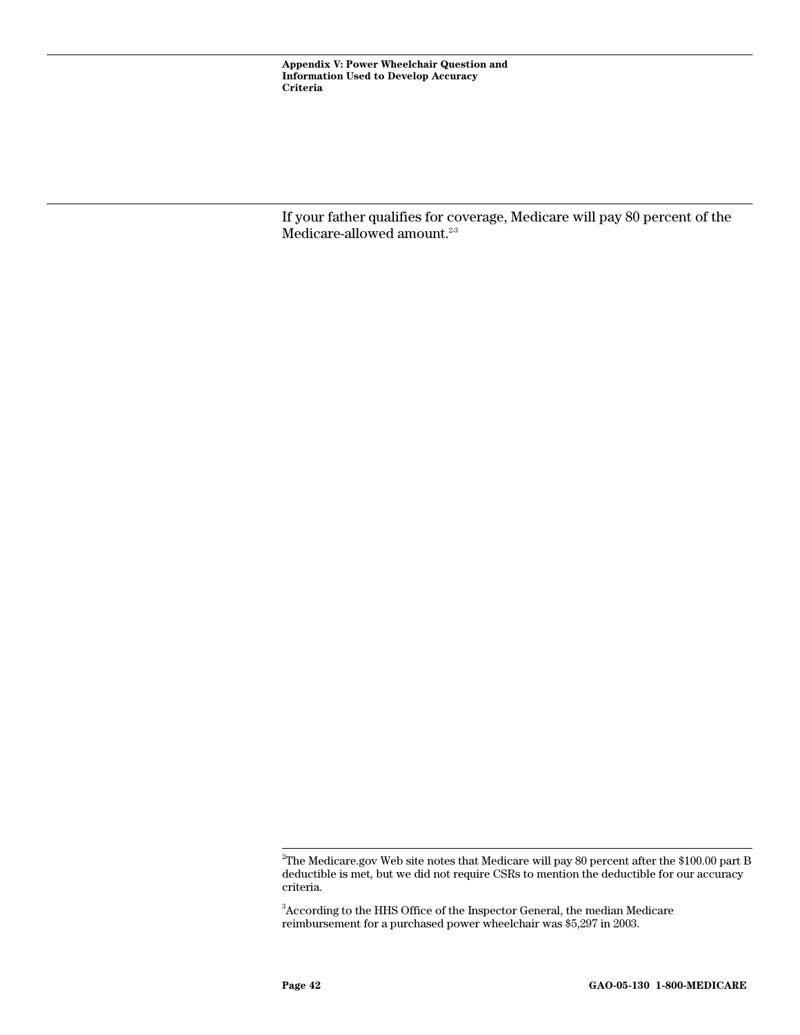If your father qualifies for coverage, Medicare will pay 80 percent of the Medicare-allowed amount.[2,3]

---

[2]The Medicare.gov Web site notes that Medicare will pay 80 percent after the $100.00 part B deductible is met, but we did not require CSRs to mention the deductible for our accuracy criteria.

[3]According to the HHS Office of the Inspector General, the median Medicare reimbursement for a purchased power wheelchair was $5,297 in 2003.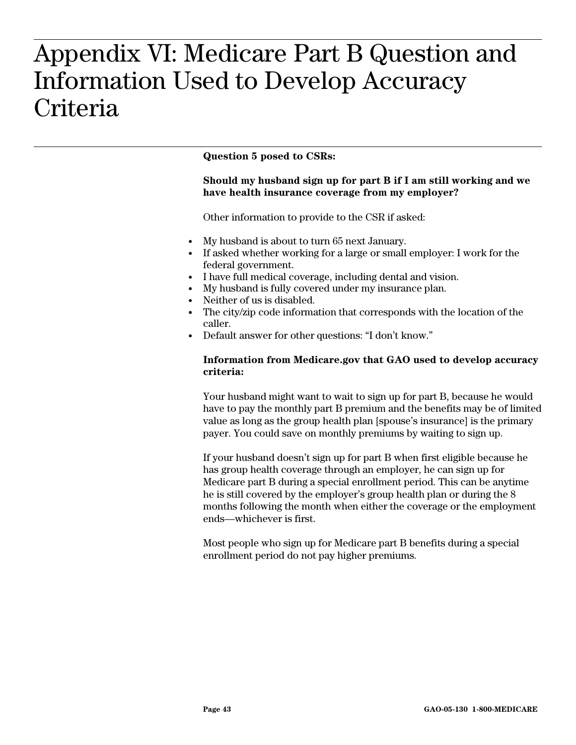# Appendix VI: Medicare Part B Question and Information Used to Develop Accuracy Criteria

**Question 5 posed to CSRs:**

**Should my husband sign up for part B if I am still working and we have health insurance coverage from my employer?**

Other information to provide to the CSR if asked:

- My husband is about to turn 65 next January.
- If asked whether working for a large or small employer: I work for the federal government.
- I have full medical coverage, including dental and vision.
- My husband is fully covered under my insurance plan.
- Neither of us is disabled.
- The city/zip code information that corresponds with the location of the caller.
- Default answer for other questions: "I don't know."

**Information from Medicare.gov that GAO used to develop accuracy criteria:**

Your husband might want to wait to sign up for part B, because he would have to pay the monthly part B premium and the benefits may be of limited value as long as the group health plan [spouse's insurance] is the primary payer. You could save on monthly premiums by waiting to sign up.

If your husband doesn't sign up for part B when first eligible because he has group health coverage through an employer, he can sign up for Medicare part B during a special enrollment period. This can be anytime he is still covered by the employer's group health plan or during the 8 months following the month when either the coverage or the employment ends—whichever is first.

Most people who sign up for Medicare part B benefits during a special enrollment period do not pay higher premiums.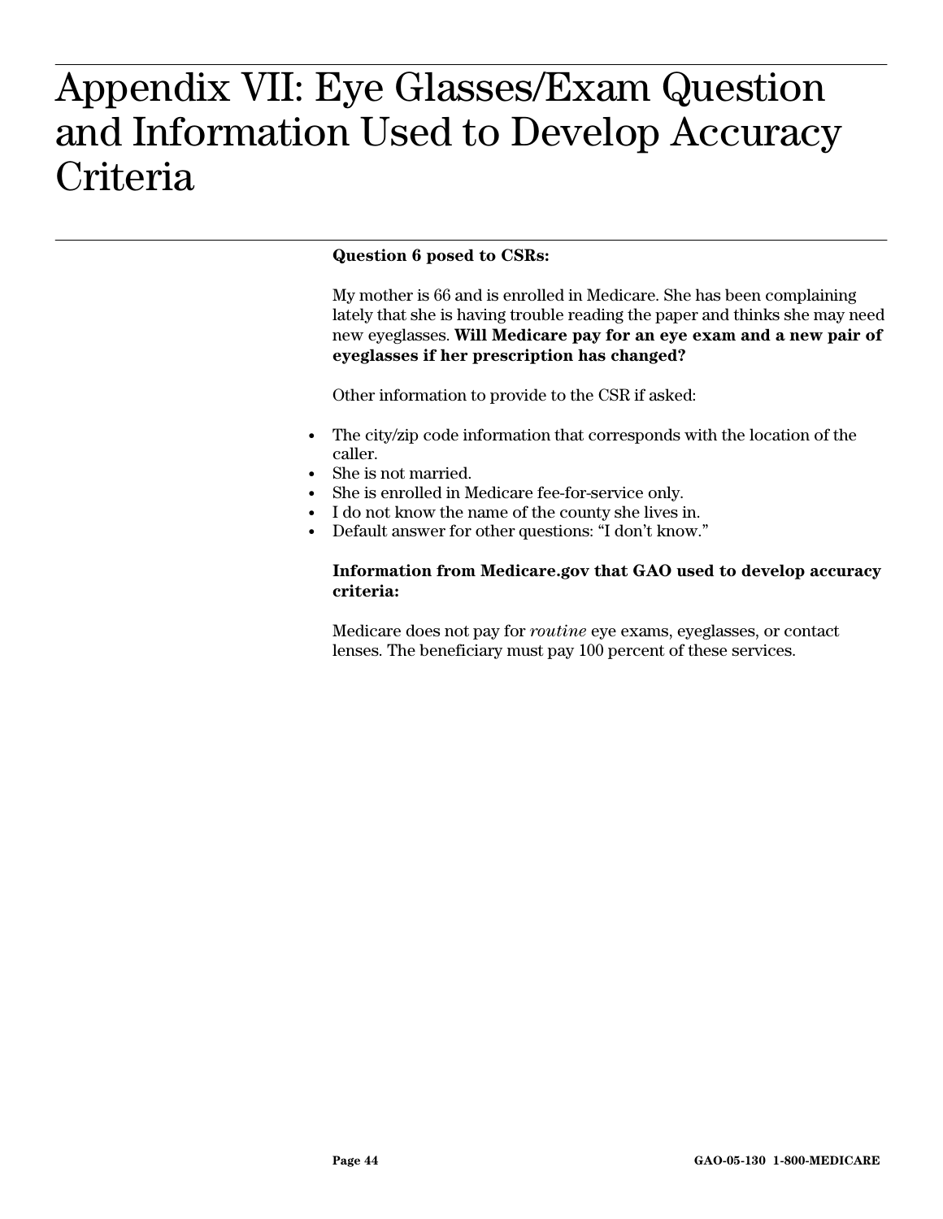# Appendix VII: Eye Glasses/Exam Question and Information Used to Develop Accuracy Criteria

**Question 6 posed to CSRs:**

My mother is 66 and is enrolled in Medicare. She has been complaining lately that she is having trouble reading the paper and thinks she may need new eyeglasses. **Will Medicare pay for an eye exam and a new pair of eyeglasses if her prescription has changed?**

Other information to provide to the CSR if asked:

- The city/zip code information that corresponds with the location of the caller.
- She is not married.
- She is enrolled in Medicare fee-for-service only.
- I do not know the name of the county she lives in.
- Default answer for other questions: "I don't know."

**Information from Medicare.gov that GAO used to develop accuracy criteria:**

Medicare does not pay for *routine* eye exams, eyeglasses, or contact lenses. The beneficiary must pay 100 percent of these services.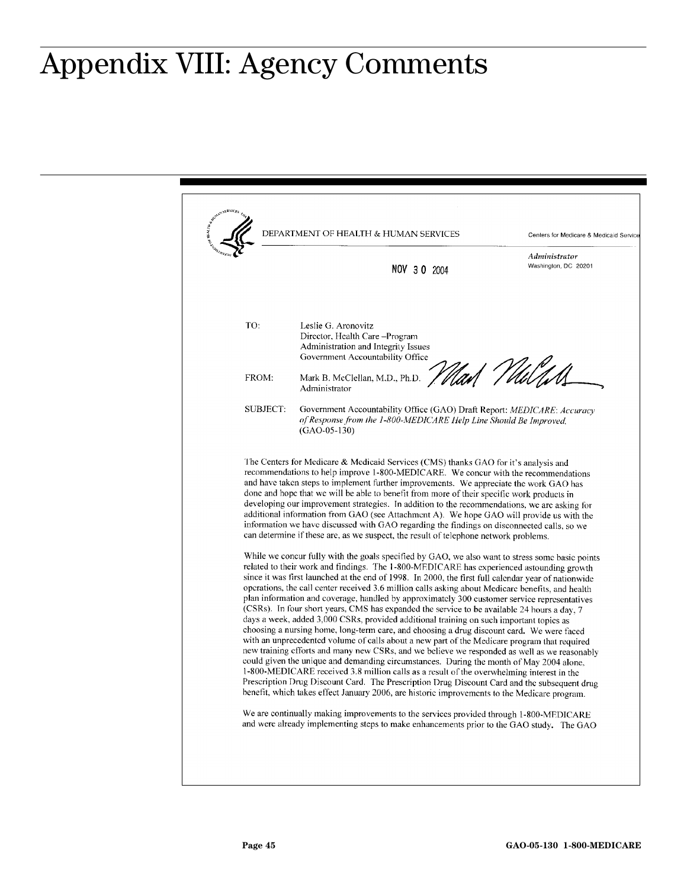# Appendix VIII: Agency Comments

DEPARTMENT OF HEALTH & HUMAN SERVICES

Centers for Medicare & Medicaid Services

*Administrator*
Washington, DC 20201

NOV 30 2004

TO: Leslie G. Aronovitz
Director, Health Care –Program
Administration and Integrity Issues
Government Accountability Office

FROM: Mark B. McClellan, M.D., Ph.D.
Administrator

SUBJECT: Government Accountability Office (GAO) Draft Report: *MEDICARE: Accuracy of Response from the 1-800-MEDICARE Help Line Should Be Improved.* (GAO-05-130)

The Centers for Medicare & Medicaid Services (CMS) thanks GAO for it's analysis and recommendations to help improve 1-800-MEDICARE. We concur with the recommendations and have taken steps to implement further improvements. We appreciate the work GAO has done and hope that we will be able to benefit from more of their specific work products in developing our improvement strategies. In addition to the recommendations, we are asking for additional information from GAO (see Attachment A). We hope GAO will provide us with the information we have discussed with GAO regarding the findings on disconnected calls, so we can determine if these are, as we suspect, the result of telephone network problems.

While we concur fully with the goals specified by GAO, we also want to stress some basic points related to their work and findings. The 1-800-MEDICARE has experienced astounding growth since it was first launched at the end of 1998. In 2000, the first full calendar year of nationwide operations, the call center received 3.6 million calls asking about Medicare benefits, and health plan information and coverage, handled by approximately 300 customer service representatives (CSRs). In four short years, CMS has expanded the service to be available 24 hours a day, 7 days a week, added 3,000 CSRs, provided additional training on such important topics as choosing a nursing home, long-term care, and choosing a drug discount card. We were faced with an unprecedented volume of calls about a new part of the Medicare program that required new training efforts and many new CSRs, and we believe we responded as well as we reasonably could given the unique and demanding circumstances. During the month of May 2004 alone, 1-800-MEDICARE received 3.8 million calls as a result of the overwhelming interest in the Prescription Drug Discount Card. The Prescription Drug Discount Card and the subsequent drug benefit, which takes effect January 2006, are historic improvements to the Medicare program.

We are continually making improvements to the services provided through 1-800-MEDICARE and were already implementing steps to make enhancements prior to the GAO study. The GAO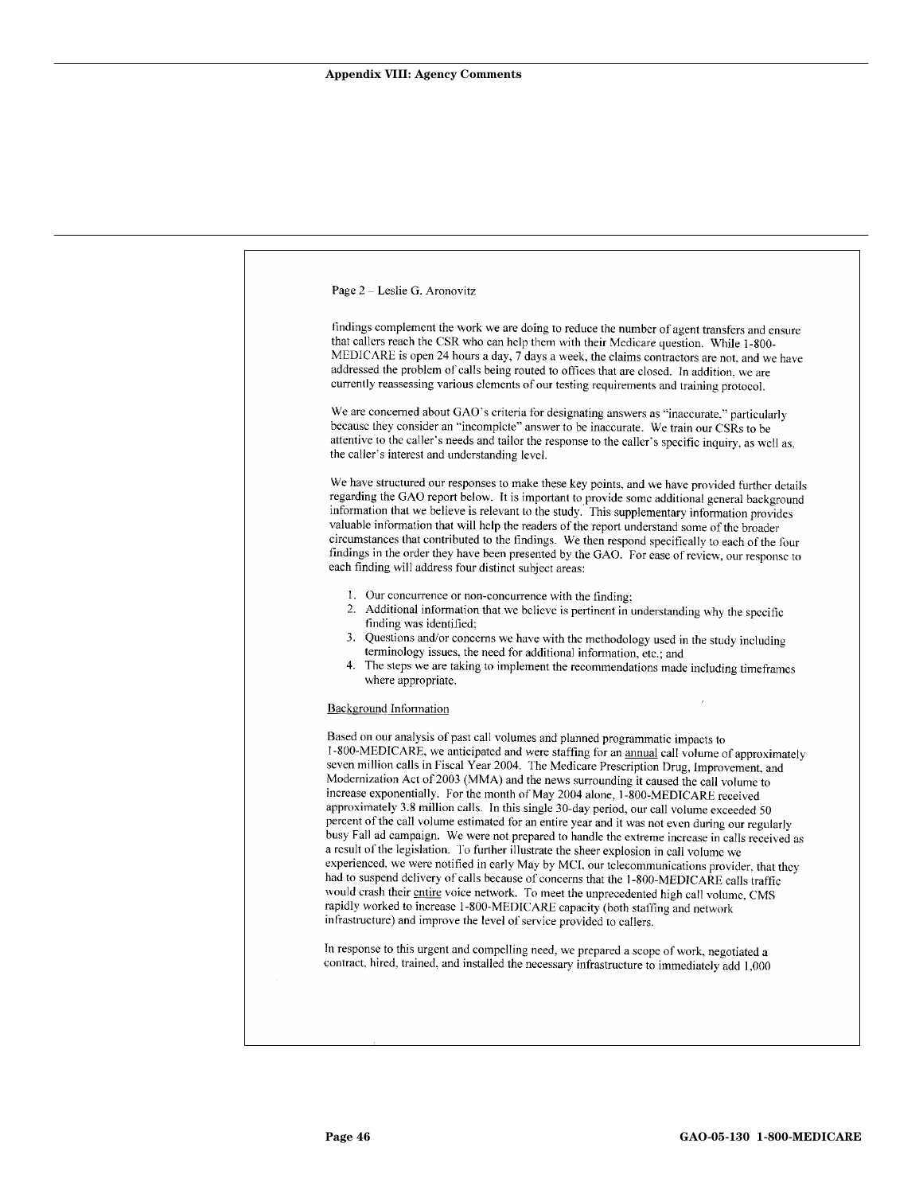Page 2 – Leslie G. Aronovitz

findings complement the work we are doing to reduce the number of agent transfers and ensure that callers reach the CSR who can help them with their Medicare question. While 1-800-MEDICARE is open 24 hours a day, 7 days a week, the claims contractors are not, and we have addressed the problem of calls being routed to offices that are closed. In addition, we are currently reassessing various elements of our testing requirements and training protocol.

We are concerned about GAO's criteria for designating answers as "inaccurate," particularly because they consider an "incomplete" answer to be inaccurate. We train our CSRs to be attentive to the caller's needs and tailor the response to the caller's specific inquiry, as well as, the caller's interest and understanding level.

We have structured our responses to make these key points, and we have provided further details regarding the GAO report below. It is important to provide some additional general background information that we believe is relevant to the study. This supplementary information provides valuable information that will help the readers of the report understand some of the broader circumstances that contributed to the findings. We then respond specifically to each of the four findings in the order they have been presented by the GAO. For ease of review, our response to each finding will address four distinct subject areas:

1. Our concurrence or non-concurrence with the finding;
2. Additional information that we believe is pertinent in understanding why the specific finding was identified;
3. Questions and/or concerns we have with the methodology used in the study including terminology issues, the need for additional information, etc.; and
4. The steps we are taking to implement the recommendations made including timeframes where appropriate.

Background Information

Based on our analysis of past call volumes and planned programmatic impacts to 1-800-MEDICARE, we anticipated and were staffing for an annual call volume of approximately seven million calls in Fiscal Year 2004. The Medicare Prescription Drug, Improvement, and Modernization Act of 2003 (MMA) and the news surrounding it caused the call volume to increase exponentially. For the month of May 2004 alone, 1-800-MEDICARE received approximately 3.8 million calls. In this single 30-day period, our call volume exceeded 50 percent of the call volume estimated for an entire year and it was not even during our regularly busy Fall ad campaign. We were not prepared to handle the extreme increase in calls received as a result of the legislation. To further illustrate the sheer explosion in call volume we experienced, we were notified in early May by MCI, our telecommunications provider, that they had to suspend delivery of calls because of concerns that the 1-800-MEDICARE calls traffic would crash their entire voice network. To meet the unprecedented high call volume, CMS rapidly worked to increase 1-800-MEDICARE capacity (both staffing and network infrastructure) and improve the level of service provided to callers.

In response to this urgent and compelling need, we prepared a scope of work, negotiated a contract, hired, trained, and installed the necessary infrastructure to immediately add 1,000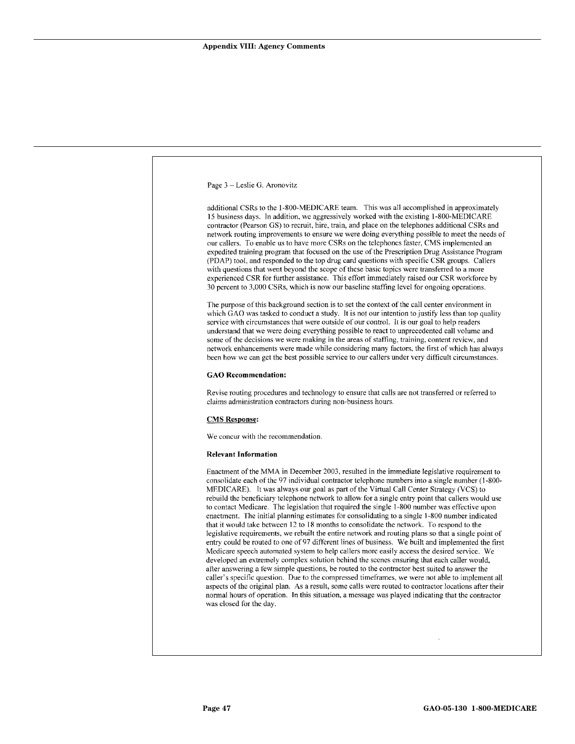## Appendix VIII: Agency Comments

Page 3 – Leslie G. Aronovitz

additional CSRs to the 1-800-MEDICARE team. This was all accomplished in approximately 15 business days. In addition, we aggressively worked with the existing 1-800-MEDICARE contractor (Pearson GS) to recruit, hire, train, and place on the telephones additional CSRs and network routing improvements to ensure we were doing everything possible to meet the needs of our callers. To enable us to have more CSRs on the telephones faster, CMS implemented an expedited training program that focused on the use of the Prescription Drug Assistance Program (PDAP) tool, and responded to the top drug card questions with specific CSR groups. Callers with questions that went beyond the scope of these basic topics were transferred to a more experienced CSR for further assistance. This effort immediately raised our CSR workforce by 30 percent to 3,000 CSRs, which is now our baseline staffing level for ongoing operations.

The purpose of this background section is to set the context of the call center environment in which GAO was tasked to conduct a study. It is not our intention to justify less than top quality service with circumstances that were outside of our control. It is our goal to help readers understand that we were doing everything possible to react to unprecedented call volume and some of the decisions we were making in the areas of staffing, training, content review, and network enhancements were made while considering many factors, the first of which has always been how we can get the best possible service to our callers under very difficult circumstances.

**GAO Recommendation:**

Revise routing procedures and technology to ensure that calls are not transferred or referred to claims administration contractors during non-business hours.

**CMS Response:**

We concur with the recommendation.

**Relevant Information**

Enactment of the MMA in December 2003, resulted in the immediate legislative requirement to consolidate each of the 97 individual contractor telephone numbers into a single number (1-800-MEDICARE). It was always our goal as part of the Virtual Call Center Strategy (VCS) to rebuild the beneficiary telephone network to allow for a single entry point that callers would use to contact Medicare. The legislation that required the single 1-800 number was effective upon enactment. The initial planning estimates for consolidating to a single 1-800 number indicated that it would take between 12 to 18 months to consolidate the network. To respond to the legislative requirements, we rebuilt the entire network and routing plans so that a single point of entry could be routed to one of 97 different lines of business. We built and implemented the first Medicare speech automated system to help callers more easily access the desired service. We developed an extremely complex solution behind the scenes ensuring that each caller would, after answering a few simple questions, be routed to the contractor best suited to answer the caller's specific question. Due to the compressed timeframes, we were not able to implement all aspects of the original plan. As a result, some calls were routed to contractor locations after their normal hours of operation. In this situation, a message was played indicating that the contractor was closed for the day.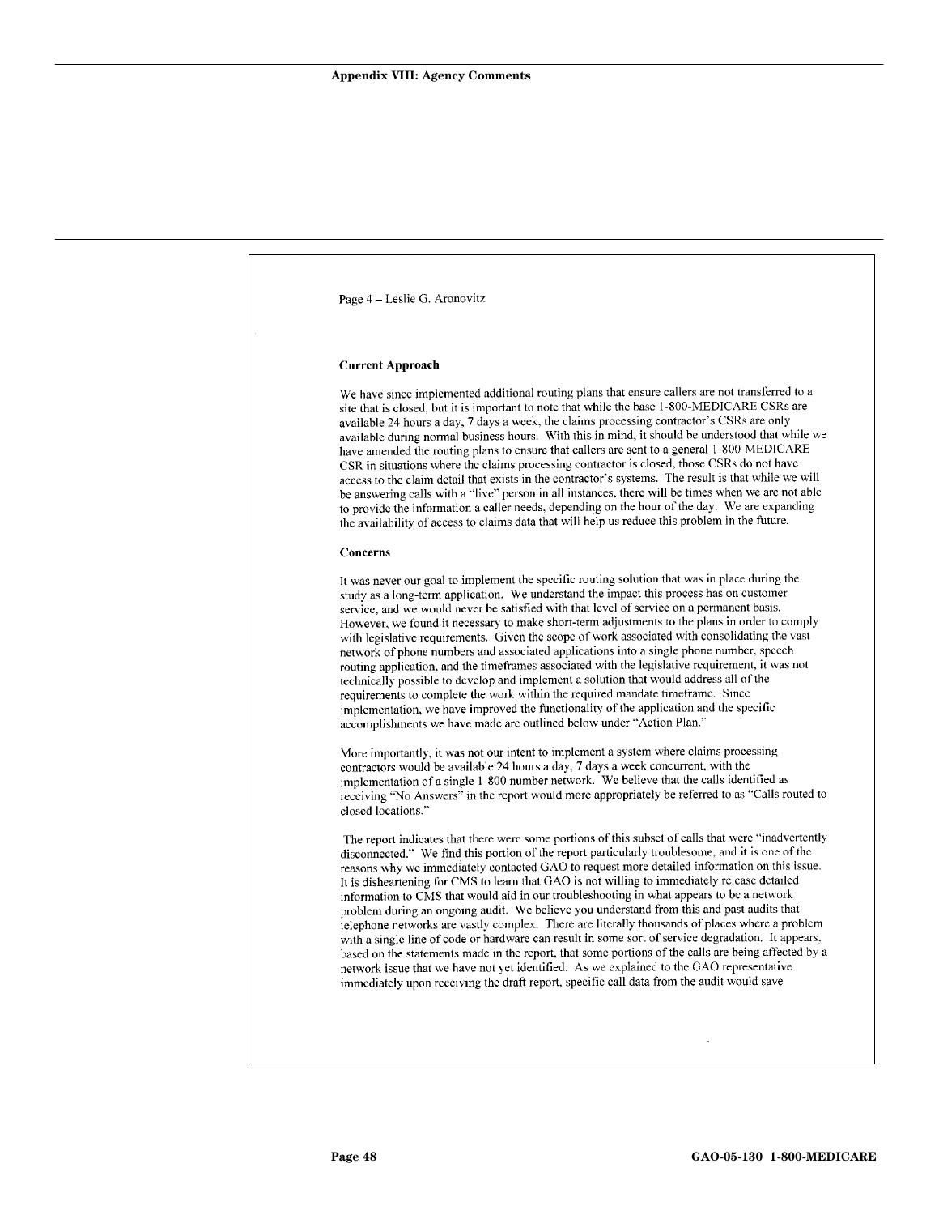Page 4 – Leslie G. Aronovitz

**Current Approach**

We have since implemented additional routing plans that ensure callers are not transferred to a site that is closed, but it is important to note that while the base 1-800-MEDICARE CSRs are available 24 hours a day, 7 days a week, the claims processing contractor's CSRs are only available during normal business hours. With this in mind, it should be understood that while we have amended the routing plans to ensure that callers are sent to a general 1-800-MEDICARE CSR in situations where the claims processing contractor is closed, those CSRs do not have access to the claim detail that exists in the contractor's systems. The result is that while we will be answering calls with a "live" person in all instances, there will be times when we are not able to provide the information a caller needs, depending on the hour of the day. We are expanding the availability of access to claims data that will help us reduce this problem in the future.

**Concerns**

It was never our goal to implement the specific routing solution that was in place during the study as a long-term application. We understand the impact this process has on customer service, and we would never be satisfied with that level of service on a permanent basis. However, we found it necessary to make short-term adjustments to the plans in order to comply with legislative requirements. Given the scope of work associated with consolidating the vast network of phone numbers and associated applications into a single phone number, speech routing application, and the timeframes associated with the legislative requirement, it was not technically possible to develop and implement a solution that would address all of the requirements to complete the work within the required mandate timeframe. Since implementation, we have improved the functionality of the application and the specific accomplishments we have made are outlined below under "Action Plan."

More importantly, it was not our intent to implement a system where claims processing contractors would be available 24 hours a day, 7 days a week concurrent, with the implementation of a single 1-800 number network. We believe that the calls identified as receiving "No Answers" in the report would more appropriately be referred to as "Calls routed to closed locations."

The report indicates that there were some portions of this subset of calls that were "inadvertently disconnected." We find this portion of the report particularly troublesome, and it is one of the reasons why we immediately contacted GAO to request more detailed information on this issue. It is disheartening for CMS to learn that GAO is not willing to immediately release detailed information to CMS that would aid in our troubleshooting in what appears to be a network problem during an ongoing audit. We believe you understand from this and past audits that telephone networks are vastly complex. There are literally thousands of places where a problem with a single line of code or hardware can result in some sort of service degradation. It appears, based on the statements made in the report, that some portions of the calls are being affected by a network issue that we have not yet identified. As we explained to the GAO representative immediately upon receiving the draft report, specific call data from the audit would save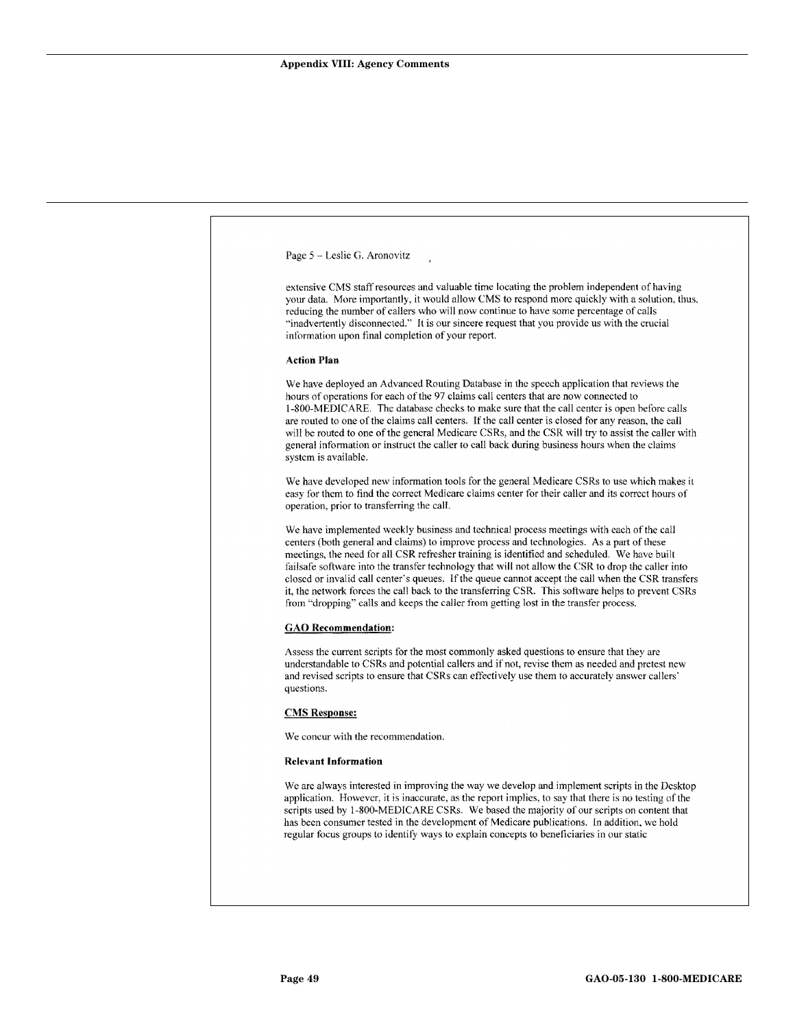Page 5 – Leslie G. Aronovitz

extensive CMS staff resources and valuable time locating the problem independent of having your data. More importantly, it would allow CMS to respond more quickly with a solution, thus, reducing the number of callers who will now continue to have some percentage of calls "inadvertently disconnected." It is our sincere request that you provide us with the crucial information upon final completion of your report.

**Action Plan**

We have deployed an Advanced Routing Database in the speech application that reviews the hours of operations for each of the 97 claims call centers that are now connected to 1-800-MEDICARE. The database checks to make sure that the call center is open before calls are routed to one of the claims call centers. If the call center is closed for any reason, the call will be routed to one of the general Medicare CSRs, and the CSR will try to assist the caller with general information or instruct the caller to call back during business hours when the claims system is available.

We have developed new information tools for the general Medicare CSRs to use which makes it easy for them to find the correct Medicare claims center for their caller and its correct hours of operation, prior to transferring the call.

We have implemented weekly business and technical process meetings with each of the call centers (both general and claims) to improve process and technologies. As a part of these meetings, the need for all CSR refresher training is identified and scheduled. We have built failsafe software into the transfer technology that will not allow the CSR to drop the caller into closed or invalid call center's queues. If the queue cannot accept the call when the CSR transfers it, the network forces the call back to the transferring CSR. This software helps to prevent CSRs from "dropping" calls and keeps the caller from getting lost in the transfer process.

**GAO Recommendation:**

Assess the current scripts for the most commonly asked questions to ensure that they are understandable to CSRs and potential callers and if not, revise them as needed and pretest new and revised scripts to ensure that CSRs can effectively use them to accurately answer callers' questions.

**CMS Response:**

We concur with the recommendation.

**Relevant Information**

We are always interested in improving the way we develop and implement scripts in the Desktop application. However, it is inaccurate, as the report implies, to say that there is no testing of the scripts used by 1-800-MEDICARE CSRs. We based the majority of our scripts on content that has been consumer tested in the development of Medicare publications. In addition, we hold regular focus groups to identify ways to explain concepts to beneficiaries in our static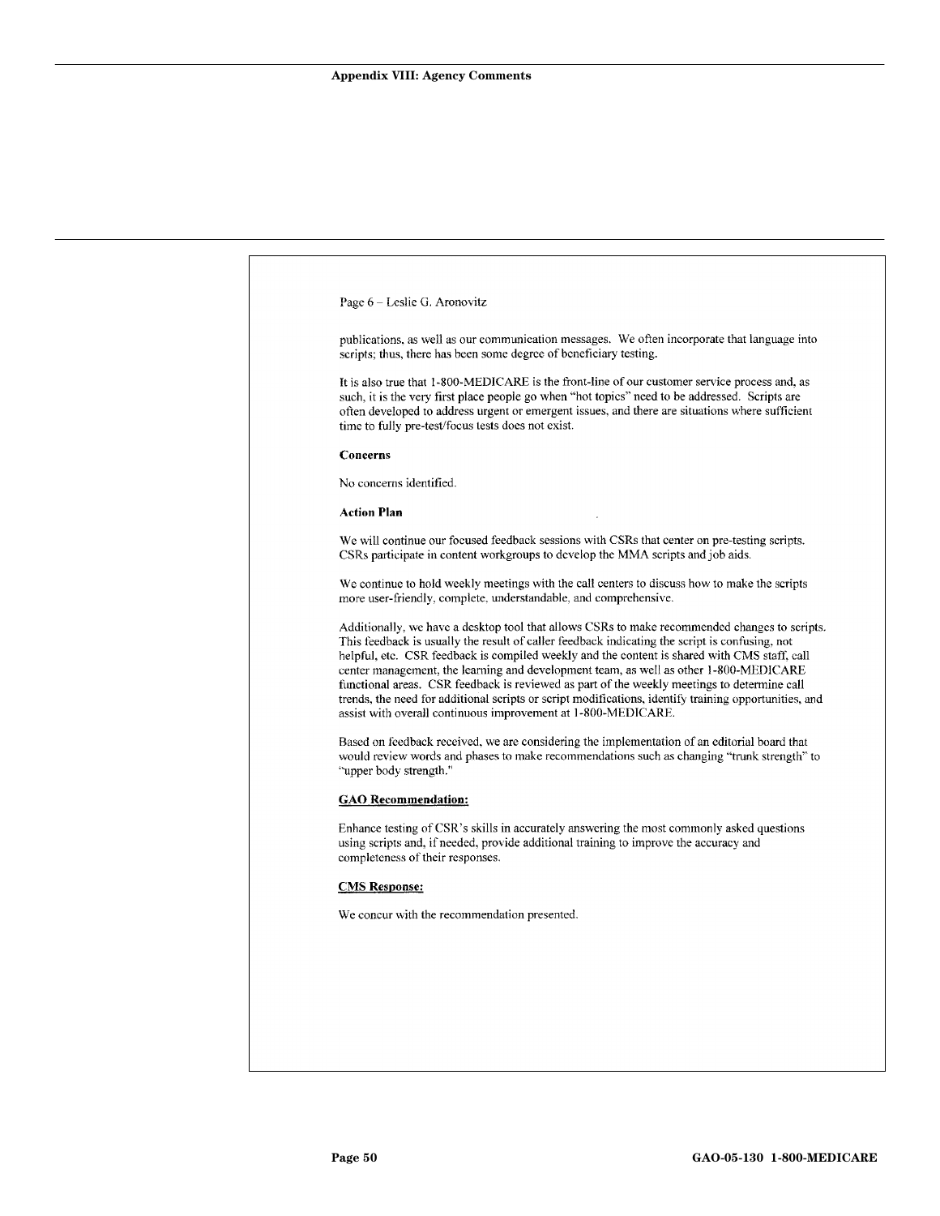Page 6 – Leslie G. Aronovitz

publications, as well as our communication messages. We often incorporate that language into scripts; thus, there has been some degree of beneficiary testing.

It is also true that 1-800-MEDICARE is the front-line of our customer service process and, as such, it is the very first place people go when "hot topics" need to be addressed. Scripts are often developed to address urgent or emergent issues, and there are situations where sufficient time to fully pre-test/focus tests does not exist.

**Concerns**

No concerns identified.

**Action Plan**

We will continue our focused feedback sessions with CSRs that center on pre-testing scripts. CSRs participate in content workgroups to develop the MMA scripts and job aids.

We continue to hold weekly meetings with the call centers to discuss how to make the scripts more user-friendly, complete, understandable, and comprehensive.

Additionally, we have a desktop tool that allows CSRs to make recommended changes to scripts. This feedback is usually the result of caller feedback indicating the script is confusing, not helpful, etc. CSR feedback is compiled weekly and the content is shared with CMS staff, call center management, the learning and development team, as well as other 1-800-MEDICARE functional areas. CSR feedback is reviewed as part of the weekly meetings to determine call trends, the need for additional scripts or script modifications, identify training opportunities, and assist with overall continuous improvement at 1-800-MEDICARE.

Based on feedback received, we are considering the implementation of an editorial board that would review words and phases to make recommendations such as changing "trunk strength" to "upper body strength."

**GAO Recommendation:**

Enhance testing of CSR's skills in accurately answering the most commonly asked questions using scripts and, if needed, provide additional training to improve the accuracy and completeness of their responses.

**CMS Response:**

We concur with the recommendation presented.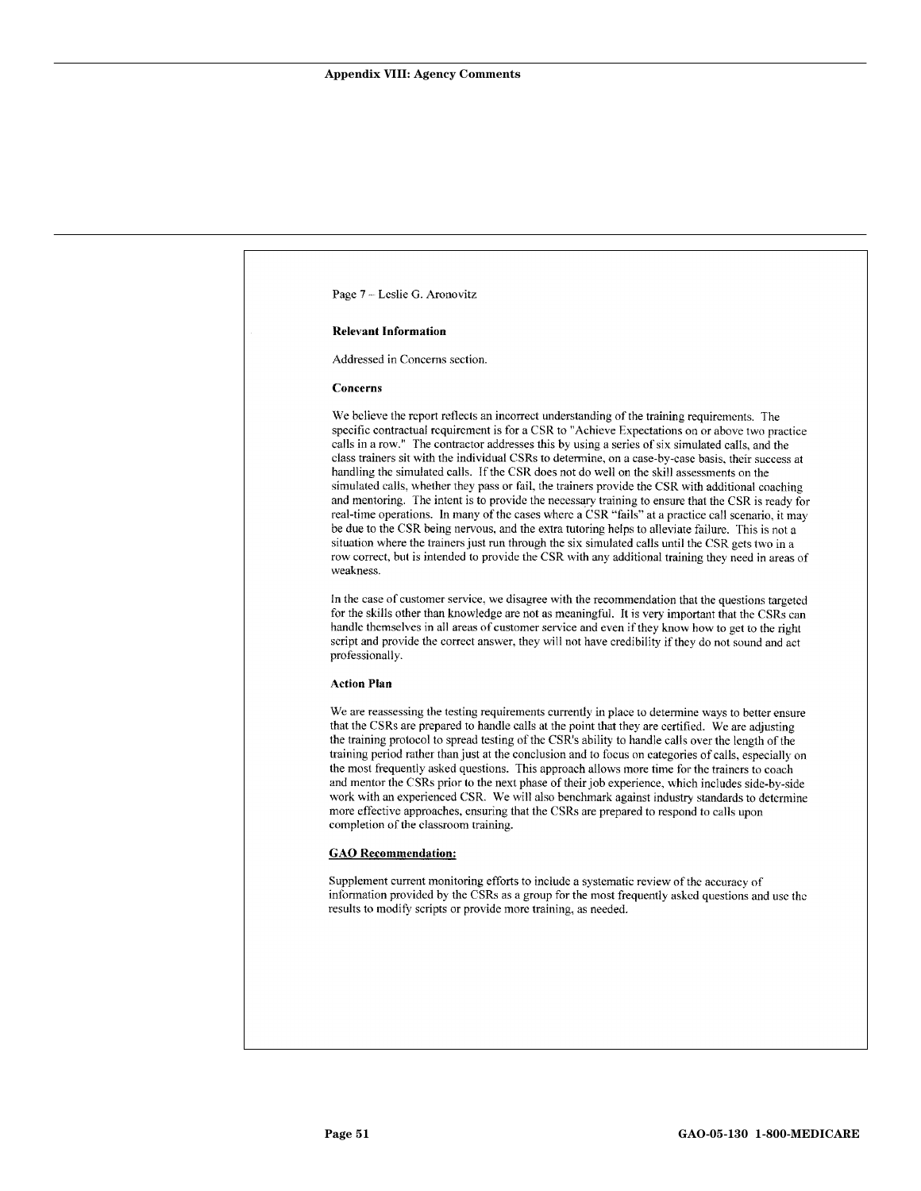Page 7 – Leslie G. Aronovitz

**Relevant Information**

Addressed in Concerns section.

**Concerns**

We believe the report reflects an incorrect understanding of the training requirements. The specific contractual requirement is for a CSR to "Achieve Expectations on or above two practice calls in a row." The contractor addresses this by using a series of six simulated calls, and the class trainers sit with the individual CSRs to determine, on a case-by-case basis, their success at handling the simulated calls. If the CSR does not do well on the skill assessments on the simulated calls, whether they pass or fail, the trainers provide the CSR with additional coaching and mentoring. The intent is to provide the necessary training to ensure that the CSR is ready for real-time operations. In many of the cases where a CSR "fails" at a practice call scenario, it may be due to the CSR being nervous, and the extra tutoring helps to alleviate failure. This is not a situation where the trainers just run through the six simulated calls until the CSR gets two in a row correct, but is intended to provide the CSR with any additional training they need in areas of weakness.

In the case of customer service, we disagree with the recommendation that the questions targeted for the skills other than knowledge are not as meaningful. It is very important that the CSRs can handle themselves in all areas of customer service and even if they know how to get to the right script and provide the correct answer, they will not have credibility if they do not sound and act professionally.

**Action Plan**

We are reassessing the testing requirements currently in place to determine ways to better ensure that the CSRs are prepared to handle calls at the point that they are certified. We are adjusting the training protocol to spread testing of the CSR's ability to handle calls over the length of the training period rather than just at the conclusion and to focus on categories of calls, especially on the most frequently asked questions. This approach allows more time for the trainers to coach and mentor the CSRs prior to the next phase of their job experience, which includes side-by-side work with an experienced CSR. We will also benchmark against industry standards to determine more effective approaches, ensuring that the CSRs are prepared to respond to calls upon completion of the classroom training.

**GAO Recommendation:**

Supplement current monitoring efforts to include a systematic review of the accuracy of information provided by the CSRs as a group for the most frequently asked questions and use the results to modify scripts or provide more training, as needed.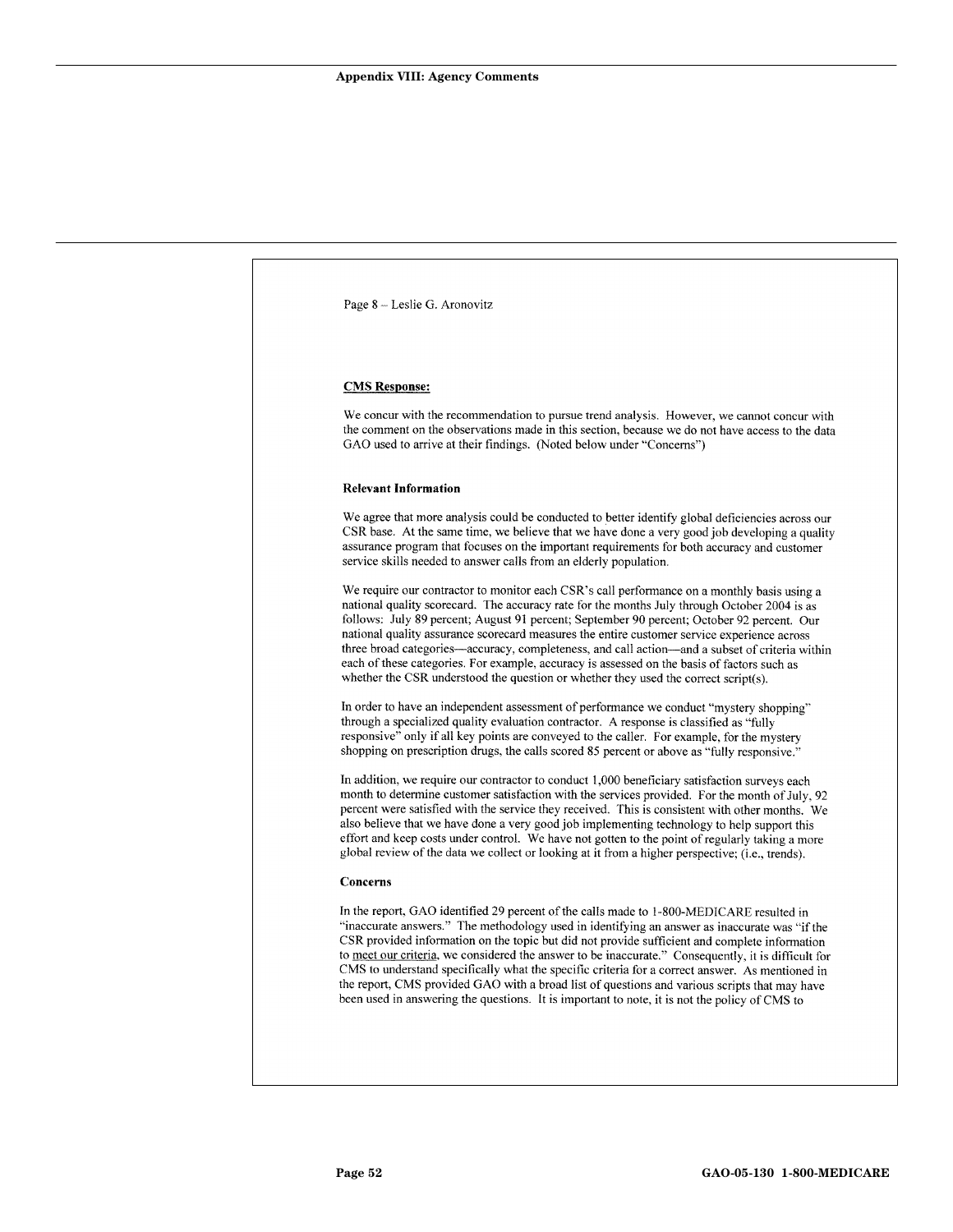Page 8 – Leslie G. Aronovitz

**CMS Response:**

We concur with the recommendation to pursue trend analysis. However, we cannot concur with the comment on the observations made in this section, because we do not have access to the data GAO used to arrive at their findings. (Noted below under "Concerns")

**Relevant Information**

We agree that more analysis could be conducted to better identify global deficiencies across our CSR base. At the same time, we believe that we have done a very good job developing a quality assurance program that focuses on the important requirements for both accuracy and customer service skills needed to answer calls from an elderly population.

We require our contractor to monitor each CSR's call performance on a monthly basis using a national quality scorecard. The accuracy rate for the months July through October 2004 is as follows: July 89 percent; August 91 percent; September 90 percent; October 92 percent. Our national quality assurance scorecard measures the entire customer service experience across three broad categories—accuracy, completeness, and call action—and a subset of criteria within each of these categories. For example, accuracy is assessed on the basis of factors such as whether the CSR understood the question or whether they used the correct script(s).

In order to have an independent assessment of performance we conduct "mystery shopping" through a specialized quality evaluation contractor. A response is classified as "fully responsive" only if all key points are conveyed to the caller. For example, for the mystery shopping on prescription drugs, the calls scored 85 percent or above as "fully responsive."

In addition, we require our contractor to conduct 1,000 beneficiary satisfaction surveys each month to determine customer satisfaction with the services provided. For the month of July, 92 percent were satisfied with the service they received. This is consistent with other months. We also believe that we have done a very good job implementing technology to help support this effort and keep costs under control. We have not gotten to the point of regularly taking a more global review of the data we collect or looking at it from a higher perspective; (i.e., trends).

**Concerns**

In the report, GAO identified 29 percent of the calls made to 1-800-MEDICARE resulted in "inaccurate answers." The methodology used in identifying an answer as inaccurate was "if the CSR provided information on the topic but did not provide sufficient and complete information to meet our criteria, we considered the answer to be inaccurate." Consequently, it is difficult for CMS to understand specifically what the specific criteria for a correct answer. As mentioned in the report, CMS provided GAO with a broad list of questions and various scripts that may have been used in answering the questions. It is important to note, it is not the policy of CMS to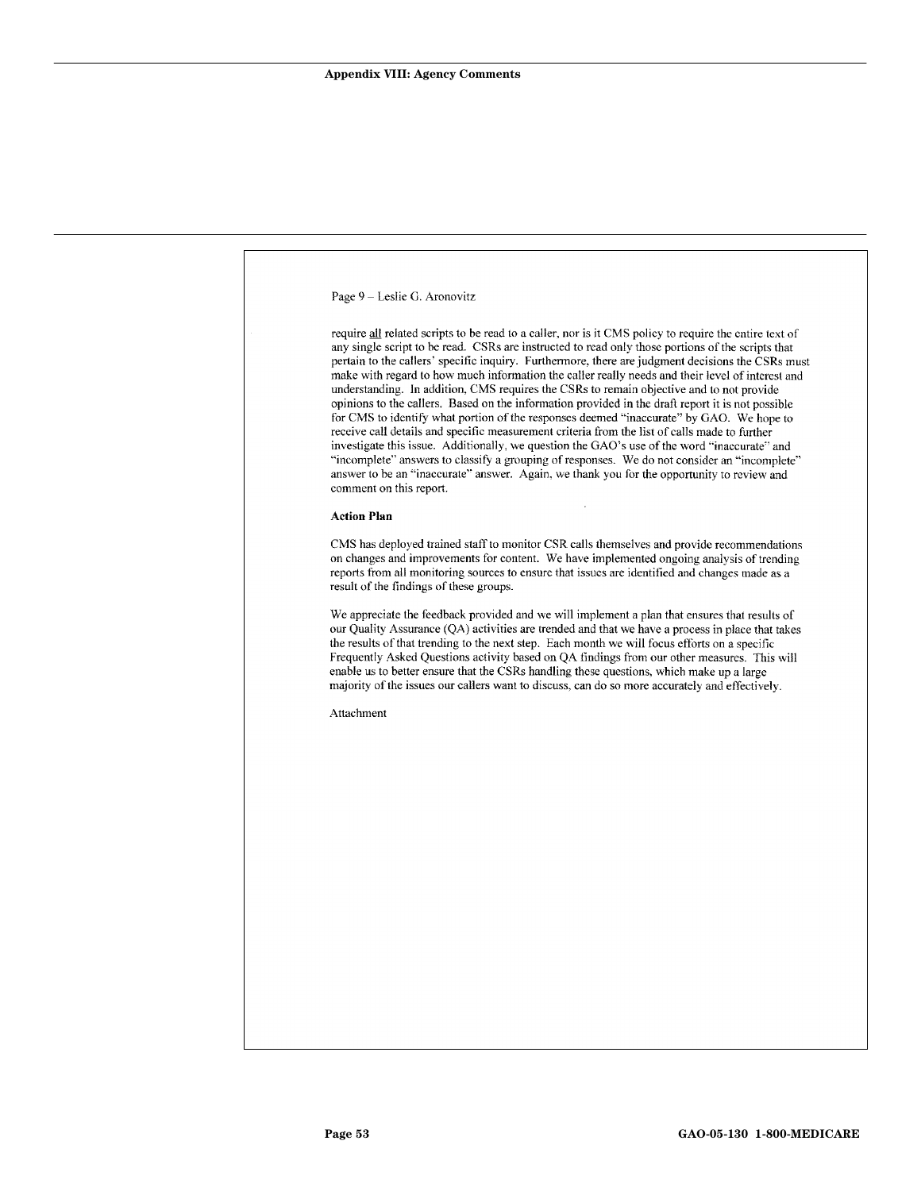Page 9 – Leslie G. Aronovitz

require all related scripts to be read to a caller, nor is it CMS policy to require the entire text of any single script to be read. CSRs are instructed to read only those portions of the scripts that pertain to the callers' specific inquiry. Furthermore, there are judgment decisions the CSRs must make with regard to how much information the caller really needs and their level of interest and understanding. In addition, CMS requires the CSRs to remain objective and to not provide opinions to the callers. Based on the information provided in the draft report it is not possible for CMS to identify what portion of the responses deemed "inaccurate" by GAO. We hope to receive call details and specific measurement criteria from the list of calls made to further investigate this issue. Additionally, we question the GAO's use of the word "inaccurate" and "incomplete" answers to classify a grouping of responses. We do not consider an "incomplete" answer to be an "inaccurate" answer. Again, we thank you for the opportunity to review and comment on this report.

**Action Plan**

CMS has deployed trained staff to monitor CSR calls themselves and provide recommendations on changes and improvements for content. We have implemented ongoing analysis of trending reports from all monitoring sources to ensure that issues are identified and changes made as a result of the findings of these groups.

We appreciate the feedback provided and we will implement a plan that ensures that results of our Quality Assurance (QA) activities are trended and that we have a process in place that takes the results of that trending to the next step. Each month we will focus efforts on a specific Frequently Asked Questions activity based on QA findings from our other measures. This will enable us to better ensure that the CSRs handling these questions, which make up a large majority of the issues our callers want to discuss, can do so more accurately and effectively.

Attachment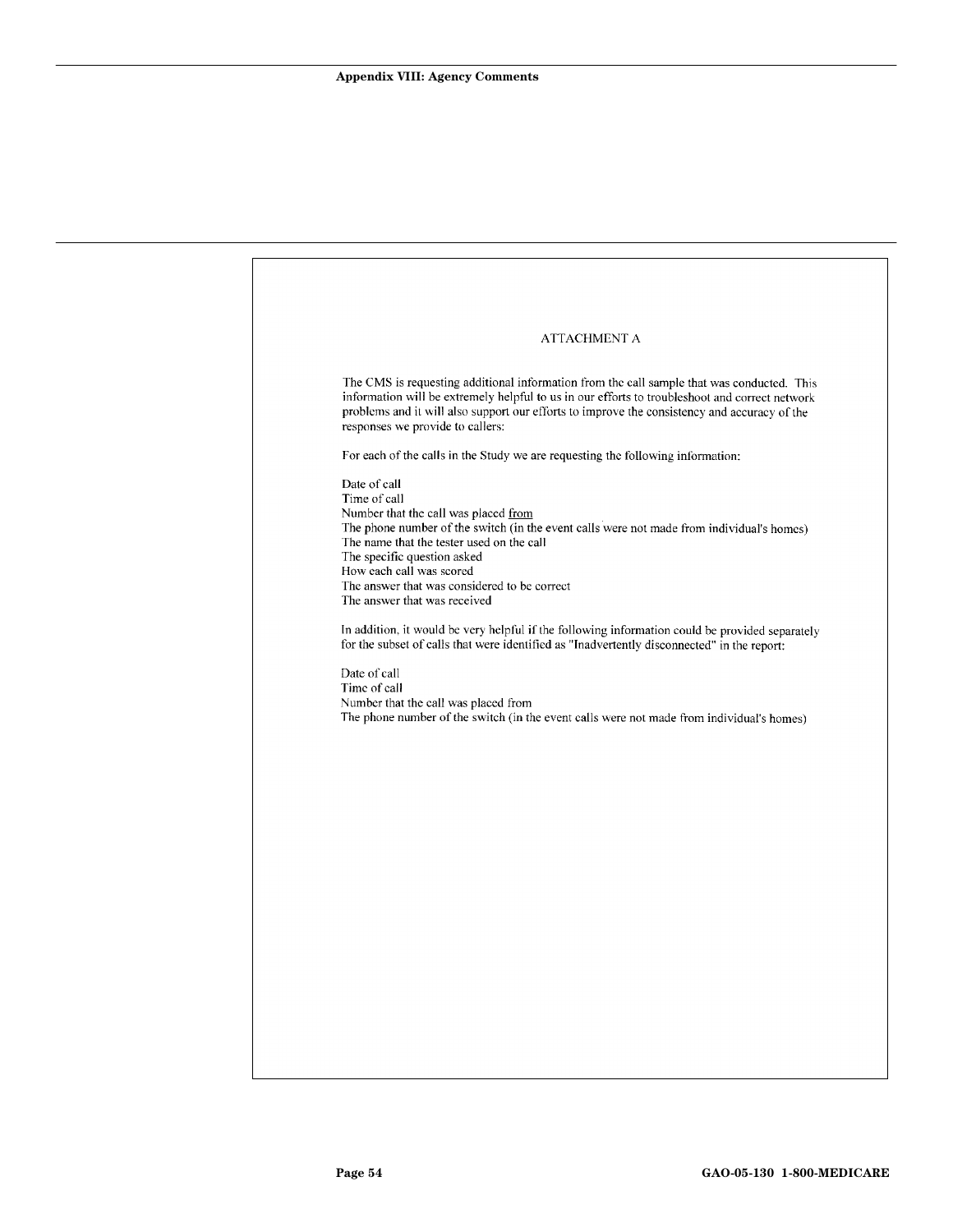# ATTACHMENT A

The CMS is requesting additional information from the call sample that was conducted. This information will be extremely helpful to us in our efforts to troubleshoot and correct network problems and it will also support our efforts to improve the consistency and accuracy of the responses we provide to callers:

For each of the calls in the Study we are requesting the following information:

Date of call
Time of call
Number that the call was placed from
The phone number of the switch (in the event calls were not made from individual's homes)
The name that the tester used on the call
The specific question asked
How each call was scored
The answer that was considered to be correct
The answer that was received

In addition, it would be very helpful if the following information could be provided separately for the subset of calls that were identified as "Inadvertently disconnected" in the report:

Date of call
Time of call
Number that the call was placed from
The phone number of the switch (in the event calls were not made from individual's homes)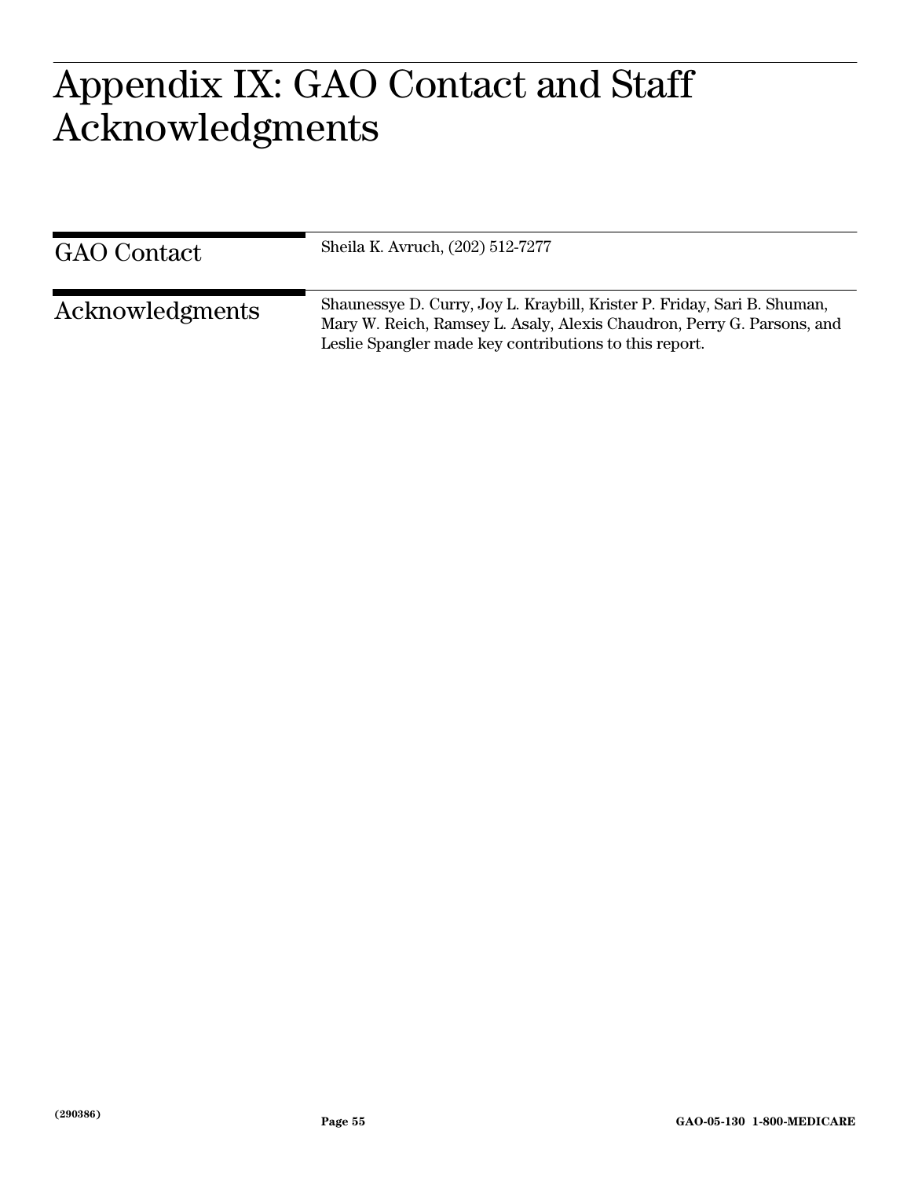# Appendix IX: GAO Contact and Staff Acknowledgments

## GAO Contact

Sheila K. Avruch, (202) 512-7277

## Acknowledgments

Shaunessye D. Curry, Joy L. Kraybill, Krister P. Friday, Sari B. Shuman, Mary W. Reich, Ramsey L. Asaly, Alexis Chaudron, Perry G. Parsons, and Leslie Spangler made key contributions to this report.

(290386)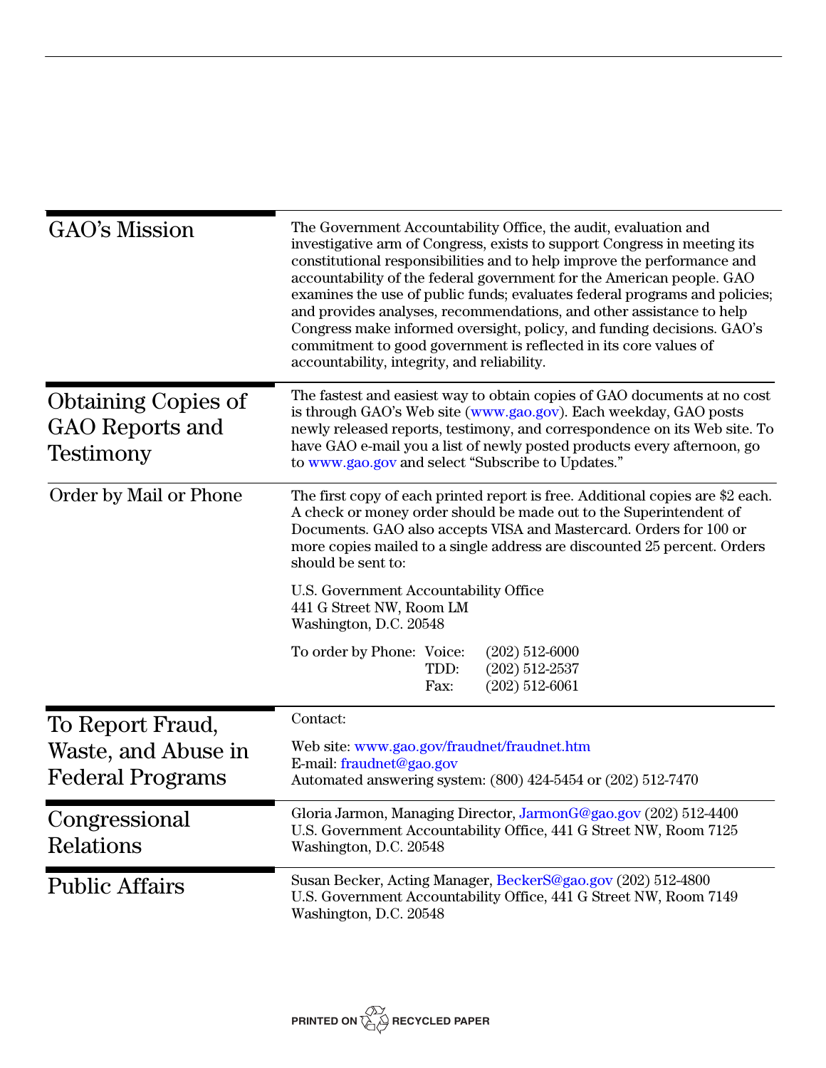## GAO's Mission

The Government Accountability Office, the audit, evaluation and investigative arm of Congress, exists to support Congress in meeting its constitutional responsibilities and to help improve the performance and accountability of the federal government for the American people. GAO examines the use of public funds; evaluates federal programs and policies; and provides analyses, recommendations, and other assistance to help Congress make informed oversight, policy, and funding decisions. GAO's commitment to good government is reflected in its core values of accountability, integrity, and reliability.

## Obtaining Copies of GAO Reports and Testimony

The fastest and easiest way to obtain copies of GAO documents at no cost is through GAO's Web site (www.gao.gov). Each weekday, GAO posts newly released reports, testimony, and correspondence on its Web site. To have GAO e-mail you a list of newly posted products every afternoon, go to www.gao.gov and select "Subscribe to Updates."

### Order by Mail or Phone

The first copy of each printed report is free. Additional copies are $2 each. A check or money order should be made out to the Superintendent of Documents. GAO also accepts VISA and Mastercard. Orders for 100 or more copies mailed to a single address are discounted 25 percent. Orders should be sent to:

U.S. Government Accountability Office
441 G Street NW, Room LM
Washington, D.C. 20548

To order by Phone:
Voice: (202) 512-6000
TDD: (202) 512-2537
Fax: (202) 512-6061

## To Report Fraud, Waste, and Abuse in Federal Programs

Contact:

Web site: www.gao.gov/fraudnet/fraudnet.htm
E-mail: fraudnet@gao.gov
Automated answering system: (800) 424-5454 or (202) 512-7470

## Congressional Relations

Gloria Jarmon, Managing Director, JarmonG@gao.gov (202) 512-4400
U.S. Government Accountability Office, 441 G Street NW, Room 7125
Washington, D.C. 20548

## Public Affairs

Susan Becker, Acting Manager, BeckerS@gao.gov (202) 512-4800
U.S. Government Accountability Office, 441 G Street NW, Room 7149
Washington, D.C. 20548

PRINTED ON RECYCLED PAPER